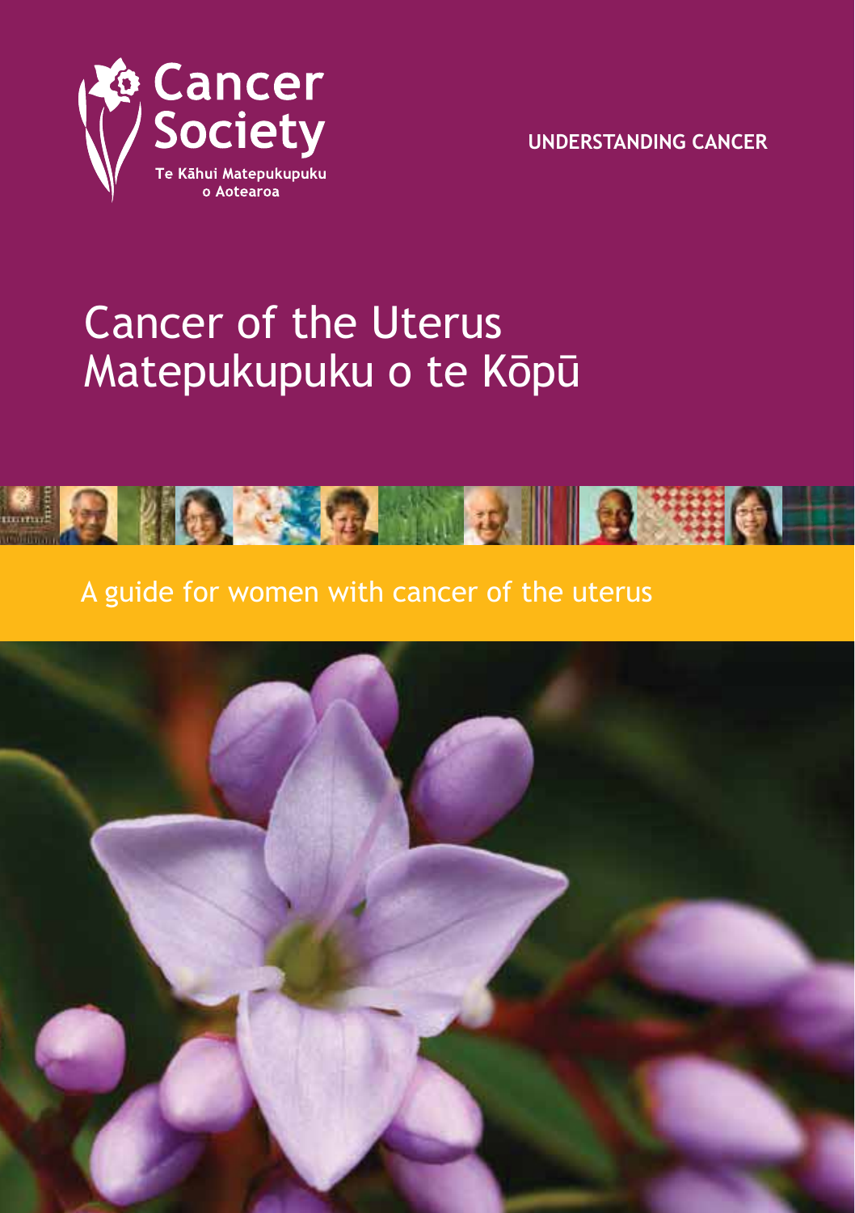Cancer Society

Te Kāhui Matepukupuku o Aotearoa

UNDERSTANDING CANCER

# Cancer of the Uterus
# Matepukupuku o te Kōpū

A guide for women with cancer of the uterus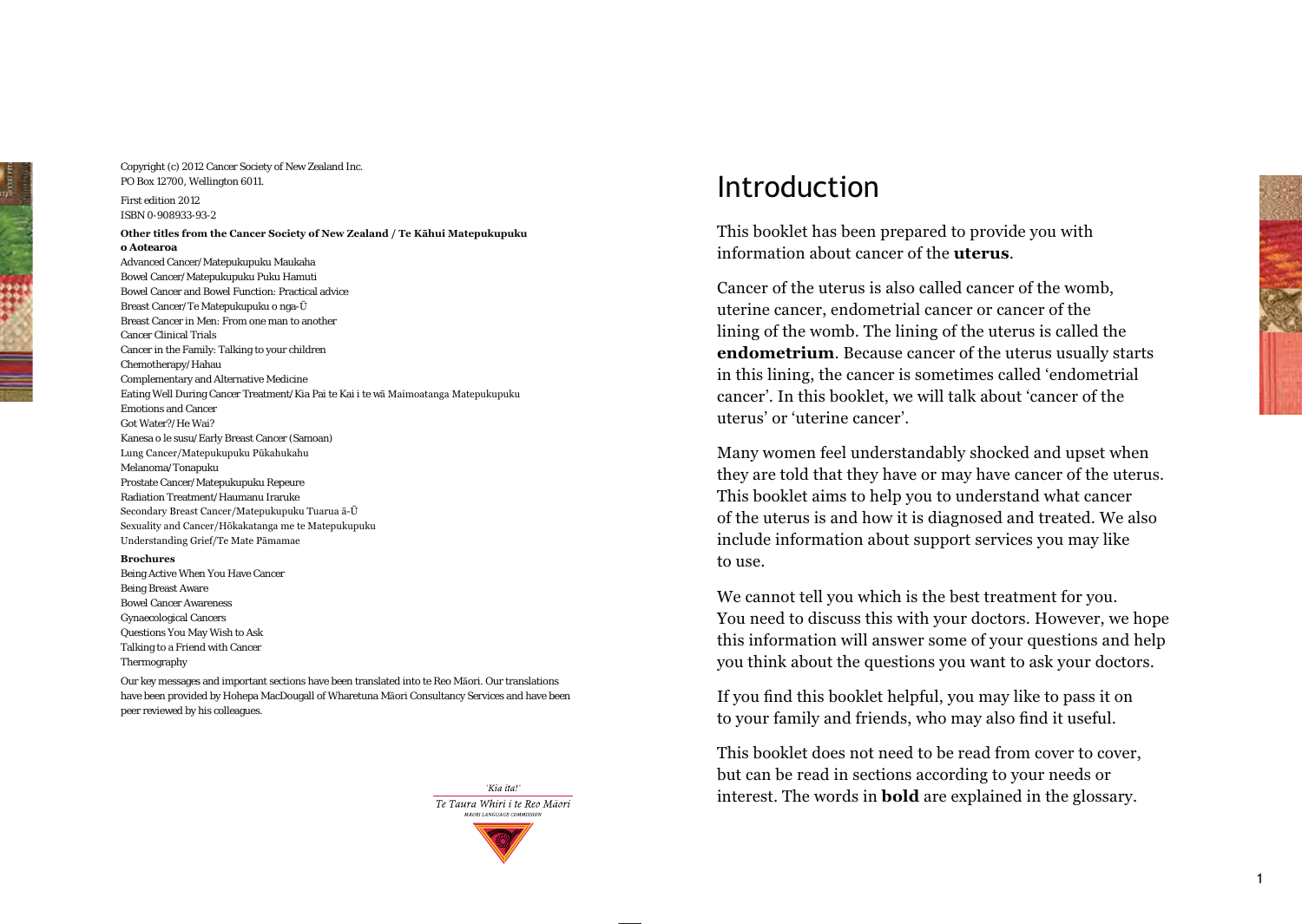Copyright (c) 2012 Cancer Society of New Zealand Inc.
PO Box 12700, Wellington 6011.

First edition 2012
ISBN 0-908933-93-2

**Other titles from the Cancer Society of New Zealand / Te Kāhui Matepukupuku o Aotearoa**

Advanced Cancer/Matepukupuku Maukaha
Bowel Cancer/Matepukupuku Puku Hamuti
Bowel Cancer and Bowel Function: Practical advice
Breast Cancer/Te Matepukupuku o nga-Ū
Breast Cancer in Men: From one man to another
Cancer Clinical Trials
Cancer in the Family: Talking to your children
Chemotherapy/Hahau
Complementary and Alternative Medicine
Eating Well During Cancer Treatment/Kia Pai te Kai i te wā Maimoatanga Matepukupuku
Emotions and Cancer
Got Water?/He Wai?
Kanesa o le susu/Early Breast Cancer (Samoan)
Lung Cancer/Matepukupuku Pūkahukahu
Melanoma/Tonapuku
Prostate Cancer/Matepukupuku Repeure
Radiation Treatment/Haumanu Iraruke
Secondary Breast Cancer/Matepukupuku Tuarua ā-Ū
Sexuality and Cancer/Hōkakatanga me te Matepukupuku
Understanding Grief/Te Mate Pāmamae

**Brochures**

Being Active When You Have Cancer
Being Breast Aware
Bowel Cancer Awareness
Gynaecological Cancers
Questions You May Wish to Ask
Talking to a Friend with Cancer
Thermography

Our key messages and important sections have been translated into te Reo Māori. Our translations have been provided by Hohepa MacDougall of Wharetuna Māori Consultancy Services and have been peer reviewed by his colleagues.

*'Kia ita!'*
*Te Taura Whiri i te Reo Māori*
MAORI LANGUAGE COMMISSION

# Introduction

This booklet has been prepared to provide you with information about cancer of the **uterus**.

Cancer of the uterus is also called cancer of the womb, uterine cancer, endometrial cancer or cancer of the lining of the womb. The lining of the uterus is called the **endometrium**. Because cancer of the uterus usually starts in this lining, the cancer is sometimes called 'endometrial cancer'. In this booklet, we will talk about 'cancer of the uterus' or 'uterine cancer'.

Many women feel understandably shocked and upset when they are told that they have or may have cancer of the uterus. This booklet aims to help you to understand what cancer of the uterus is and how it is diagnosed and treated. We also include information about support services you may like to use.

We cannot tell you which is the best treatment for you. You need to discuss this with your doctors. However, we hope this information will answer some of your questions and help you think about the questions you want to ask your doctors.

If you find this booklet helpful, you may like to pass it on to your family and friends, who may also find it useful.

This booklet does not need to be read from cover to cover, but can be read in sections according to your needs or interest. The words in **bold** are explained in the glossary.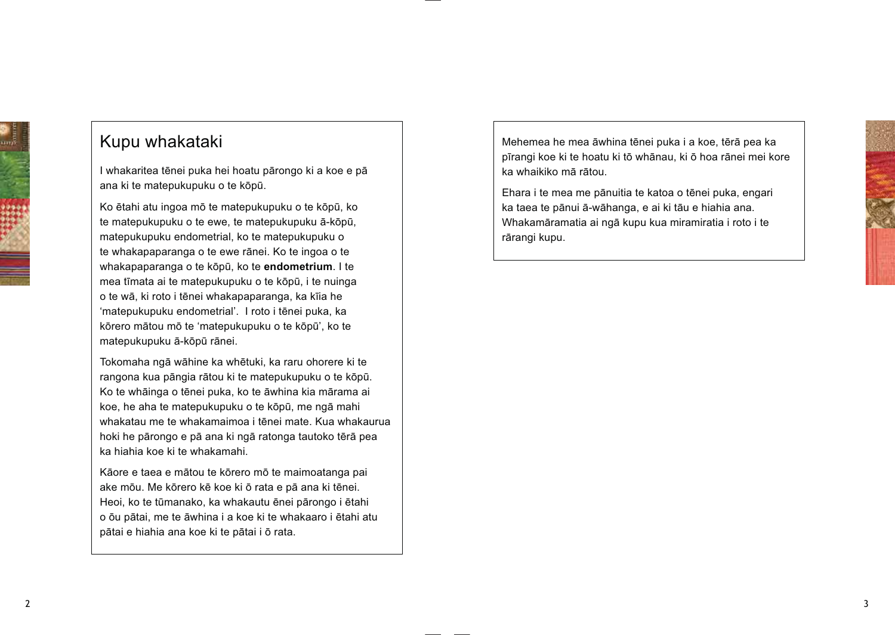# Kupu whakataki

I whakaritea tēnei puka hei hoatu pārongo ki a koe e pā ana ki te matepukupuku o te kōpū.

Ko ētahi atu ingoa mō te matepukupuku o te kōpū, ko te matepukupuku o te ewe, te matepukupuku ā-kōpū, matepukupuku endometrial, ko te matepukupuku o te whakapaparanga o te ewe rānei. Ko te ingoa o te whakapaparanga o te kōpū, ko te **endometrium**. I te mea tīmata ai te matepukupuku o te kōpū, i te nuinga o te wā, ki roto i tēnei whakapaparanga, ka kīia he 'matepukupuku endometrial'. I roto i tēnei puka, ka kōrero mātou mō te 'matepukupuku o te kōpū', ko te matepukupuku ā-kōpū rānei.

Tokomaha ngā wāhine ka whētuki, ka raru ohorere ki te rangona kua pāngia rātou ki te matepukupuku o te kōpū. Ko te whāinga o tēnei puka, ko te āwhina kia mārama ai koe, he aha te matepukupuku o te kōpū, me ngā mahi whakatau me te whakamaimoa i tēnei mate. Kua whakaurua hoki he pārongo e pā ana ki ngā ratonga tautoko tērā pea ka hiahia koe ki te whakamahi.

Kāore e taea e mātou te kōrero mō te maimoatanga pai ake mōu. Me kōrero kē koe ki ō rata e pā ana ki tēnei. Heoi, ko te tūmanako, ka whakautu ēnei pārongo i ētahi o ōu pātai, me te āwhina i a koe ki te whakaaro i ētahi atu pātai e hiahia ana koe ki te pātai i ō rata.

Mehemea he mea āwhina tēnei puka i a koe, tērā pea ka pīrangi koe ki te hoatu ki tō whānau, ki ō hoa rānei mei kore ka whaikiko mā rātou.

Ehara i te mea me pānuitia te katoa o tēnei puka, engari ka taea te pānui ā-wāhanga, e ai ki tāu e hiahia ana. Whakamāramatia ai ngā kupu kua miramiratia i roto i te rārangi kupu.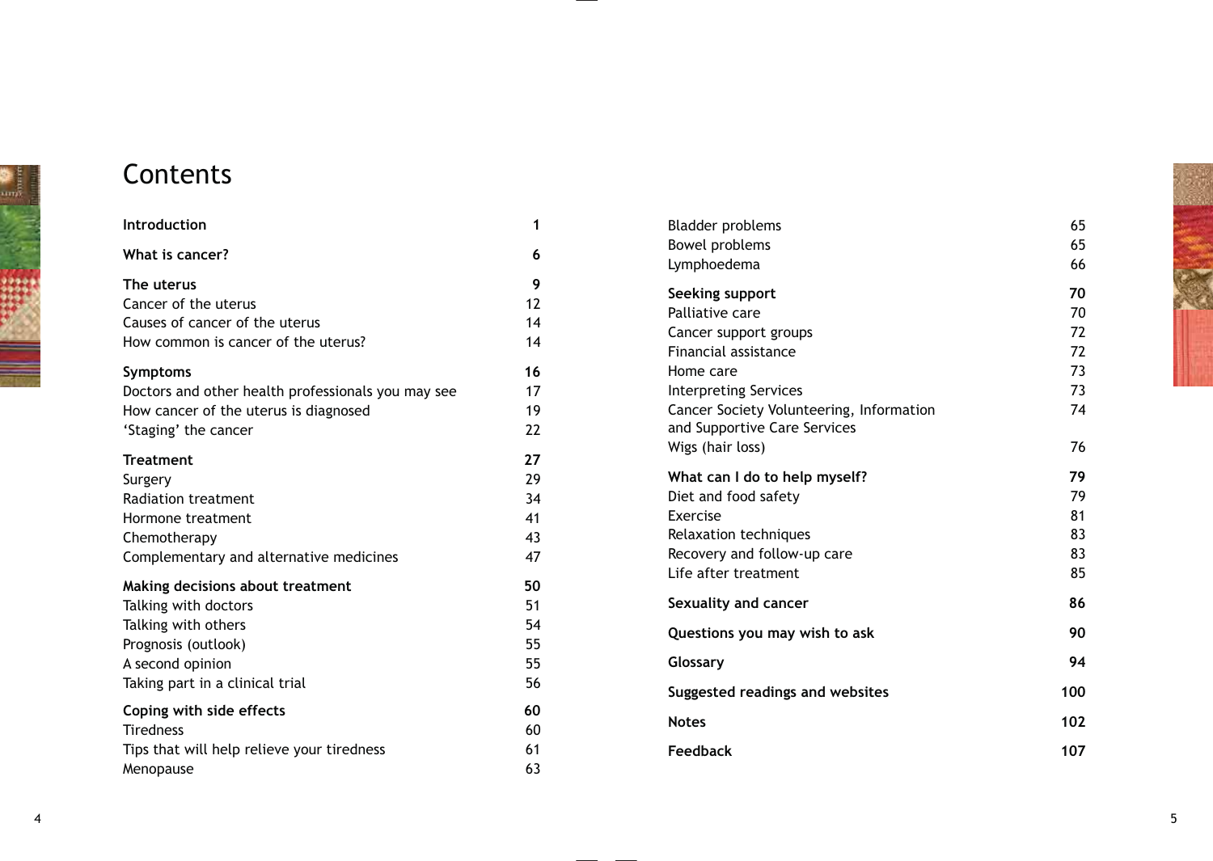# Contents

| | |
|---|---|
| **Introduction** | **1** |
| **What is cancer?** | **6** |
| **The uterus** | **9** |
| Cancer of the uterus | 12 |
| Causes of cancer of the uterus | 14 |
| How common is cancer of the uterus? | 14 |
| **Symptoms** | **16** |
| Doctors and other health professionals you may see | 17 |
| How cancer of the uterus is diagnosed | 19 |
| 'Staging' the cancer | 22 |
| **Treatment** | **27** |
| Surgery | 29 |
| Radiation treatment | 34 |
| Hormone treatment | 41 |
| Chemotherapy | 43 |
| Complementary and alternative medicines | 47 |
| **Making decisions about treatment** | **50** |
| Talking with doctors | 51 |
| Talking with others | 54 |
| Prognosis (outlook) | 55 |
| A second opinion | 55 |
| Taking part in a clinical trial | 56 |
| **Coping with side effects** | **60** |
| Tiredness | 60 |
| Tips that will help relieve your tiredness | 61 |
| Menopause | 63 |
| Bladder problems | 65 |
| Bowel problems | 65 |
| Lymphoedema | 66 |
| **Seeking support** | **70** |
| Palliative care | 70 |
| Cancer support groups | 72 |
| Financial assistance | 72 |
| Home care | 73 |
| Interpreting Services | 73 |
| Cancer Society Volunteering, Information and Supportive Care Services | 74 |
| Wigs (hair loss) | 76 |
| **What can I do to help myself?** | **79** |
| Diet and food safety | 79 |
| Exercise | 81 |
| Relaxation techniques | 83 |
| Recovery and follow-up care | 83 |
| Life after treatment | 85 |
| **Sexuality and cancer** | **86** |
| **Questions you may wish to ask** | **90** |
| **Glossary** | **94** |
| **Suggested readings and websites** | **100** |
| **Notes** | **102** |
| **Feedback** | **107** |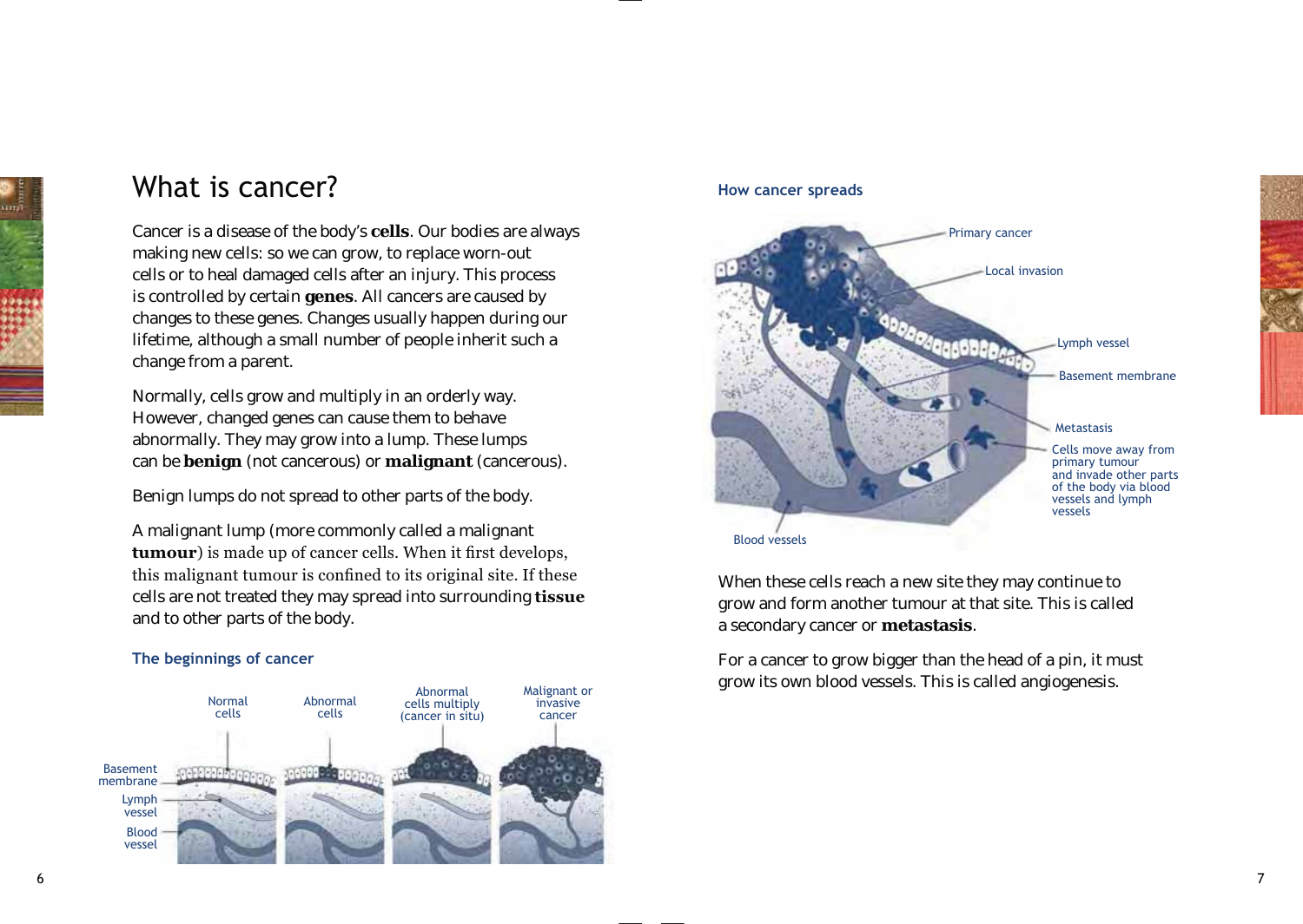# What is cancer?

Cancer is a disease of the body's **cells**. Our bodies are always making new cells: so we can grow, to replace worn-out cells or to heal damaged cells after an injury. This process is controlled by certain **genes**. All cancers are caused by changes to these genes. Changes usually happen during our lifetime, although a small number of people inherit such a change from a parent.

Normally, cells grow and multiply in an orderly way. However, changed genes can cause them to behave abnormally. They may grow into a lump. These lumps can be **benign** (not cancerous) or **malignant** (cancerous).

Benign lumps do not spread to other parts of the body.

A malignant lump (more commonly called a malignant **tumour**) is made up of cancer cells. When it first develops, this malignant tumour is confined to its original site. If these cells are not treated they may spread into surrounding **tissue** and to other parts of the body.

### The beginnings of cancer

Normal cells

Abnormal cells

Abnormal cells multiply (cancer in situ)

Malignant or invasive cancer

Basement membrane

Lymph vessel

Blood vessel

### How cancer spreads

Primary cancer

Local invasion

Lymph vessel

Basement membrane

Metastasis

Cells move away from primary tumour and invade other parts of the body via blood vessels and lymph vessels

Blood vessels

When these cells reach a new site they may continue to grow and form another tumour at that site. This is called a secondary cancer or **metastasis**.

For a cancer to grow bigger than the head of a pin, it must grow its own blood vessels. This is called angiogenesis.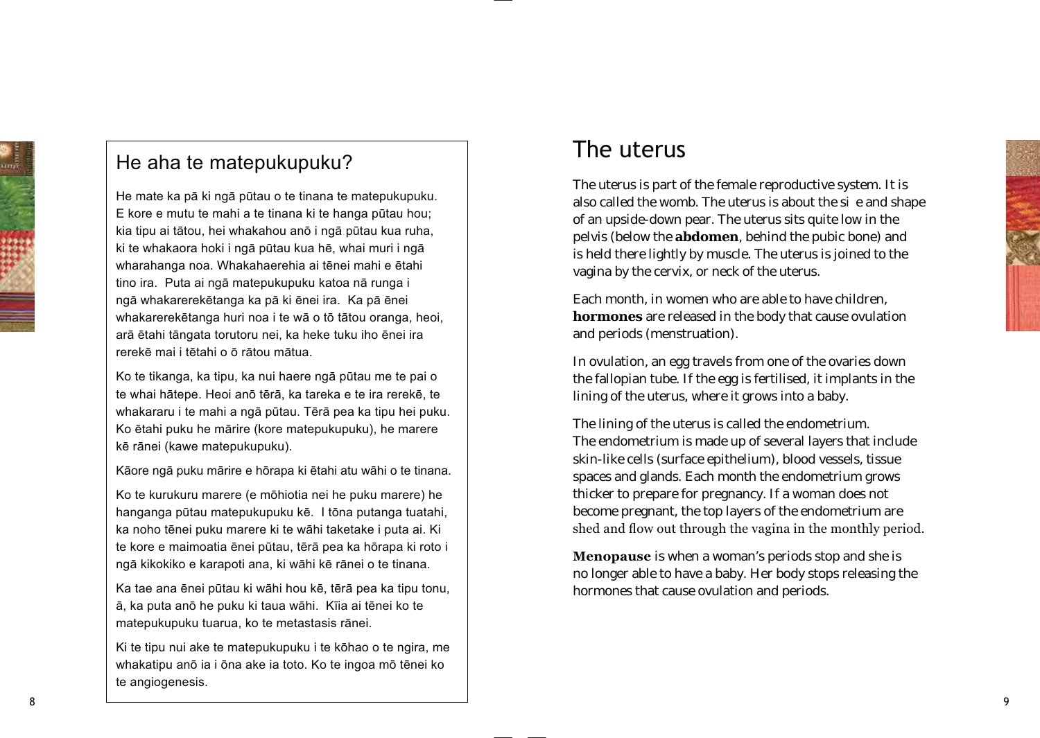## He aha te matepukupuku?

He mate ka pā ki ngā pūtau o te tinana te matepukupuku. E kore e mutu te mahi a te tinana ki te hanga pūtau hou; kia tipu ai tātou, hei whakahou anō i ngā pūtau kua ruha, ki te whakaora hoki i ngā pūtau kua hē, whai muri i ngā wharahanga noa. Whakahaerehia ai tēnei mahi e ētahi tino ira. Puta ai ngā matepukupuku katoa nā runga i ngā whakarerekētanga ka pā ki ēnei ira. Ka pā ēnei whakarerekētanga huri noa i te wā o tō tātou oranga, heoi, arā ētahi tāngata torutoru nei, ka heke tuku iho ēnei ira rerekē mai i tētahi o ō rātou mātua.

Ko te tikanga, ka tipu, ka nui haere ngā pūtau me te pai o te whai hātepe. Heoi anō tērā, ka tareka e te ira rerekē, te whakararu i te mahi a ngā pūtau. Tērā pea ka tipu hei puku. Ko ētahi puku he mārire (kore matepukupuku), he marere kē rānei (kawe matepukupuku).

Kāore ngā puku mārire e hōrapa ki ētahi atu wāhi o te tinana.

Ko te kurukuru marere (e mōhiotia nei he puku marere) he hanganga pūtau matepukupuku kē. I tōna putanga tuatahi, ka noho tēnei puku marere ki te wāhi taketake i puta ai. Ki te kore e maimoatia ēnei pūtau, tērā pea ka hōrapa ki roto i ngā kikokiko e karapoti ana, ki wāhi kē rānei o te tinana.

Ka tae ana ēnei pūtau ki wāhi hou kē, tērā pea ka tipu tonu, ā, ka puta anō he puku ki taua wāhi. Kīia ai tēnei ko te matepukupuku tuarua, ko te metastasis rānei.

Ki te tipu nui ake te matepukupuku i te kōhao o te ngira, me whakatipu anō ia i ōna ake ia toto. Ko te ingoa mō tēnei ko te angiogenesis.

# The uterus

The uterus is part of the female reproductive system. It is also called the womb. The uterus is about the si e and shape of an upside-down pear. The uterus sits quite low in the pelvis (below the **abdomen**, behind the pubic bone) and is held there lightly by muscle. The uterus is joined to the vagina by the cervix, or neck of the uterus.

Each month, in women who are able to have children, **hormones** are released in the body that cause ovulation and periods (menstruation).

In ovulation, an egg travels from one of the ovaries down the fallopian tube. If the egg is fertilised, it implants in the lining of the uterus, where it grows into a baby.

The lining of the uterus is called the endometrium. The endometrium is made up of several layers that include skin-like cells (surface epithelium), blood vessels, tissue spaces and glands. Each month the endometrium grows thicker to prepare for pregnancy. If a woman does not become pregnant, the top layers of the endometrium are shed and flow out through the vagina in the monthly period.

**Menopause** is when a woman's periods stop and she is no longer able to have a baby. Her body stops releasing the hormones that cause ovulation and periods.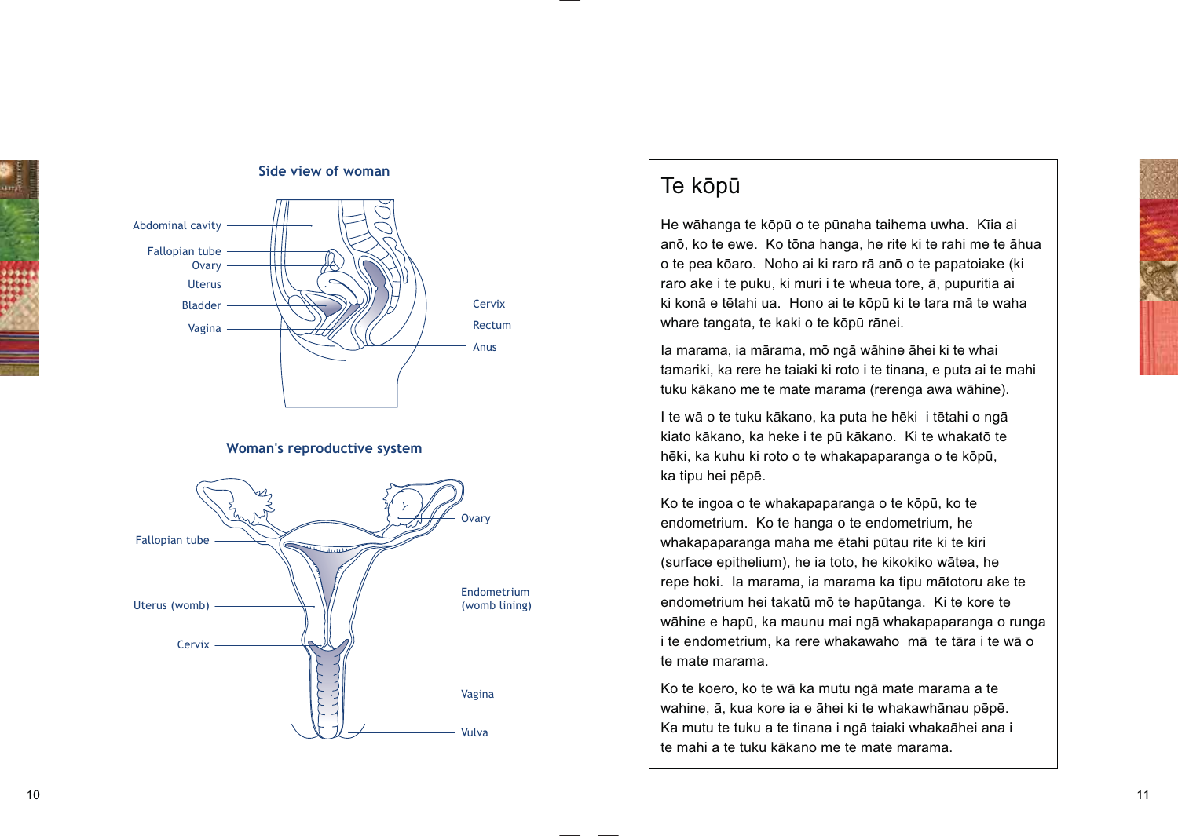Side view of woman

Abdominal cavity
Fallopian tube
Ovary
Uterus
Bladder
Vagina
Cervix
Rectum
Anus

Woman's reproductive system

Fallopian tube
Uterus (womb)
Cervix
Ovary
Endometrium (womb lining)
Vagina
Vulva

# Te kōpū

He wāhanga te kōpū o te pūnaha taihema uwha. Kīia ai anō, ko te ewe. Ko tōna hanga, he rite ki te rahi me te āhua o te pea kōaro. Noho ai ki raro rā anō o te papatoiake (ki raro ake i te puku, ki muri i te wheua tore, ā, pupuritia ai ki konā e tētahi ua. Hono ai te kōpū ki te tara mā te waha whare tangata, te kaki o te kōpū rānei.

Ia marama, ia mārama, mō ngā wāhine āhei ki te whai tamariki, ka rere he taiaki ki roto i te tinana, e puta ai te mahi tuku kākano me te mate marama (rerenga awa wāhine).

I te wā o te tuku kākano, ka puta he hēki i tētahi o ngā kiato kākano, ka heke i te pū kākano. Ki te whakatō te hēki, ka kuhu ki roto o te whakapaparanga o te kōpū, ka tipu hei pēpē.

Ko te ingoa o te whakapaparanga o te kōpū, ko te endometrium. Ko te hanga o te endometrium, he whakapaparanga maha me ētahi pūtau rite ki te kiri (surface epithelium), he ia toto, he kikokiko wātea, he repe hoki. Ia marama, ia marama ka tipu mātotoru ake te endometrium hei takatū mō te hapūtanga. Ki te kore te wāhine e hapū, ka maunu mai ngā whakapaparanga o runga i te endometrium, ka rere whakawaho mā te tāra i te wā o te mate marama.

Ko te koero, ko te wā ka mutu ngā mate marama a te wahine, ā, kua kore ia e āhei ki te whakawhānau pēpē. Ka mutu te tuku a te tinana i ngā taiaki whakaāhei ana i te mahi a te tuku kākano me te mate marama.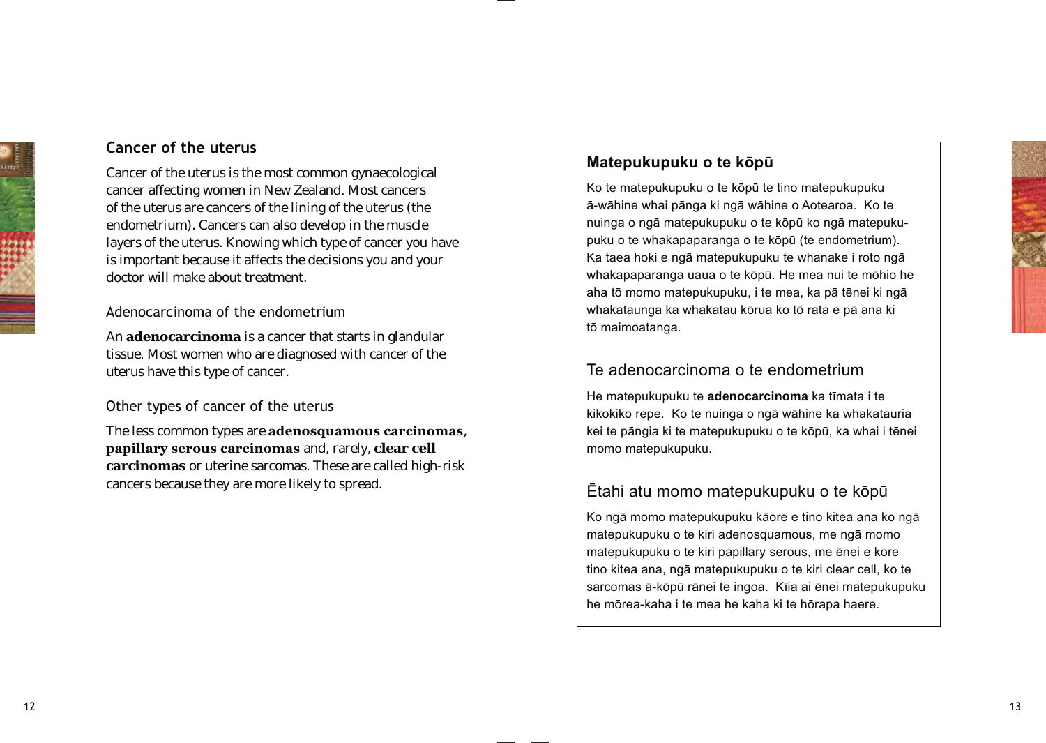## Cancer of the uterus

Cancer of the uterus is the most common gynaecological cancer affecting women in New Zealand. Most cancers of the uterus are cancers of the lining of the uterus (the endometrium). Cancers can also develop in the muscle layers of the uterus. Knowing which type of cancer you have is important because it affects the decisions you and your doctor will make about treatment.

### Adenocarcinoma of the endometrium

An **adenocarcinoma** is a cancer that starts in glandular tissue. Most women who are diagnosed with cancer of the uterus have this type of cancer.

### Other types of cancer of the uterus

The less common types are **adenosquamous carcinomas**, **papillary serous carcinomas** and, rarely, **clear cell carcinomas** or uterine sarcomas. These are called high-risk cancers because they are more likely to spread.

## Matepukupuku o te kōpū

Ko te matepukupuku o te kōpū te tino matepukupuku ā-wāhine whai pānga ki ngā wāhine o Aotearoa. Ko te nuinga o ngā matepukupuku o te kōpū ko ngā matepukupuku o te whakapaparanga o te kōpū (te endometrium). Ka taea hoki e ngā matepukupuku te whanake i roto ngā whakapaparanga uaua o te kōpū. He mea nui te mōhio he aha tō momo matepukupuku, i te mea, ka pā tēnei ki ngā whakataunga ka whakatau kōrua ko tō rata e pā ana ki tō maimoatanga.

### Te adenocarcinoma o te endometrium

He matepukupuku te **adenocarcinoma** ka tīmata i te kikokiko repe. Ko te nuinga o ngā wāhine ka whakatauria kei te pāngia ki te matepukupuku o te kōpū, ka whai i tēnei momo matepukupuku.

### Ētahi atu momo matepukupuku o te kōpū

Ko ngā momo matepukupuku kāore e tino kitea ana ko ngā matepukupuku o te kiri adenosquamous, me ngā momo matepukupuku o te kiri papillary serous, me ēnei e kore tino kitea ana, ngā matepukupuku o te kiri clear cell, ko te sarcomas ā-kōpū rānei te ingoa. Kīia ai ēnei matepukupuku he mōrea-kaha i te mea he kaha ki te hōrapa haere.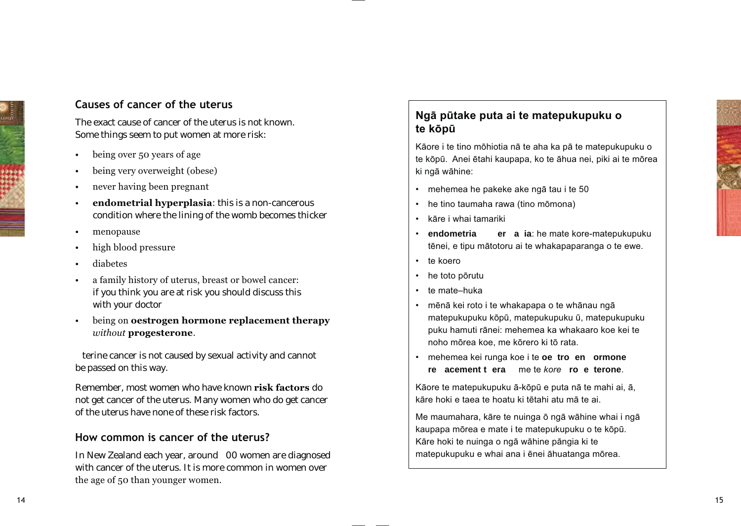## Causes of cancer of the uterus

The exact cause of cancer of the uterus is not known. Some things seem to put women at more risk:

- being over 50 years of age
- being very overweight (obese)
- never having been pregnant
- **endometrial hyperplasia**: this is a non-cancerous condition where the lining of the womb becomes thicker
- menopause
- high blood pressure
- diabetes
- a family history of uterus, breast or bowel cancer: if you think you are at risk you should discuss this with your doctor
- being on **oestrogen hormone replacement therapy** *without* **progesterone**.

terine cancer is not caused by sexual activity and cannot be passed on this way.

Remember, most women who have known **risk factors** do not get cancer of the uterus. Many women who do get cancer of the uterus have none of these risk factors.

## How common is cancer of the uterus?

In New Zealand each year, around 00 women are diagnosed with cancer of the uterus. It is more common in women over the age of 50 than younger women.

## Ngā pūtake puta ai te matepukupuku o te kōpū

Kāore i te tino mōhiotia nā te aha ka pā te matepukupuku o te kōpū. Anei ētahi kaupapa, ko te āhua nei, piki ai te mōrea ki ngā wāhine:

- mehemea he pakeke ake ngā tau i te 50
- he tino taumaha rawa (tino mōmona)
- kāre i whai tamariki
- **endometria er a ia**: he mate kore-matepukupuku tēnei, e tipu mātotoru ai te whakapaparanga o te ewe.
- te koero
- he toto pōrutu
- te mate–huka
- mēnā kei roto i te whakapapa o te whānau ngā matepukupuku kōpū, matepukupuku ū, matepukupuku puku hamuti rānei: mehemea ka whakaaro koe kei te noho mōrea koe, me kōrero ki tō rata.
- mehemea kei runga koe i te **oe tro en ormone re acement t era** me te *kore* **ro e terone**.

Kāore te matepukupuku ā-kōpū e puta nā te mahi ai, ā, kāre hoki e taea te hoatu ki tētahi atu mā te ai.

Me maumahara, kāre te nuinga ō ngā wāhine whai i ngā kaupapa mōrea e mate i te matepukupuku o te kōpū. Kāre hoki te nuinga o ngā wāhine pāngia ki te matepukupuku e whai ana i ēnei āhuatanga mōrea.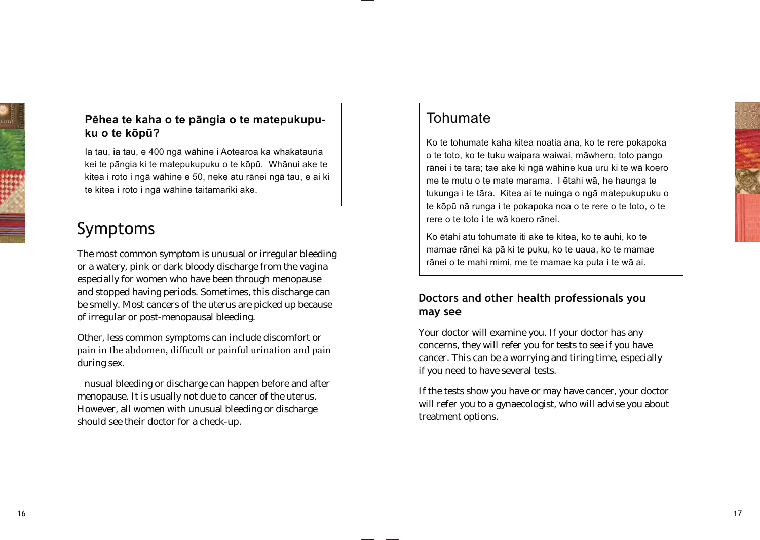**Pēhea te kaha o te pāngia o te matepukupuku o te kōpū?**

Ia tau, ia tau, e 400 ngā wāhine i Aotearoa ka whakatauria kei te pāngia ki te matepukupuku o te kōpū. Whānui ake te kitea i roto i ngā wāhine e 50, neke atu rānei ngā tau, e ai ki te kitea i roto i ngā wāhine taitamariki ake.

## Symptoms

The most common symptom is unusual or irregular bleeding or a watery, pink or dark bloody discharge from the vagina especially for women who have been through menopause and stopped having periods. Sometimes, this discharge can be smelly. Most cancers of the uterus are picked up because of irregular or post-menopausal bleeding.

Other, less common symptoms can include discomfort or pain in the abdomen, difficult or painful urination and pain during sex.

nusual bleeding or discharge can happen before and after menopause. It is usually not due to cancer of the uterus. However, all women with unusual bleeding or discharge should see their doctor for a check-up.

## Tohumate

Ko te tohumate kaha kitea noatia ana, ko te rere pokapoka o te toto, ko te tuku waipara waiwai, māwhero, toto pango rānei i te tara; tae ake ki ngā wāhine kua uru ki te wā koero me te mutu o te mate marama. I ētahi wā, he haunga te tukunga i te tāra. Kitea ai te nuinga o ngā matepukupuku o te kōpū nā runga i te pokapoka noa o te rere o te toto, o te rere o te toto i te wā koero rānei.

Ko ētahi atu tohumate iti ake te kitea, ko te auhi, ko te mamae rānei ka pā ki te puku, ko te uaua, ko te mamae rānei o te mahi mimi, me te mamae ka puta i te wā ai.

### Doctors and other health professionals you may see

Your doctor will examine you. If your doctor has any concerns, they will refer you for tests to see if you have cancer. This can be a worrying and tiring time, especially if you need to have several tests.

If the tests show you have or may have cancer, your doctor will refer you to a gynaecologist, who will advise you about treatment options.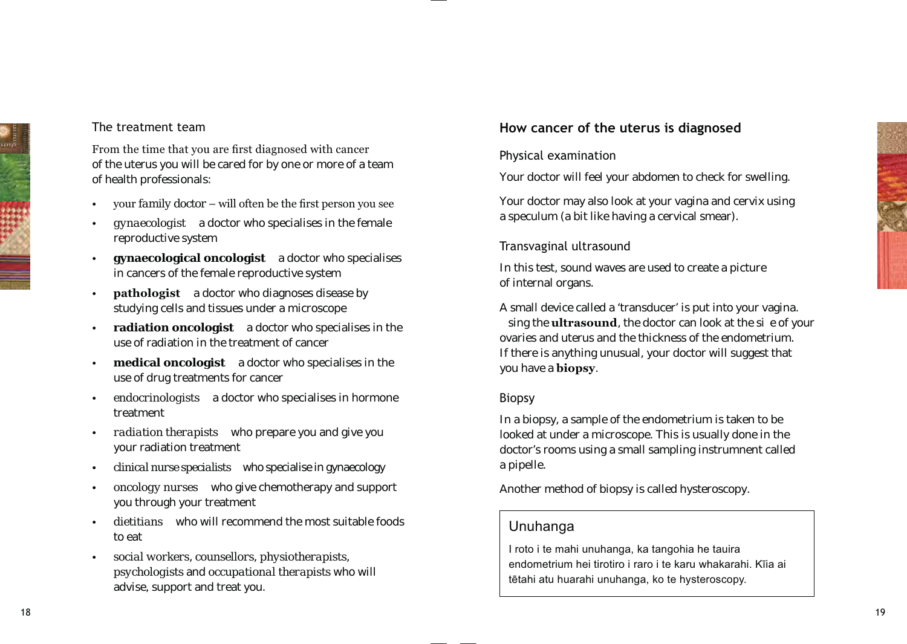## The treatment team

From the time that you are first diagnosed with cancer of the uterus you will be cared for by one or more of a team of health professionals:

- your family doctor – will often be the first person you see
- gynaecologist a doctor who specialises in the female reproductive system
- **gynaecological oncologist** a doctor who specialises in cancers of the female reproductive system
- **pathologist** a doctor who diagnoses disease by studying cells and tissues under a microscope
- **radiation oncologist** a doctor who specialises in the use of radiation in the treatment of cancer
- **medical oncologist** a doctor who specialises in the use of drug treatments for cancer
- endocrinologists a doctor who specialises in hormone treatment
- radiation therapists who prepare you and give you your radiation treatment
- clinical nurse specialists who specialise in gynaecology
- oncology nurses who give chemotherapy and support you through your treatment
- dietitians who will recommend the most suitable foods to eat
- social workers, counsellors, physiotherapists, psychologists and occupational therapists who will advise, support and treat you.

## How cancer of the uterus is diagnosed

### Physical examination

Your doctor will feel your abdomen to check for swelling.

Your doctor may also look at your vagina and cervix using a speculum (a bit like having a cervical smear).

### Transvaginal ultrasound

In this test, sound waves are used to create a picture of internal organs.

A small device called a 'transducer' is put into your vagina. sing the **ultrasound**, the doctor can look at the si e of your ovaries and uterus and the thickness of the endometrium. If there is anything unusual, your doctor will suggest that you have a **biopsy**.

### Biopsy

In a biopsy, a sample of the endometrium is taken to be looked at under a microscope. This is usually done in the doctor's rooms using a small sampling instrumnent called a pipelle.

Another method of biopsy is called hysteroscopy.

> **Unuhanga**
>
> I roto i te mahi unuhanga, ka tangohia he tauira endometrium hei tirotiro i raro i te karu whakarahi. Kīia ai tētahi atu huarahi unuhanga, ko te hysteroscopy.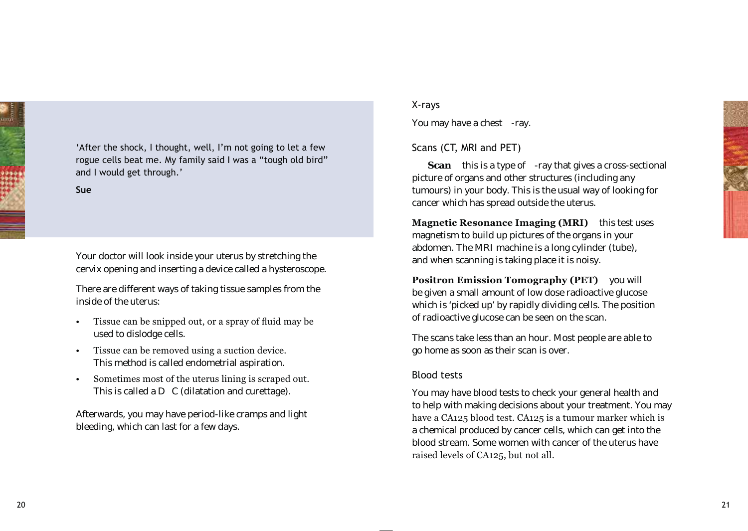'After the shock, I thought, well, I'm not going to let a few rogue cells beat me. My family said I was a "tough old bird" and I would get through.'

**Sue**

Your doctor will look inside your uterus by stretching the cervix opening and inserting a device called a hysteroscope.

There are different ways of taking tissue samples from the inside of the uterus:

- Tissue can be snipped out, or a spray of fluid may be used to dislodge cells.
- Tissue can be removed using a suction device. This method is called endometrial aspiration.
- Sometimes most of the uterus lining is scraped out. This is called a D C (dilatation and curettage).

Afterwards, you may have period-like cramps and light bleeding, which can last for a few days.

## X-rays

You may have a chest -ray.

## Scans (CT, MRI and PET)

**Scan** this is a type of -ray that gives a cross-sectional picture of organs and other structures (including any tumours) in your body. This is the usual way of looking for cancer which has spread outside the uterus.

**Magnetic Resonance Imaging (MRI)** this test uses magnetism to build up pictures of the organs in your abdomen. The MRI machine is a long cylinder (tube), and when scanning is taking place it is noisy.

**Positron Emission Tomography (PET)** you will be given a small amount of low dose radioactive glucose which is 'picked up' by rapidly dividing cells. The position of radioactive glucose can be seen on the scan.

The scans take less than an hour. Most people are able to go home as soon as their scan is over.

## Blood tests

You may have blood tests to check your general health and to help with making decisions about your treatment. You may have a CA125 blood test. CA125 is a tumour marker which is a chemical produced by cancer cells, which can get into the blood stream. Some women with cancer of the uterus have raised levels of CA125, but not all.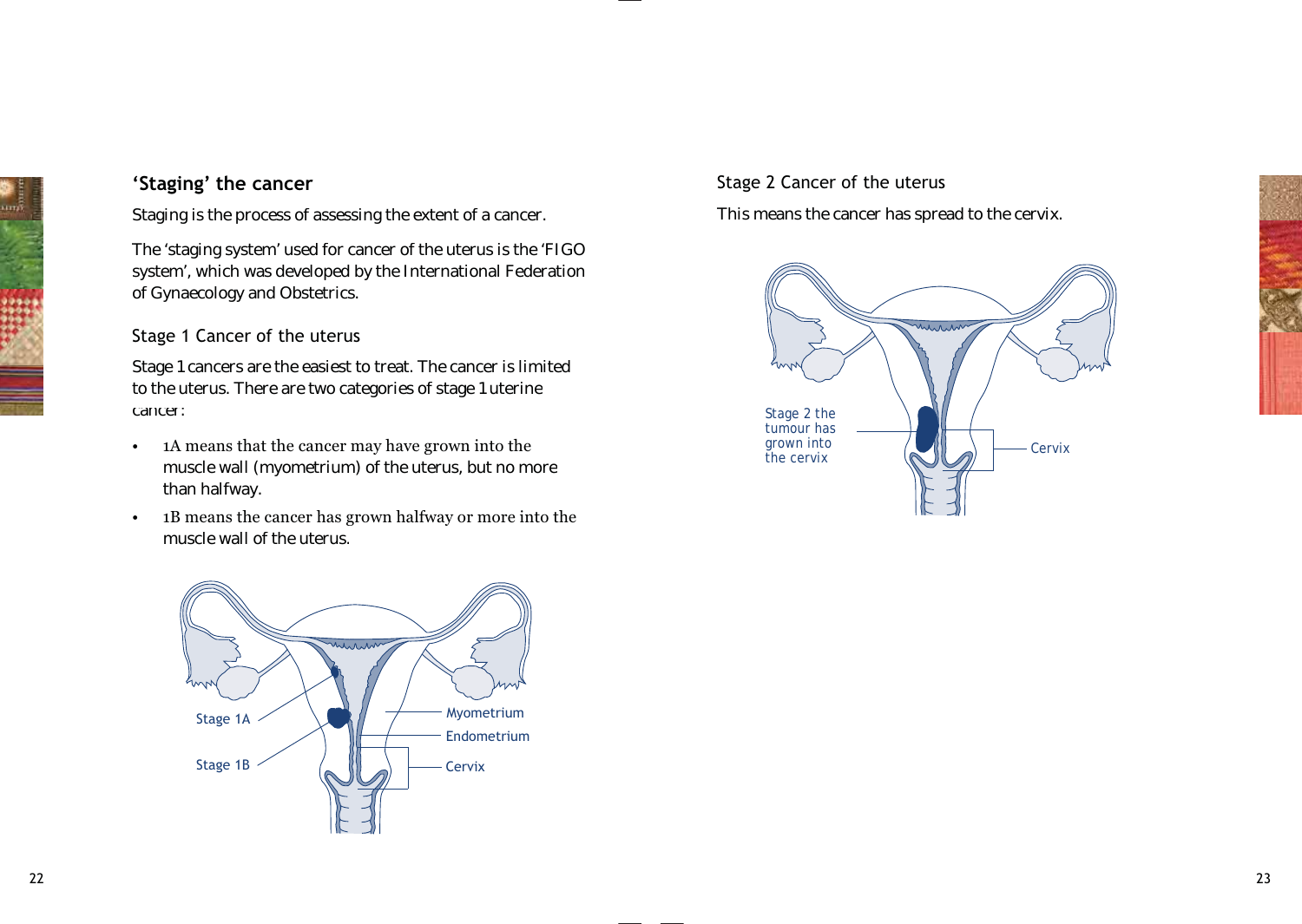## 'Staging' the cancer

Staging is the process of assessing the extent of a cancer.

The 'staging system' used for cancer of the uterus is the 'FIGO system', which was developed by the International Federation of Gynaecology and Obstetrics.

### Stage 1 Cancer of the uterus

Stage 1 cancers are the easiest to treat. The cancer is limited to the uterus. There are two categories of stage 1 uterine cancer:

- 1A means that the cancer may have grown into the muscle wall (myometrium) of the uterus, but no more than halfway.
- 1B means the cancer has grown halfway or more into the muscle wall of the uterus.

Stage 1A

Stage 1B

Myometrium

Endometrium

Cervix

### Stage 2 Cancer of the uterus

This means the cancer has spread to the cervix.

Stage 2 the tumour has grown into the cervix

Cervix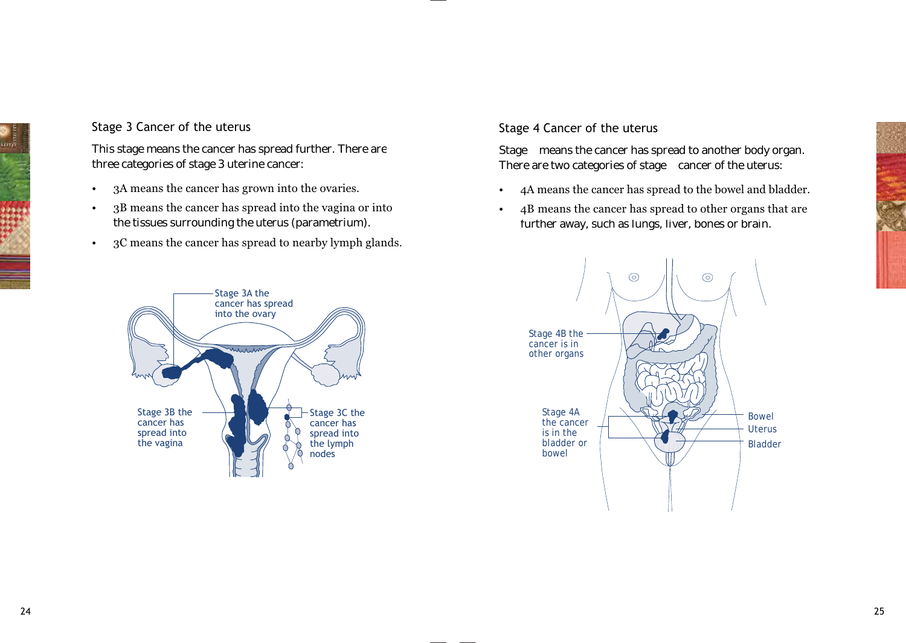## Stage 3 Cancer of the uterus

This stage means the cancer has spread further. There are three categories of stage 3 uterine cancer:

- 3A means the cancer has grown into the ovaries.
- 3B means the cancer has spread into the vagina or into the tissues surrounding the uterus (parametrium).
- 3C means the cancer has spread to nearby lymph glands.

Stage 3A the cancer has spread into the ovary

Stage 3B the cancer has spread into the vagina

Stage 3C the cancer has spread into the lymph nodes

## Stage 4 Cancer of the uterus

Stage  means the cancer has spread to another body organ. There are two categories of stage  cancer of the uterus:

- 4A means the cancer has spread to the bowel and bladder.
- 4B means the cancer has spread to other organs that are further away, such as lungs, liver, bones or brain.

Stage 4B the cancer is in other organs

Stage 4A the cancer is in the bladder or bowel

Bowel

Uterus

Bladder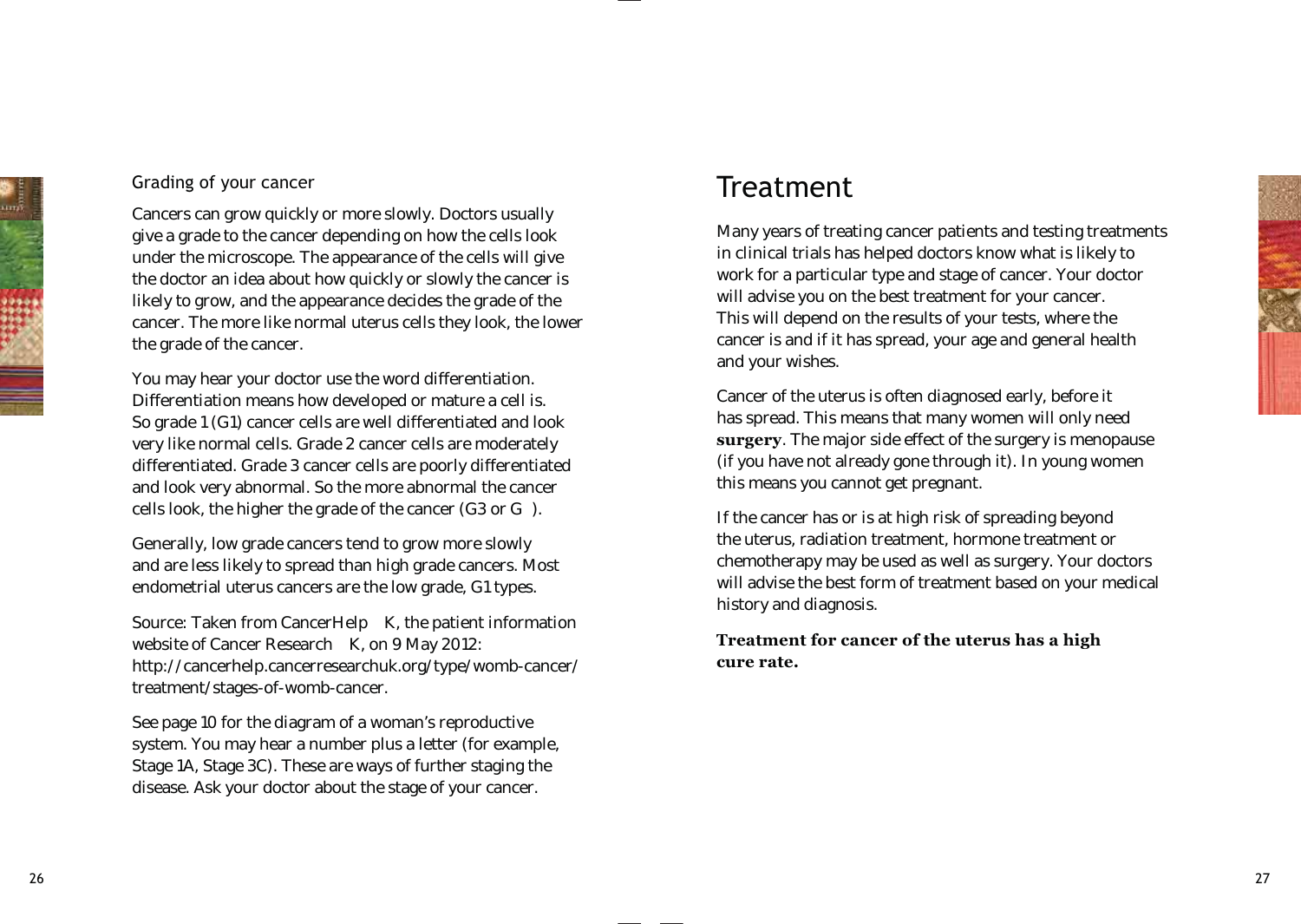### Grading of your cancer

Cancers can grow quickly or more slowly. Doctors usually give a grade to the cancer depending on how the cells look under the microscope. The appearance of the cells will give the doctor an idea about how quickly or slowly the cancer is likely to grow, and the appearance decides the grade of the cancer. The more like normal uterus cells they look, the lower the grade of the cancer.

You may hear your doctor use the word differentiation. Differentiation means how developed or mature a cell is. So grade 1 (G1) cancer cells are well differentiated and look very like normal cells. Grade 2 cancer cells are moderately differentiated. Grade 3 cancer cells are poorly differentiated and look very abnormal. So the more abnormal the cancer cells look, the higher the grade of the cancer (G3 or G ).

Generally, low grade cancers tend to grow more slowly and are less likely to spread than high grade cancers. Most endometrial uterus cancers are the low grade, G1 types.

Source: Taken from CancerHelp K, the patient information website of Cancer Research K, on 9 May 2012: http://cancerhelp.cancerresearchuk.org/type/womb-cancer/treatment/stages-of-womb-cancer.

See page 10 for the diagram of a woman's reproductive system. You may hear a number plus a letter (for example, Stage 1A, Stage 3C). These are ways of further staging the disease. Ask your doctor about the stage of your cancer.

# Treatment

Many years of treating cancer patients and testing treatments in clinical trials has helped doctors know what is likely to work for a particular type and stage of cancer. Your doctor will advise you on the best treatment for your cancer. This will depend on the results of your tests, where the cancer is and if it has spread, your age and general health and your wishes.

Cancer of the uterus is often diagnosed early, before it has spread. This means that many women will only need **surgery**. The major side effect of the surgery is menopause (if you have not already gone through it). In young women this means you cannot get pregnant.

If the cancer has or is at high risk of spreading beyond the uterus, radiation treatment, hormone treatment or chemotherapy may be used as well as surgery. Your doctors will advise the best form of treatment based on your medical history and diagnosis.

**Treatment for cancer of the uterus has a high cure rate.**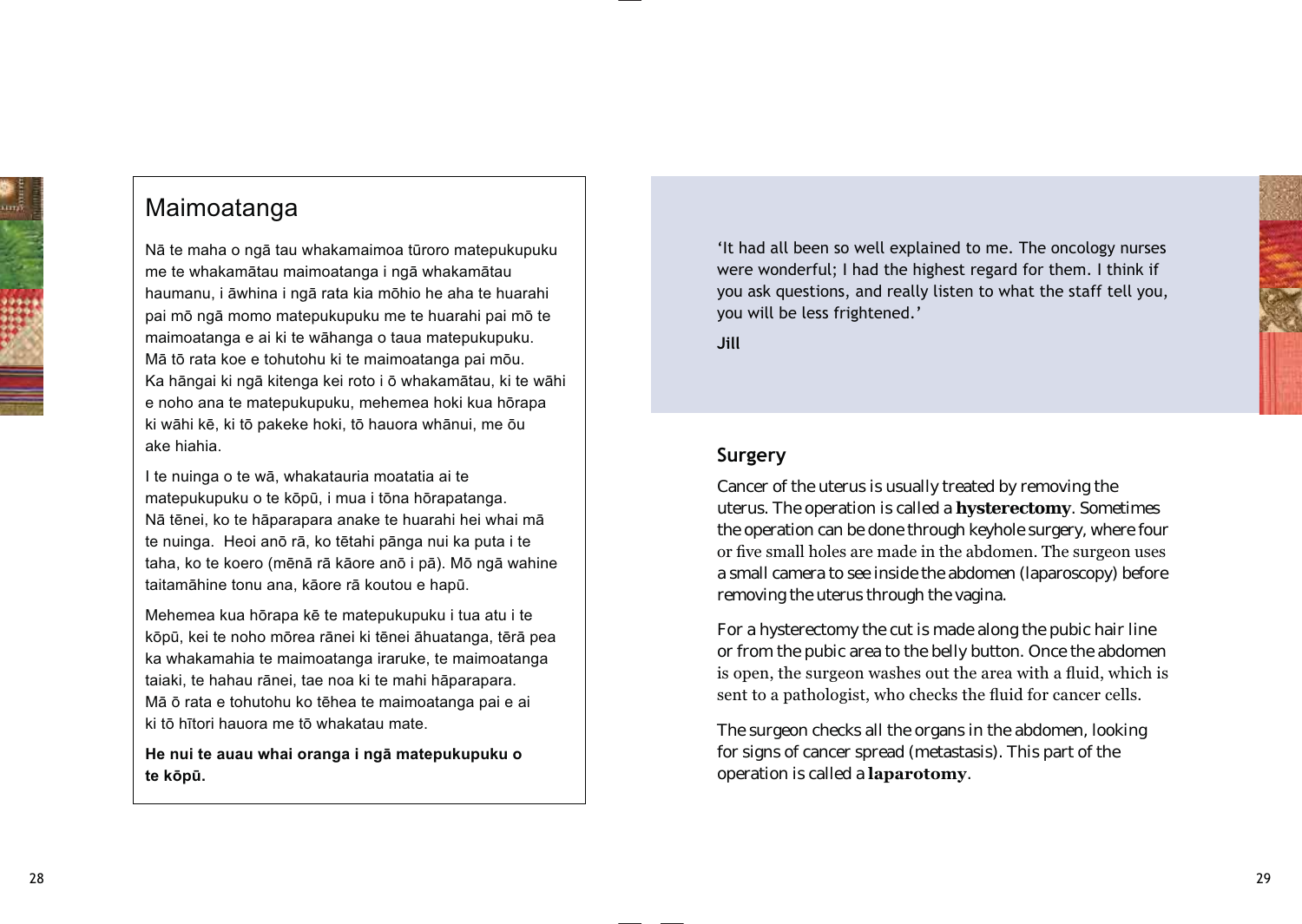## Maimoatanga

Nā te maha o ngā tau whakamaimoa tūroro matepukupuku me te whakamātau maimoatanga i ngā whakamātau haumanu, i āwhina i ngā rata kia mōhio he aha te huarahi pai mō ngā momo matepukupuku me te huarahi pai mō te maimoatanga e ai ki te wāhanga o taua matepukupuku. Mā tō rata koe e tohutohu ki te maimoatanga pai mōu. Ka hāngai ki ngā kitenga kei roto i ō whakamātau, ki te wāhi e noho ana te matepukupuku, mehemea hoki kua hōrapa ki wāhi kē, ki tō pakeke hoki, tō hauora whānui, me ōu ake hiahia.

I te nuinga o te wā, whakatauria moatatia ai te matepukupuku o te kōpū, i mua i tōna hōrapatanga. Nā tēnei, ko te hāparapara anake te huarahi hei whai mā te nuinga. Heoi anō rā, ko tētahi pānga nui ka puta i te taha, ko te koero (mēnā rā kāore anō i pā). Mō ngā wahine taitamāhine tonu ana, kāore rā koutou e hapū.

Mehemea kua hōrapa kē te matepukupuku i tua atu i te kōpū, kei te noho mōrea rānei ki tēnei āhuatanga, tērā pea ka whakamahia te maimoatanga iraruke, te maimoatanga taiaki, te hahau rānei, tae noa ki te mahi hāparapara. Mā ō rata e tohutohu ko tēhea te maimoatanga pai e ai ki tō hītori hauora me tō whakatau mate.

**He nui te auau whai oranga i ngā matepukupuku o te kōpū.**

'It had all been so well explained to me. The oncology nurses were wonderful; I had the highest regard for them. I think if you ask questions, and really listen to what the staff tell you, you will be less frightened.'

**Jill**

## Surgery

Cancer of the uterus is usually treated by removing the uterus. The operation is called a **hysterectomy**. Sometimes the operation can be done through keyhole surgery, where four or five small holes are made in the abdomen. The surgeon uses a small camera to see inside the abdomen (laparoscopy) before removing the uterus through the vagina.

For a hysterectomy the cut is made along the pubic hair line or from the pubic area to the belly button. Once the abdomen is open, the surgeon washes out the area with a fluid, which is sent to a pathologist, who checks the fluid for cancer cells.

The surgeon checks all the organs in the abdomen, looking for signs of cancer spread (metastasis). This part of the operation is called a **laparotomy**.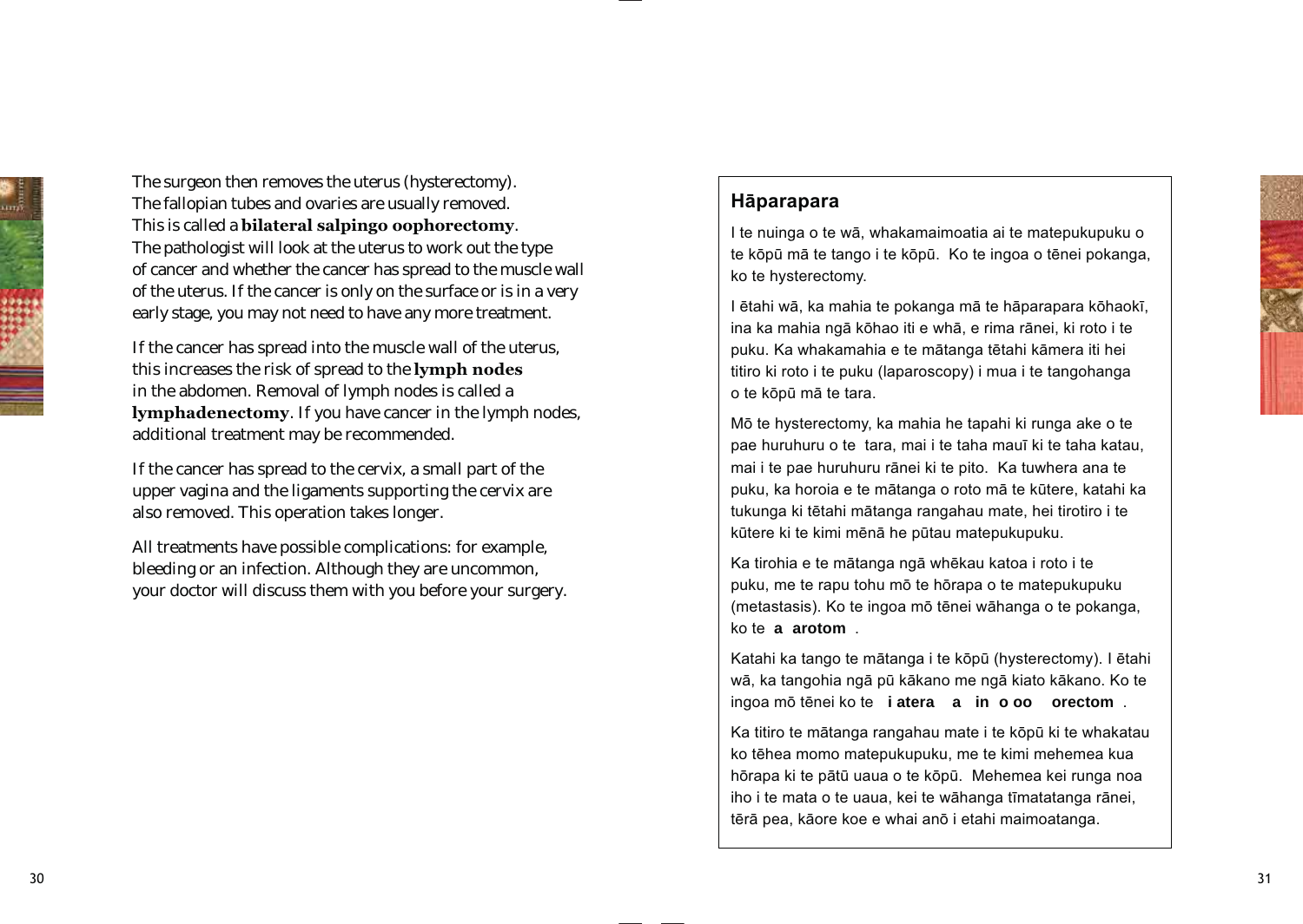The surgeon then removes the uterus (hysterectomy). The fallopian tubes and ovaries are usually removed. This is called a **bilateral salpingo oophorectomy**. The pathologist will look at the uterus to work out the type of cancer and whether the cancer has spread to the muscle wall of the uterus. If the cancer is only on the surface or is in a very early stage, you may not need to have any more treatment.

If the cancer has spread into the muscle wall of the uterus, this increases the risk of spread to the **lymph nodes** in the abdomen. Removal of lymph nodes is called a **lymphadenectomy**. If you have cancer in the lymph nodes, additional treatment may be recommended.

If the cancer has spread to the cervix, a small part of the upper vagina and the ligaments supporting the cervix are also removed. This operation takes longer.

All treatments have possible complications: for example, bleeding or an infection. Although they are uncommon, your doctor will discuss them with you before your surgery.

## Hāparapara

I te nuinga o te wā, whakamaimoatia ai te matepukupuku o te kōpū mā te tango i te kōpū. Ko te ingoa o tēnei pokanga, ko te hysterectomy.

I ētahi wā, ka mahia te pokanga mā te hāparapara kōhaokī, ina ka mahia ngā kōhao iti e whā, e rima rānei, ki roto i te puku. Ka whakamahia e te mātanga tētahi kāmera iti hei titiro ki roto i te puku (laparoscopy) i mua i te tangohanga o te kōpū mā te tara.

Mō te hysterectomy, ka mahia he tapahi ki runga ake o te pae huruhuru o te tara, mai i te taha mauī ki te taha katau, mai i te pae huruhuru rānei ki te pito. Ka tuwhera ana te puku, ka horoia e te mātanga o roto mā te kūtere, katahi ka tukunga ki tētahi mātanga rangahau mate, hei tirotiro i te kūtere ki te kimi mēnā he pūtau matepukupuku.

Ka tirohia e te mātanga ngā whēkau katoa i roto i te puku, me te rapu tohu mō te hōrapa o te matepukupuku (metastasis). Ko te ingoa mō tēnei wāhanga o te pokanga, ko te **a arotom** .

Katahi ka tango te mātanga i te kōpū (hysterectomy). I ētahi wā, ka tangohia ngā pū kākano me ngā kiato kākano. Ko te ingoa mō tēnei ko te **i atera a in o oo orectom** .

Ka titiro te mātanga rangahau mate i te kōpū ki te whakatau ko tēhea momo matepukupuku, me te kimi mehemea kua hōrapa ki te pātū uaua o te kōpū. Mehemea kei runga noa iho i te mata o te uaua, kei te wāhanga tīmatatanga rānei, tērā pea, kāore koe e whai anō i etahi maimoatanga.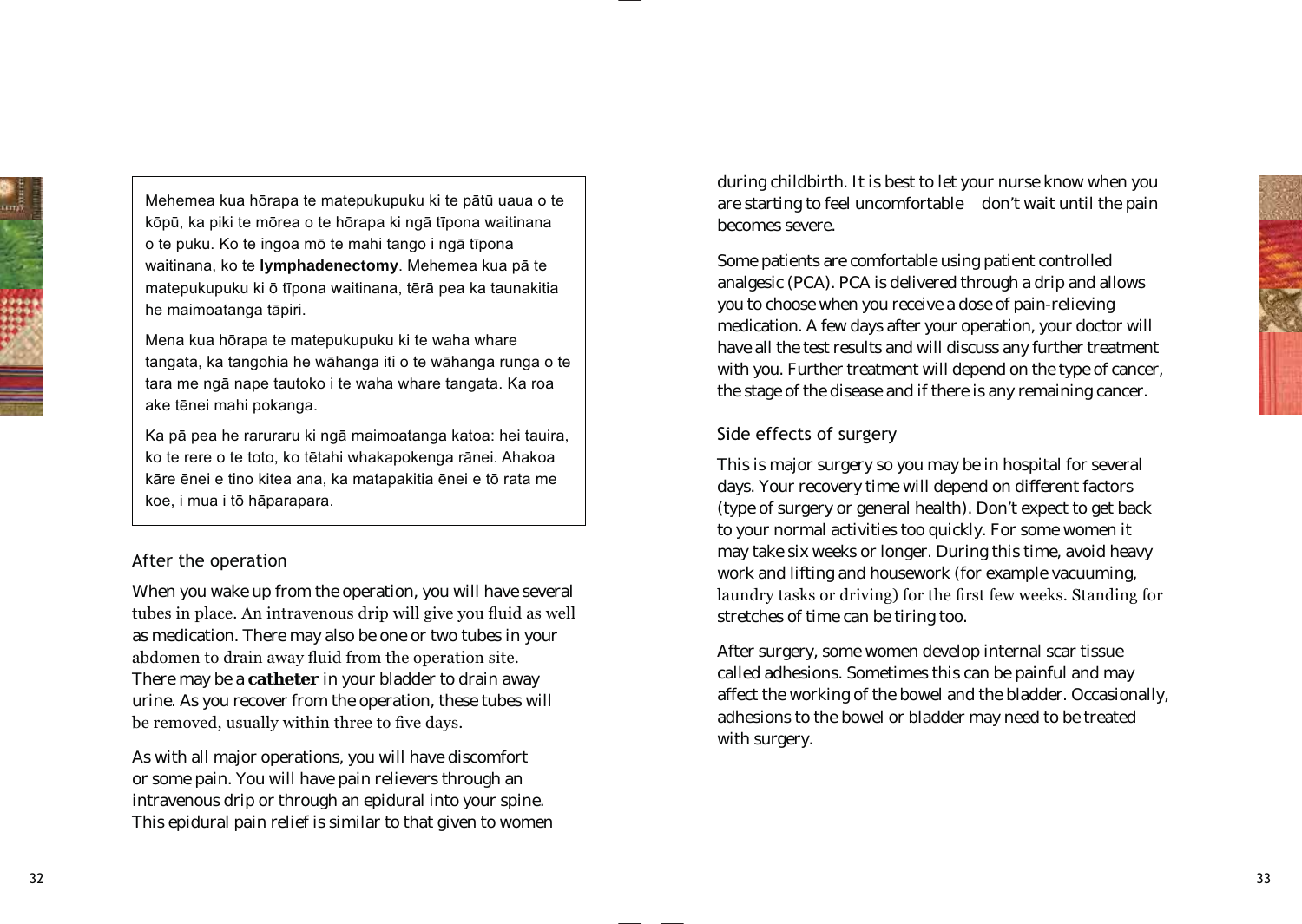Mehemea kua hōrapa te matepukupuku ki te pātū uaua o te kōpū, ka piki te mōrea o te hōrapa ki ngā tīpona waitinana o te puku. Ko te ingoa mō te mahi tango i ngā tīpona waitinana, ko te **lymphadenectomy**. Mehemea kua pā te matepukupuku ki ō tīpona waitinana, tērā pea ka taunakitia he maimoatanga tāpiri.

Mena kua hōrapa te matepukupuku ki te waha whare tangata, ka tangohia he wāhanga iti o te wāhanga runga o te tara me ngā nape tautoko i te waha whare tangata. Ka roa ake tēnei mahi pokanga.

Ka pā pea he raruraru ki ngā maimoatanga katoa: hei tauira, ko te rere o te toto, ko tētahi whakapokenga rānei. Ahakoa kāre ēnei e tino kitea ana, ka matapakitia ēnei e tō rata me koe, i mua i tō hāparapara.

## After the operation

When you wake up from the operation, you will have several tubes in place. An intravenous drip will give you fluid as well as medication. There may also be one or two tubes in your abdomen to drain away fluid from the operation site. There may be a **catheter** in your bladder to drain away urine. As you recover from the operation, these tubes will be removed, usually within three to five days.

As with all major operations, you will have discomfort or some pain. You will have pain relievers through an intravenous drip or through an epidural into your spine. This epidural pain relief is similar to that given to women during childbirth. It is best to let your nurse know when you are starting to feel uncomfortable don't wait until the pain becomes severe.

Some patients are comfortable using patient controlled analgesic (PCA). PCA is delivered through a drip and allows you to choose when you receive a dose of pain-relieving medication. A few days after your operation, your doctor will have all the test results and will discuss any further treatment with you. Further treatment will depend on the type of cancer, the stage of the disease and if there is any remaining cancer.

## Side effects of surgery

This is major surgery so you may be in hospital for several days. Your recovery time will depend on different factors (type of surgery or general health). Don't expect to get back to your normal activities too quickly. For some women it may take six weeks or longer. During this time, avoid heavy work and lifting and housework (for example vacuuming, laundry tasks or driving) for the first few weeks. Standing for stretches of time can be tiring too.

After surgery, some women develop internal scar tissue called adhesions. Sometimes this can be painful and may affect the working of the bowel and the bladder. Occasionally, adhesions to the bowel or bladder may need to be treated with surgery.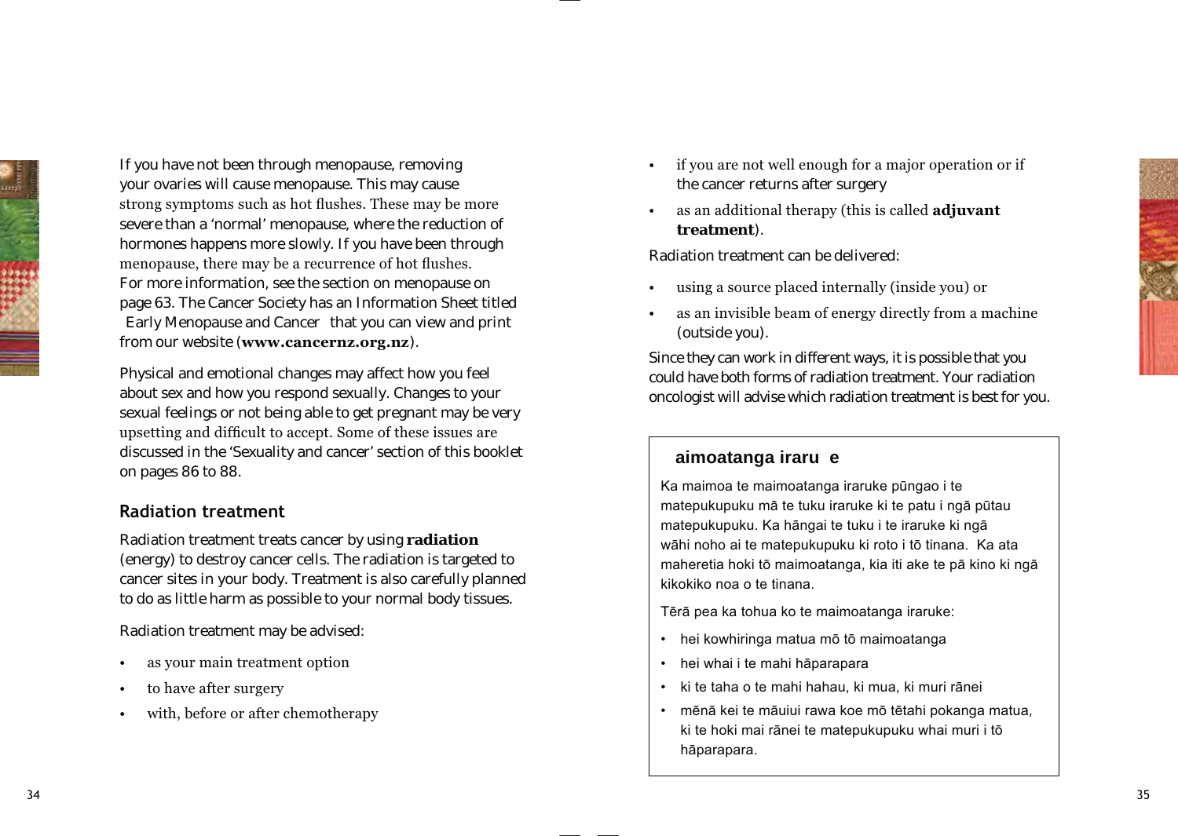If you have not been through menopause, removing your ovaries will cause menopause. This may cause strong symptoms such as hot flushes. These may be more severe than a 'normal' menopause, where the reduction of hormones happens more slowly. If you have been through menopause, there may be a recurrence of hot flushes. For more information, see the section on menopause on page 63. The Cancer Society has an Information Sheet titled Early Menopause and Cancer that you can view and print from our website (**www.cancernz.org.nz**).

Physical and emotional changes may affect how you feel about sex and how you respond sexually. Changes to your sexual feelings or not being able to get pregnant may be very upsetting and difficult to accept. Some of these issues are discussed in the 'Sexuality and cancer' section of this booklet on pages 86 to 88.

## Radiation treatment

Radiation treatment treats cancer by using **radiation** (energy) to destroy cancer cells. The radiation is targeted to cancer sites in your body. Treatment is also carefully planned to do as little harm as possible to your normal body tissues.

Radiation treatment may be advised:

- as your main treatment option
- to have after surgery
- with, before or after chemotherapy
- if you are not well enough for a major operation or if the cancer returns after surgery
- as an additional therapy (this is called **adjuvant treatment**).

Radiation treatment can be delivered:

- using a source placed internally (inside you) or
- as an invisible beam of energy directly from a machine (outside you).

Since they can work in different ways, it is possible that you could have both forms of radiation treatment. Your radiation oncologist will advise which radiation treatment is best for you.

### aimoatanga iraru e

Ka maimoa te maimoatanga iraruke pūngao i te matepukupuku mā te tuku iraruke ki te patu i ngā pūtau matepukupuku. Ka hāngai te tuku i te iraruke ki ngā wāhi noho ai te matepukupuku ki roto i tō tinana. Ka ata maheretia hoki tō maimoatanga, kia iti ake te pā kino ki ngā kikokiko noa o te tinana.

Tērā pea ka tohua ko te maimoatanga iraruke:

- hei kowhiringa matua mō tō maimoatanga
- hei whai i te mahi hāparapara
- ki te taha o te mahi hahau, ki mua, ki muri rānei
- mēnā kei te māuiui rawa koe mō tētahi pokanga matua, ki te hoki mai rānei te matepukupuku whai muri i tō hāparapara.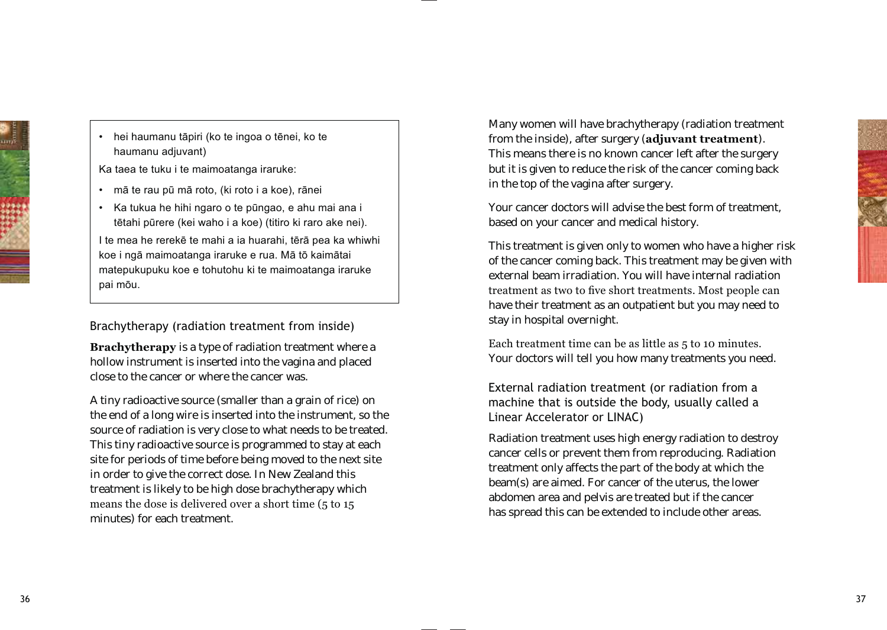- hei haumanu tāpiri (ko te ingoa o tēnei, ko te haumanu adjuvant)

Ka taea te tuku i te maimoatanga iraruke:

- mā te rau pū mā roto, (ki roto i a koe), rānei
- Ka tukua he hihi ngaro o te pūngao, e ahu mai ana i tētahi pūrere (kei waho i a koe) (titiro ki raro ake nei).

I te mea he rerekē te mahi a ia huarahi, tērā pea ka whiwhi koe i ngā maimoatanga iraruke e rua. Mā tō kaimātai matepukupuku koe e tohutohu ki te maimoatanga iraruke pai mōu.

## Brachytherapy (radiation treatment from inside)

**Brachytherapy** is a type of radiation treatment where a hollow instrument is inserted into the vagina and placed close to the cancer or where the cancer was.

A tiny radioactive source (smaller than a grain of rice) on the end of a long wire is inserted into the instrument, so the source of radiation is very close to what needs to be treated. This tiny radioactive source is programmed to stay at each site for periods of time before being moved to the next site in order to give the correct dose. In New Zealand this treatment is likely to be high dose brachytherapy which means the dose is delivered over a short time (5 to 15 minutes) for each treatment.

Many women will have brachytherapy (radiation treatment from the inside), after surgery (**adjuvant treatment**). This means there is no known cancer left after the surgery but it is given to reduce the risk of the cancer coming back in the top of the vagina after surgery.

Your cancer doctors will advise the best form of treatment, based on your cancer and medical history.

This treatment is given only to women who have a higher risk of the cancer coming back. This treatment may be given with external beam irradiation. You will have internal radiation treatment as two to five short treatments. Most people can have their treatment as an outpatient but you may need to stay in hospital overnight.

Each treatment time can be as little as 5 to 10 minutes. Your doctors will tell you how many treatments you need.

## External radiation treatment (or radiation from a machine that is outside the body, usually called a Linear Accelerator or LINAC)

Radiation treatment uses high energy radiation to destroy cancer cells or prevent them from reproducing. Radiation treatment only affects the part of the body at which the beam(s) are aimed. For cancer of the uterus, the lower abdomen area and pelvis are treated but if the cancer has spread this can be extended to include other areas.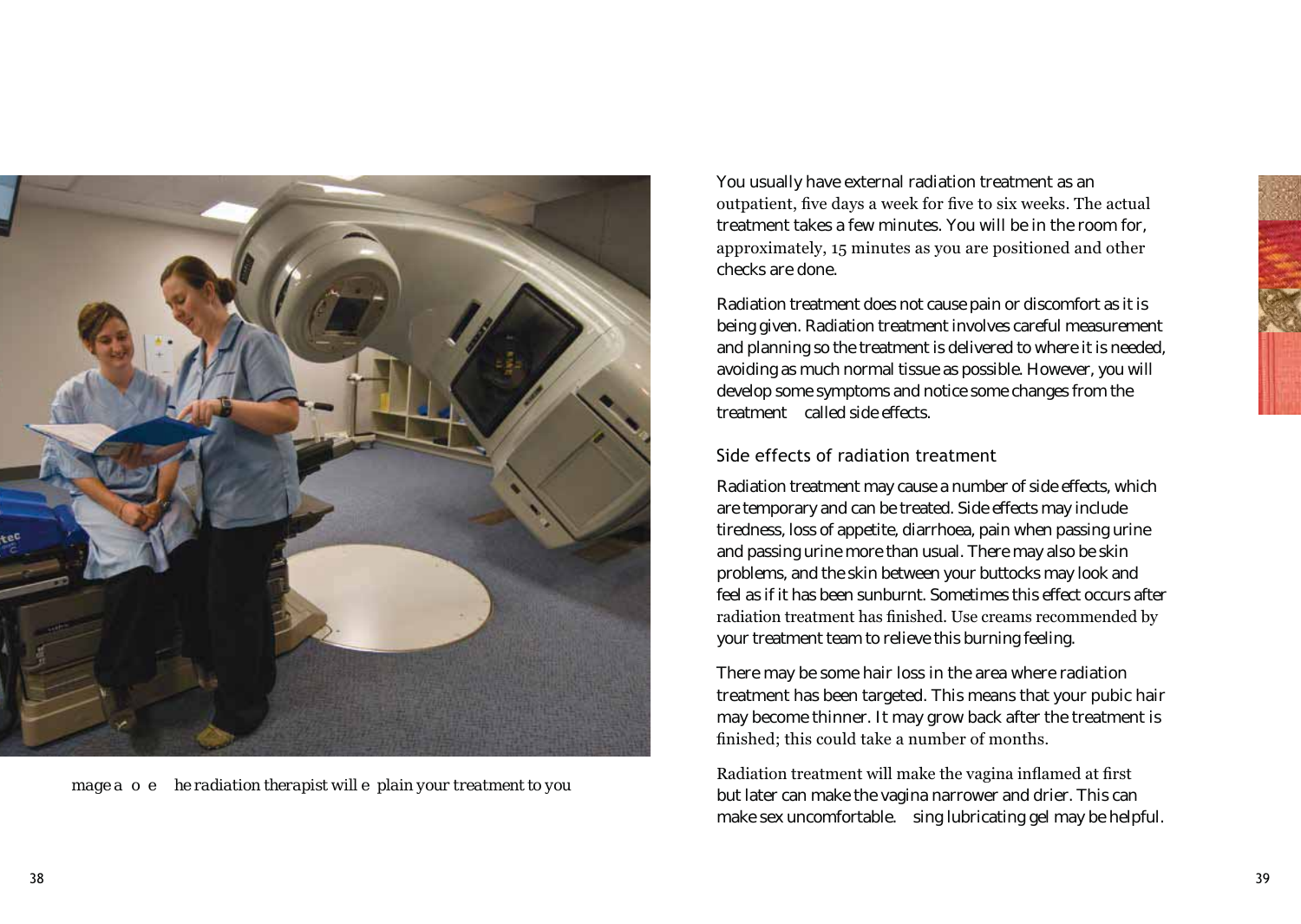mage a o e he radiation therapist will e plain your treatment to you

You usually have external radiation treatment as an outpatient, five days a week for five to six weeks. The actual treatment takes a few minutes. You will be in the room for, approximately, 15 minutes as you are positioned and other checks are done.

Radiation treatment does not cause pain or discomfort as it is being given. Radiation treatment involves careful measurement and planning so the treatment is delivered to where it is needed, avoiding as much normal tissue as possible. However, you will develop some symptoms and notice some changes from the treatment called side effects.

## Side effects of radiation treatment

Radiation treatment may cause a number of side effects, which are temporary and can be treated. Side effects may include tiredness, loss of appetite, diarrhoea, pain when passing urine and passing urine more than usual. There may also be skin problems, and the skin between your buttocks may look and feel as if it has been sunburnt. Sometimes this effect occurs after radiation treatment has finished. Use creams recommended by your treatment team to relieve this burning feeling.

There may be some hair loss in the area where radiation treatment has been targeted. This means that your pubic hair may become thinner. It may grow back after the treatment is finished; this could take a number of months.

Radiation treatment will make the vagina inflamed at first but later can make the vagina narrower and drier. This can make sex uncomfortable. sing lubricating gel may be helpful.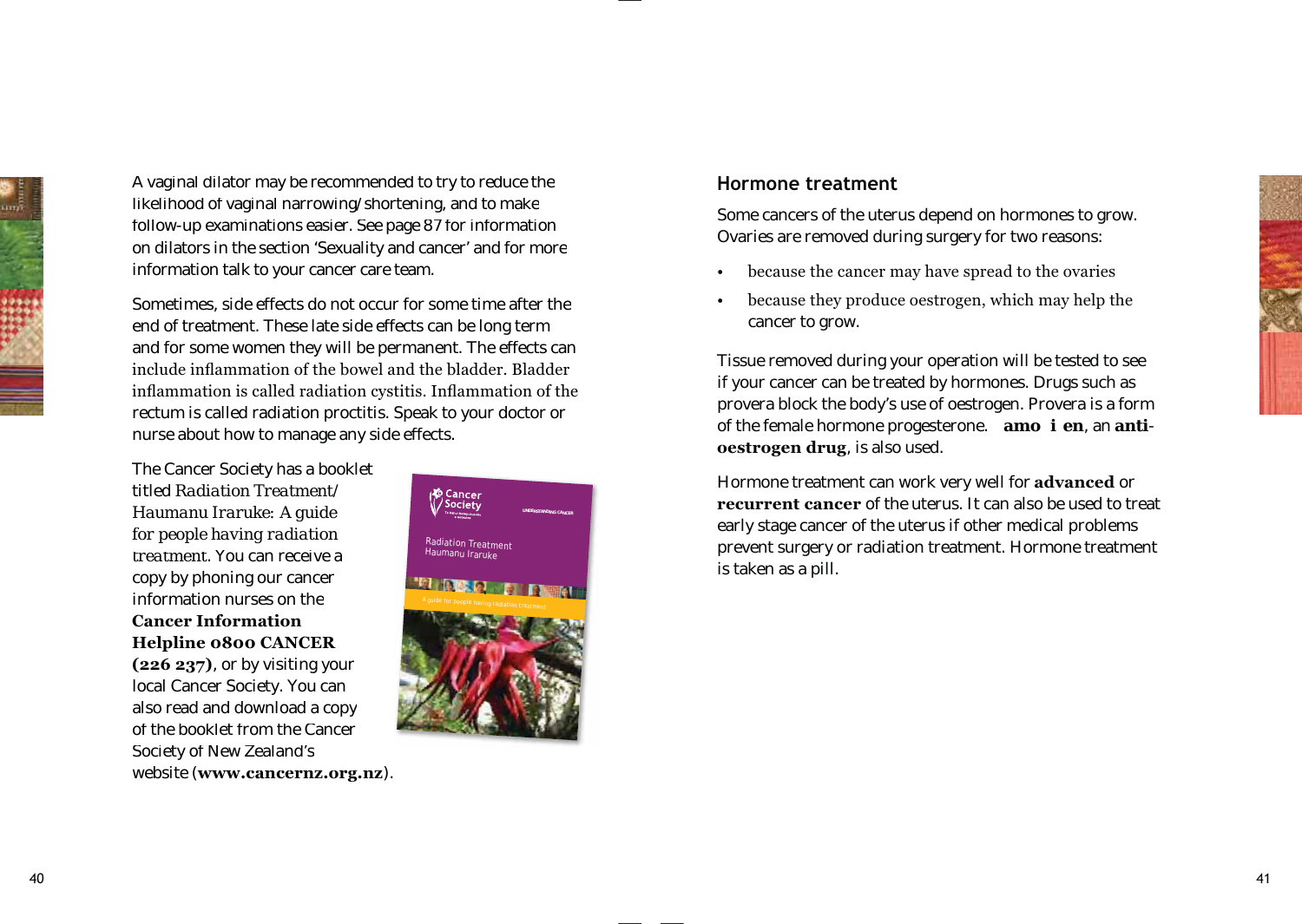A vaginal dilator may be recommended to try to reduce the likelihood of vaginal narrowing/shortening, and to make follow-up examinations easier. See page 87 for information on dilators in the section 'Sexuality and cancer' and for more information talk to your cancer care team.

Sometimes, side effects do not occur for some time after the end of treatment. These late side effects can be long term and for some women they will be permanent. The effects can include inflammation of the bowel and the bladder. Bladder inflammation is called radiation cystitis. Inflammation of the rectum is called radiation proctitis. Speak to your doctor or nurse about how to manage any side effects.

The Cancer Society has a booklet titled Radiation Treatment/ Haumanu Iraruke: A guide for people having radiation treatment. You can receive a copy by phoning our cancer information nurses on the **Cancer Information Helpline 0800 CANCER (226 237)**, or by visiting your local Cancer Society. You can also read and download a copy of the booklet from the Cancer Society of New Zealand's website (**www.cancernz.org.nz**).

## Hormone treatment

Some cancers of the uterus depend on hormones to grow. Ovaries are removed during surgery for two reasons:

- because the cancer may have spread to the ovaries
- because they produce oestrogen, which may help the cancer to grow.

Tissue removed during your operation will be tested to see if your cancer can be treated by hormones. Drugs such as provera block the body's use of oestrogen. Provera is a form of the female hormone progesterone. **amo i en**, an **anti-oestrogen drug**, is also used.

Hormone treatment can work very well for **advanced** or **recurrent cancer** of the uterus. It can also be used to treat early stage cancer of the uterus if other medical problems prevent surgery or radiation treatment. Hormone treatment is taken as a pill.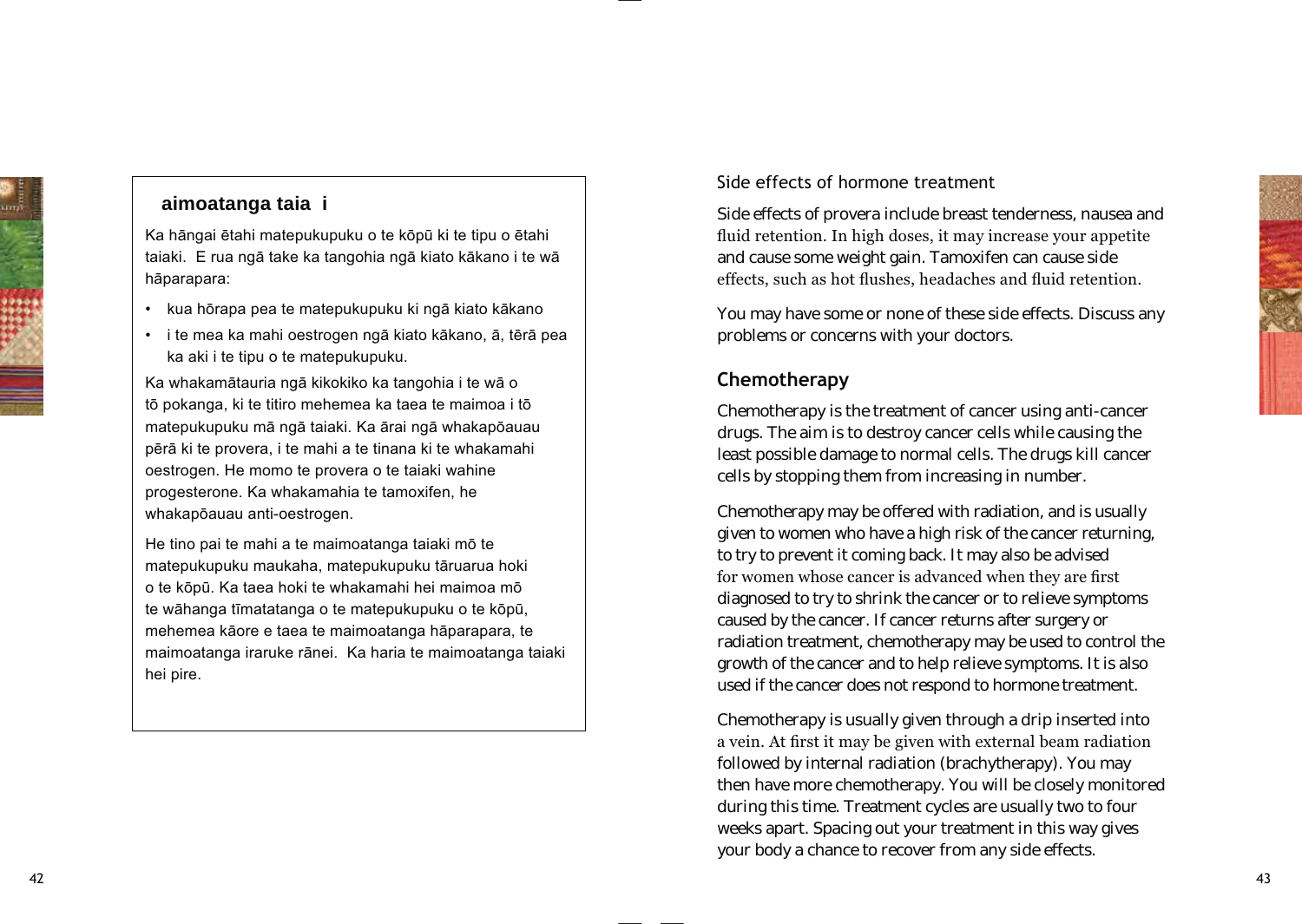## aimoatanga taia i

Ka hāngai ētahi matepukupuku o te kōpū ki te tipu o ētahi taiaki. E rua ngā take ka tangohia ngā kiato kākano i te wā hāparapara:

- kua hōrapa pea te matepukupuku ki ngā kiato kākano
- i te mea ka mahi oestrogen ngā kiato kākano, ā, tērā pea ka aki i te tipu o te matepukupuku.

Ka whakamātauria ngā kikokiko ka tangohia i te wā o tō pokanga, ki te titiro mehemea ka taea te maimoa i tō matepukupuku mā ngā taiaki. Ka ārai ngā whakapōauau pērā ki te provera, i te mahi a te tinana ki te whakamahi oestrogen. He momo te provera o te taiaki wahine progesterone. Ka whakamahia te tamoxifen, he whakapōauau anti-oestrogen.

He tino pai te mahi a te maimoatanga taiaki mō te matepukupuku maukaha, matepukupuku tāruarua hoki o te kōpū. Ka taea hoki te whakamahi hei maimoa mō te wāhanga tīmatatanga o te matepukupuku o te kōpū, mehemea kāore e taea te maimoatanga hāparapara, te maimoatanga iraruke rānei. Ka haria te maimoatanga taiaki hei pire.

### Side effects of hormone treatment

Side effects of provera include breast tenderness, nausea and fluid retention. In high doses, it may increase your appetite and cause some weight gain. Tamoxifen can cause side effects, such as hot flushes, headaches and fluid retention.

You may have some or none of these side effects. Discuss any problems or concerns with your doctors.

## Chemotherapy

Chemotherapy is the treatment of cancer using anti-cancer drugs. The aim is to destroy cancer cells while causing the least possible damage to normal cells. The drugs kill cancer cells by stopping them from increasing in number.

Chemotherapy may be offered with radiation, and is usually given to women who have a high risk of the cancer returning, to try to prevent it coming back. It may also be advised for women whose cancer is advanced when they are first diagnosed to try to shrink the cancer or to relieve symptoms caused by the cancer. If cancer returns after surgery or radiation treatment, chemotherapy may be used to control the growth of the cancer and to help relieve symptoms. It is also used if the cancer does not respond to hormone treatment.

Chemotherapy is usually given through a drip inserted into a vein. At first it may be given with external beam radiation followed by internal radiation (brachytherapy). You may then have more chemotherapy. You will be closely monitored during this time. Treatment cycles are usually two to four weeks apart. Spacing out your treatment in this way gives your body a chance to recover from any side effects.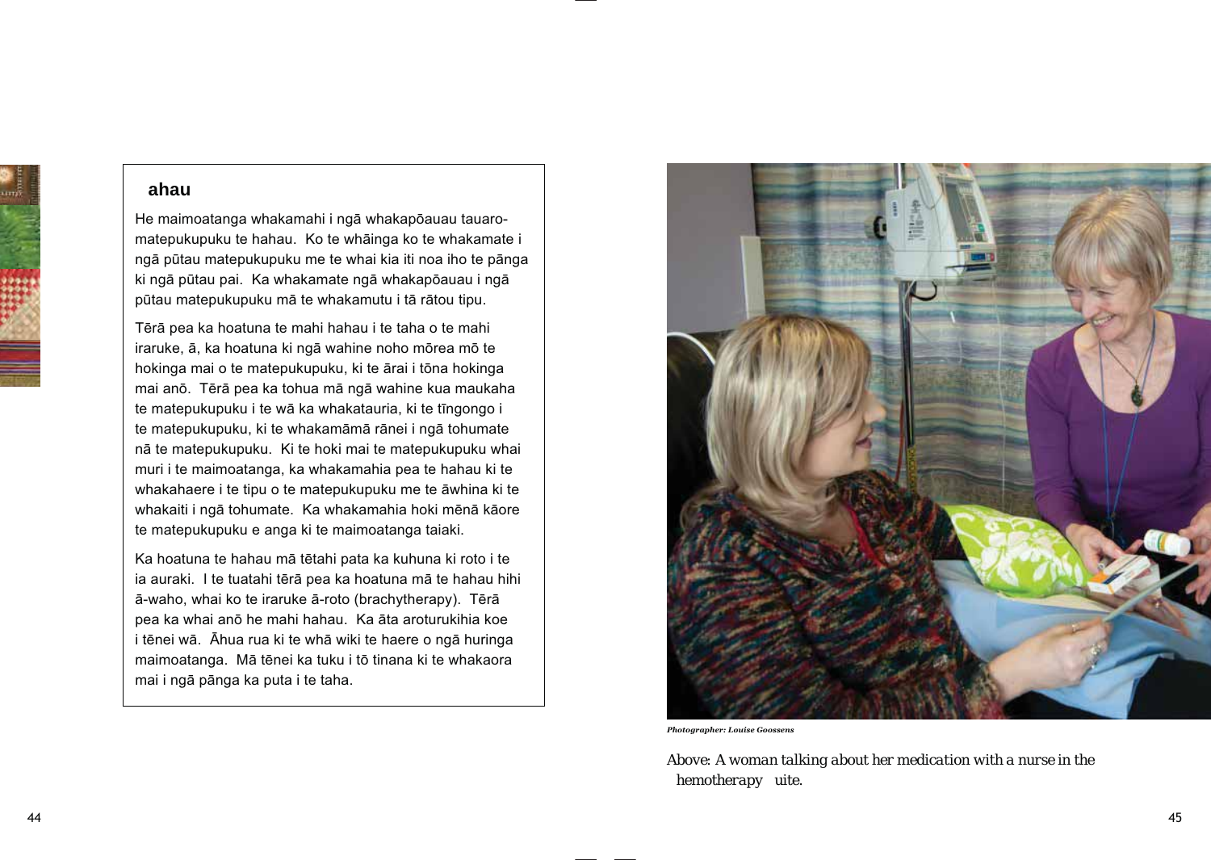## ahau

He maimoatanga whakamahi i ngā whakapōauau tauaro-matepukupuku te hahau. Ko te whāinga ko te whakamate i ngā pūtau matepukupuku me te whai kia iti noa iho te pānga ki ngā pūtau pai. Ka whakamate ngā whakapōauau i ngā pūtau matepukupuku mā te whakamutu i tā rātou tipu.

Tērā pea ka hoatuna te mahi hahau i te taha o te mahi iraruke, ā, ka hoatuna ki ngā wahine noho mōrea mō te hokinga mai o te matepukupuku, ki te ārai i tōna hokinga mai anō. Tērā pea ka tohua mā ngā wahine kua maukaha te matepukupuku i te wā ka whakatauria, ki te tīngongo i te matepukupuku, ki te whakamāmā rānei i ngā tohumate nā te matepukupuku. Ki te hoki mai te matepukupuku whai muri i te maimoatanga, ka whakamahia pea te hahau ki te whakahaere i te tipu o te matepukupuku me te āwhina ki te whakaiti i ngā tohumate. Ka whakamahia hoki mēnā kāore te matepukupuku e anga ki te maimoatanga taiaki.

Ka hoatuna te hahau mā tētahi pata ka kuhuna ki roto i te ia auraki. I te tuatahi tērā pea ka hoatuna mā te hahau hihi ā-waho, whai ko te iraruke ā-roto (brachytherapy). Tērā pea ka whai anō he mahi hahau. Ka āta aroturukihia koe i tēnei wā. Āhua rua ki te whā wiki te haere o ngā huringa maimoatanga. Mā tēnei ka tuku i tō tinana ki te whakaora mai i ngā pānga ka puta i te taha.

*Photographer: Louise Goossens*

*Above: A woman talking about her medication with a nurse in the hemotherapy uite.*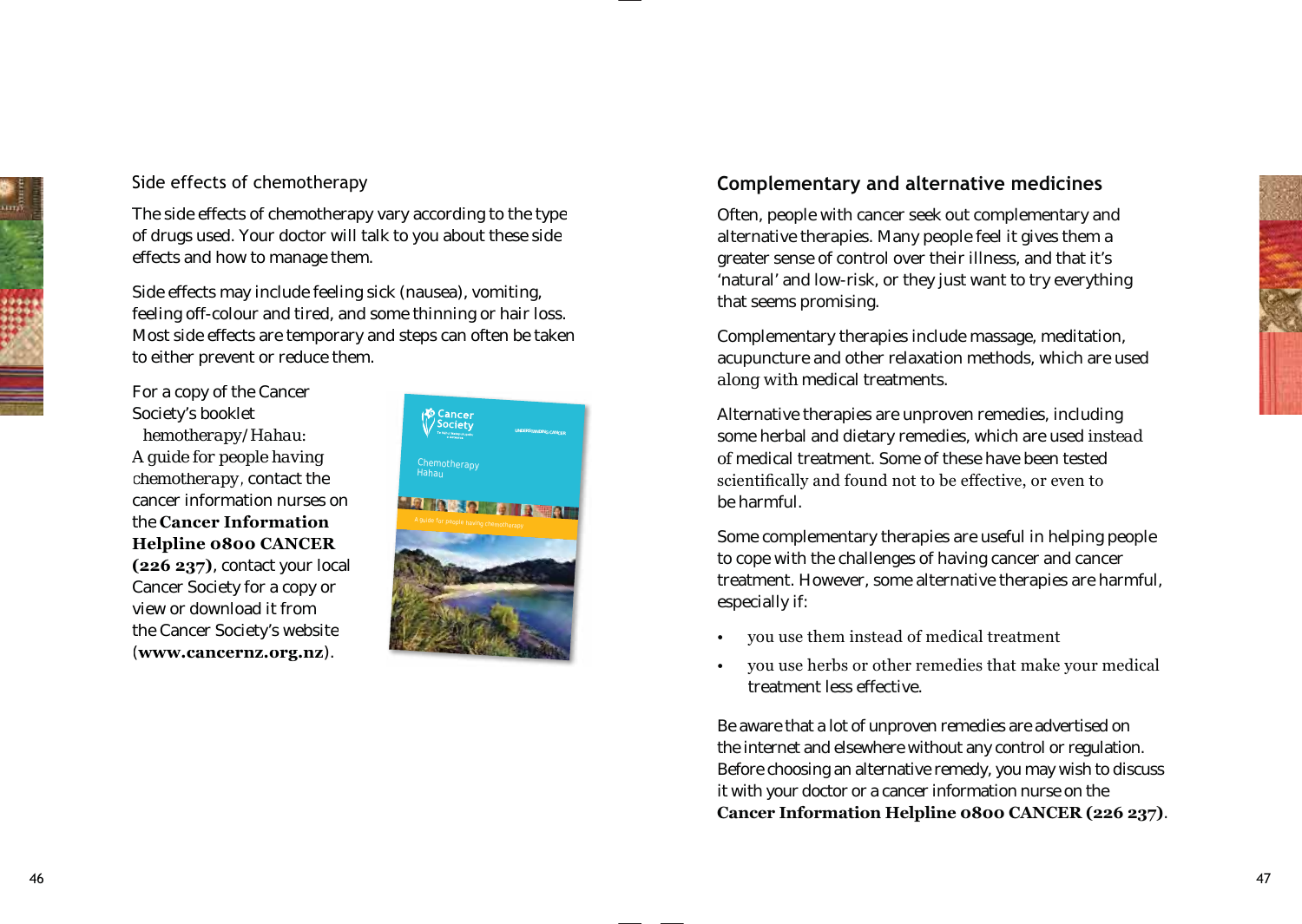## Side effects of chemotherapy

The side effects of chemotherapy vary according to the type of drugs used. Your doctor will talk to you about these side effects and how to manage them.

Side effects may include feeling sick (nausea), vomiting, feeling off-colour and tired, and some thinning or hair loss. Most side effects are temporary and steps can often be taken to either prevent or reduce them.

For a copy of the Cancer Society's booklet *Chemotherapy/Hahau: A guide for people having chemotherapy*, contact the cancer information nurses on the **Cancer Information Helpline 0800 CANCER (226 237)**, contact your local Cancer Society for a copy or view or download it from the Cancer Society's website (**www.cancernz.org.nz**).

## Complementary and alternative medicines

Often, people with cancer seek out complementary and alternative therapies. Many people feel it gives them a greater sense of control over their illness, and that it's 'natural' and low-risk, or they just want to try everything that seems promising.

Complementary therapies include massage, meditation, acupuncture and other relaxation methods, which are used along with medical treatments.

Alternative therapies are unproven remedies, including some herbal and dietary remedies, which are used instead of medical treatment. Some of these have been tested scientifically and found not to be effective, or even to be harmful.

Some complementary therapies are useful in helping people to cope with the challenges of having cancer and cancer treatment. However, some alternative therapies are harmful, especially if:

- you use them instead of medical treatment
- you use herbs or other remedies that make your medical treatment less effective.

Be aware that a lot of unproven remedies are advertised on the internet and elsewhere without any control or regulation. Before choosing an alternative remedy, you may wish to discuss it with your doctor or a cancer information nurse on the **Cancer Information Helpline 0800 CANCER (226 237)**.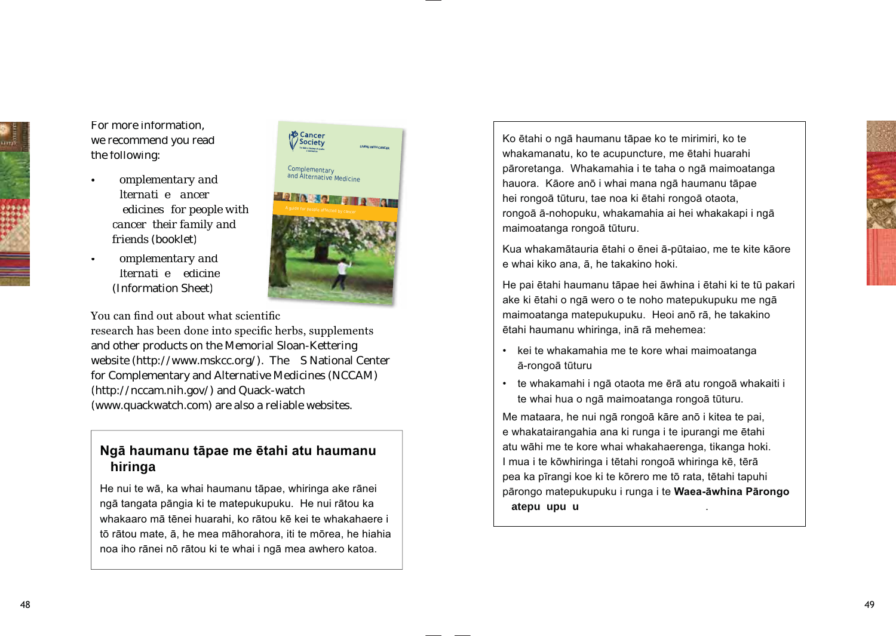For more information, we recommend you read the following:

- omplementary and lternati e ancer edicines for people with cancer their family and friends (booklet)
- omplementary and lternati e edicine (Information Sheet)

You can find out about what scientific research has been done into specific herbs, supplements and other products on the Memorial Sloan-Kettering website (http://www.mskcc.org/). The S National Center for Complementary and Alternative Medicines (NCCAM) (http://nccam.nih.gov/) and Quack-watch (www.quackwatch.com) are also a reliable websites.

## Ngā haumanu tāpae me ētahi atu haumanu hiringa

He nui te wā, ka whai haumanu tāpae, whiringa ake rānei ngā tangata pāngia ki te matepukupuku. He nui rātou ka whakaaro mā tēnei huarahi, ko rātou kē kei te whakahaere i tō rātou mate, ā, he mea māhorahora, iti te mōrea, he hiahia noa iho rānei nō rātou ki te whai i ngā mea awhero katoa.

Ko ētahi o ngā haumanu tāpae ko te mirimiri, ko te whakamanatu, ko te acupuncture, me ētahi huarahi pāroretanga. Whakamahia i te taha o ngā maimoatanga hauora. Kāore anō i whai mana ngā haumanu tāpae hei rongoā tūturu, tae noa ki ētahi rongoā otaota, rongoā ā-nohopuku, whakamahia ai hei whakakapi i ngā maimoatanga rongoā tūturu.

Kua whakamātauria ētahi o ēnei ā-pūtaiao, me te kite kāore e whai kiko ana, ā, he takakino hoki.

He pai ētahi haumanu tāpae hei āwhina i ētahi ki te tū pakari ake ki ētahi o ngā wero o te noho matepukupuku me ngā maimoatanga matepukupuku. Heoi anō rā, he takakino ētahi haumanu whiringa, inā rā mehemea:

- kei te whakamahia me te kore whai maimoatanga ā-rongoā tūturu
- te whakamahi i ngā otaota me ērā atu rongoā whakaiti i te whai hua o ngā maimoatanga rongoā tūturu.

Me mataara, he nui ngā rongoā kāre anō i kitea te pai, e whakatairangahia ana ki runga i te ipurangi me ētahi atu wāhi me te kore whai whakahaerenga, tikanga hoki. I mua i te kōwhiringa i tētahi rongoā whiringa kē, tērā pea ka pīrangi koe ki te kōrero me tō rata, tētahi tapuhi pārongo matepukupuku i runga i te **Waea-āwhina Pārongo atepu upu u** .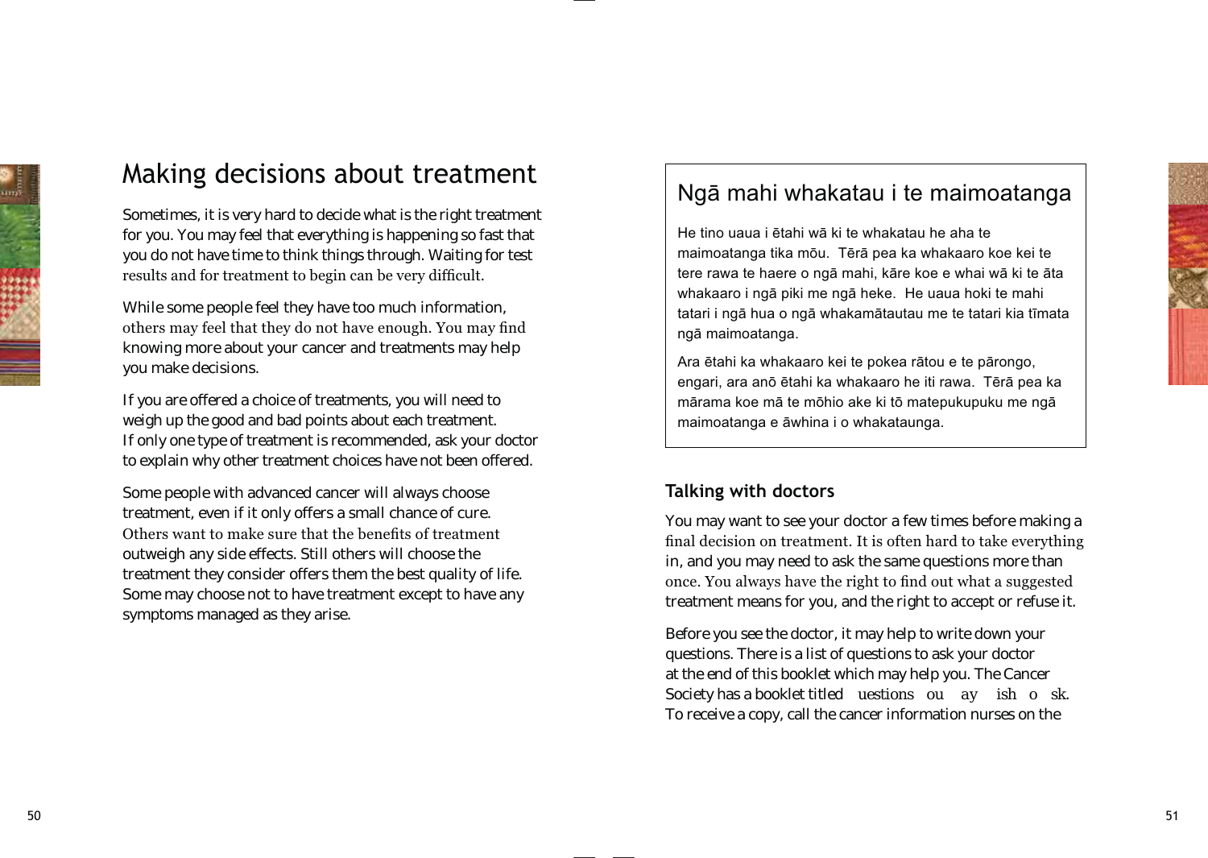# Making decisions about treatment

Sometimes, it is very hard to decide what is the right treatment for you. You may feel that everything is happening so fast that you do not have time to think things through. Waiting for test results and for treatment to begin can be very difficult.

While some people feel they have too much information, others may feel that they do not have enough. You may find knowing more about your cancer and treatments may help you make decisions.

If you are offered a choice of treatments, you will need to weigh up the good and bad points about each treatment. If only one type of treatment is recommended, ask your doctor to explain why other treatment choices have not been offered.

Some people with advanced cancer will always choose treatment, even if it only offers a small chance of cure. Others want to make sure that the benefits of treatment outweigh any side effects. Still others will choose the treatment they consider offers them the best quality of life. Some may choose not to have treatment except to have any symptoms managed as they arise.

## Ngā mahi whakatau i te maimoatanga

He tino uaua i ētahi wā ki te whakatau he aha te maimoatanga tika mōu. Tērā pea ka whakaaro koe kei te tere rawa te haere o ngā mahi, kāre koe e whai wā ki te āta whakaaro i ngā piki me ngā heke. He uaua hoki te mahi tatari i ngā hua o ngā whakamātautau me te tatari kia tīmata ngā maimoatanga.

Ara ētahi ka whakaaro kei te pokea rātou e te pārongo, engari, ara anō ētahi ka whakaaro he iti rawa. Tērā pea ka mārama koe mā te mōhio ake ki tō matepukupuku me ngā maimoatanga e āwhina i o whakataunga.

### Talking with doctors

You may want to see your doctor a few times before making a final decision on treatment. It is often hard to take everything in, and you may need to ask the same questions more than once. You always have the right to find out what a suggested treatment means for you, and the right to accept or refuse it.

Before you see the doctor, it may help to write down your questions. There is a list of questions to ask your doctor at the end of this booklet which may help you. The Cancer Society has a booklet titled uestions ou ay ish o sk. To receive a copy, call the cancer information nurses on the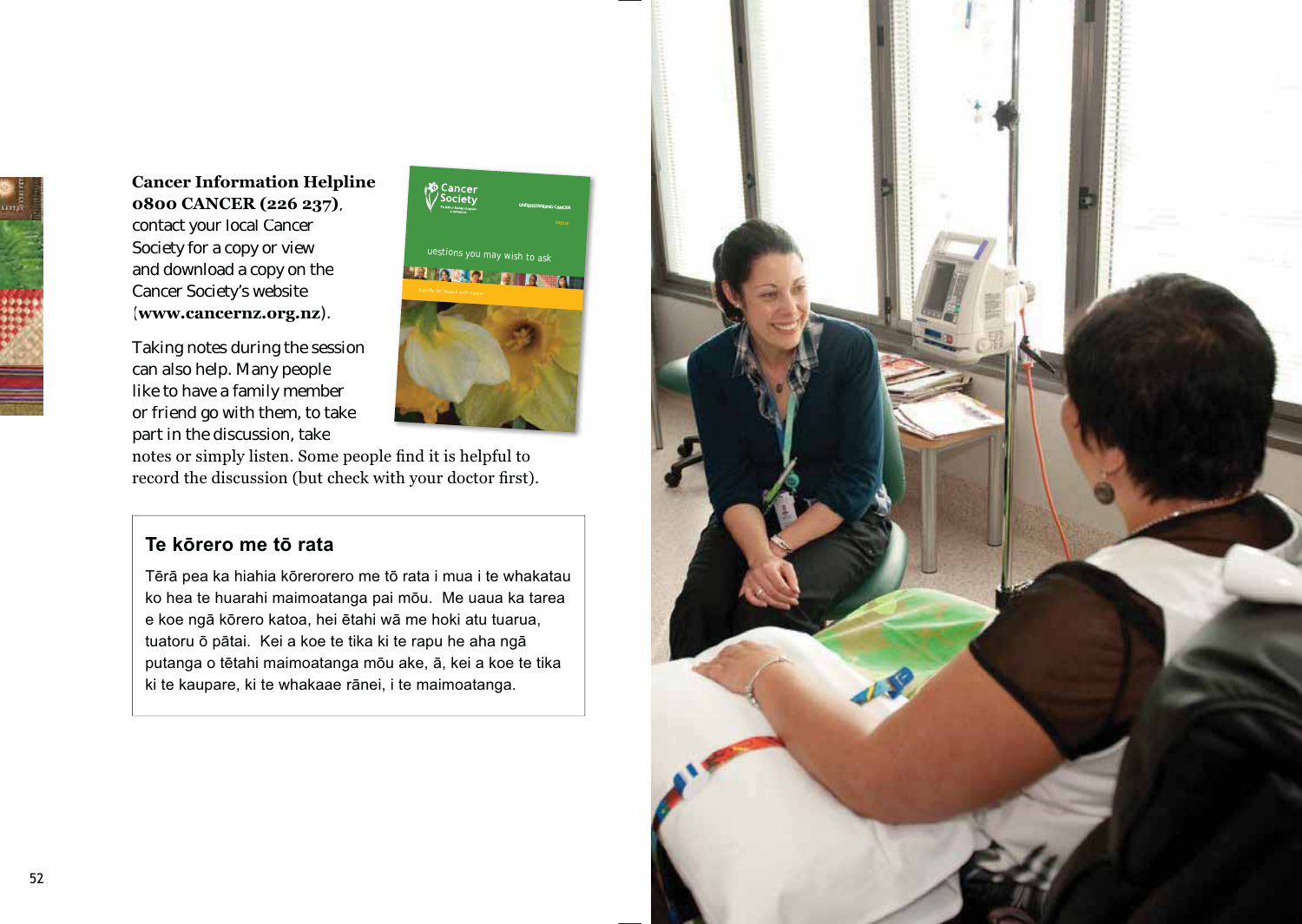**Cancer Information Helpline 0800 CANCER (226 237)**, contact your local Cancer Society for a copy or view and download a copy on the Cancer Society's website (**www.cancernz.org.nz**).

Taking notes during the session can also help. Many people like to have a family member or friend go with them, to take part in the discussion, take notes or simply listen. Some people find it is helpful to record the discussion (but check with your doctor first).

### Te kōrero me tō rata

Tērā pea ka hiahia kōrerorero me tō rata i mua i te whakatau ko hea te huarahi maimoatanga pai mōu. Me uaua ka tarea e koe ngā kōrero katoa, hei ētahi wā me hoki atu tuarua, tuatoru ō pātai. Kei a koe te tika ki te rapu he aha ngā putanga o tētahi maimoatanga mōu ake, ā, kei a koe te tika ki te kaupare, ki te whakaae rānei, i te maimoatanga.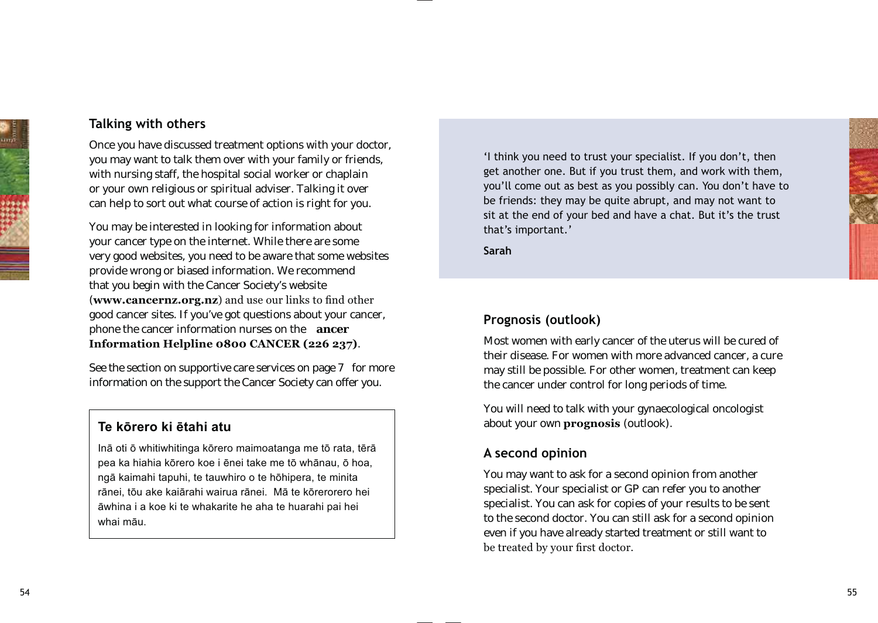## Talking with others

Once you have discussed treatment options with your doctor, you may want to talk them over with your family or friends, with nursing staff, the hospital social worker or chaplain or your own religious or spiritual adviser. Talking it over can help to sort out what course of action is right for you.

You may be interested in looking for information about your cancer type on the internet. While there are some very good websites, you need to be aware that some websites provide wrong or biased information. We recommend that you begin with the Cancer Society's website (**www.cancernz.org.nz**) and use our links to find other good cancer sites. If you've got questions about your cancer, phone the cancer information nurses on the **ancer Information Helpline 0800 CANCER (226 237)**.

See the section on supportive care services on page 7 for more information on the support the Cancer Society can offer you.

### Te kōrero ki ētahi atu

Inā oti ō whitiwhitinga kōrero maimoatanga me tō rata, tērā pea ka hiahia kōrero koe i ēnei take me tō whānau, ō hoa, ngā kaimahi tapuhi, te tauwhiro o te hōhipera, te minita rānei, tōu ake kaiārahi wairua rānei. Mā te kōrerorero hei āwhina i a koe ki te whakarite he aha te huarahi pai hei whai māu.

> 'I think you need to trust your specialist. If you don't, then get another one. But if you trust them, and work with them, you'll come out as best as you possibly can. You don't have to be friends: they may be quite abrupt, and may not want to sit at the end of your bed and have a chat. But it's the trust that's important.'
>
> **Sarah**

## Prognosis (outlook)

Most women with early cancer of the uterus will be cured of their disease. For women with more advanced cancer, a cure may still be possible. For other women, treatment can keep the cancer under control for long periods of time.

You will need to talk with your gynaecological oncologist about your own **prognosis** (outlook).

## A second opinion

You may want to ask for a second opinion from another specialist. Your specialist or GP can refer you to another specialist. You can ask for copies of your results to be sent to the second doctor. You can still ask for a second opinion even if you have already started treatment or still want to be treated by your first doctor.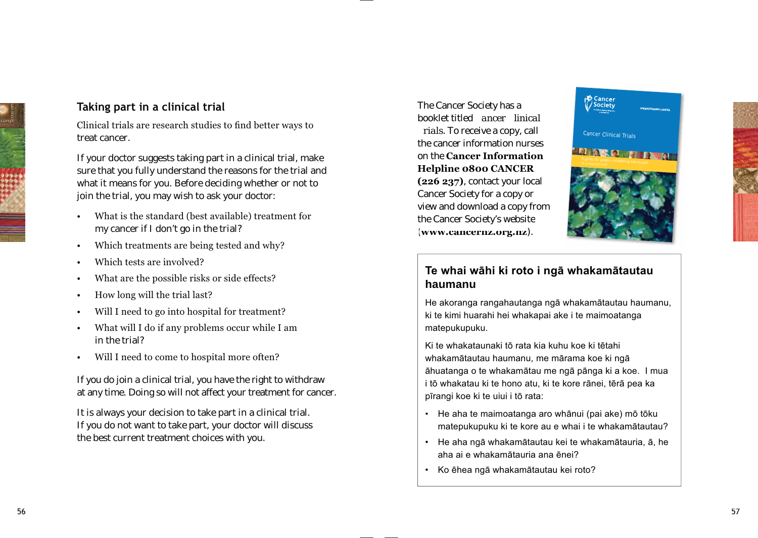## Taking part in a clinical trial

Clinical trials are research studies to find better ways to treat cancer.

If your doctor suggests taking part in a clinical trial, make sure that you fully understand the reasons for the trial and what it means for you. Before deciding whether or not to join the trial, you may wish to ask your doctor:

- What is the standard (best available) treatment for my cancer if I don't go in the trial?
- Which treatments are being tested and why?
- Which tests are involved?
- What are the possible risks or side effects?
- How long will the trial last?
- Will I need to go into hospital for treatment?
- What will I do if any problems occur while I am in the trial?
- Will I need to come to hospital more often?

If you do join a clinical trial, you have the right to withdraw at any time. Doing so will not affect your treatment for cancer.

It is always your decision to take part in a clinical trial. If you do not want to take part, your doctor will discuss the best current treatment choices with you.

The Cancer Society has a booklet titled ancer linical rials. To receive a copy, call the cancer information nurses on the **Cancer Information Helpline 0800 CANCER (226 237)**, contact your local Cancer Society for a copy or view and download a copy from the Cancer Society's website (**www.cancernz.org.nz**).

### Te whai wāhi ki roto i ngā whakamātautau haumanu

He akoranga rangahautanga ngā whakamātautau haumanu, ki te kimi huarahi hei whakapai ake i te maimoatanga matepukupuku.

Ki te whakataunaki tō rata kia kuhu koe ki tētahi whakamātautau haumanu, me mārama koe ki ngā āhuatanga o te whakamātau me ngā pānga ki a koe. I mua i tō whakatau ki te hono atu, ki te kore rānei, tērā pea ka pīrangi koe ki te uiui i tō rata:

- He aha te maimoatanga aro whānui (pai ake) mō tōku matepukupuku ki te kore au e whai i te whakamātautau?
- He aha ngā whakamātautau kei te whakamātauria, ā, he aha ai e whakamātauria ana ēnei?
- Ko ēhea ngā whakamātautau kei roto?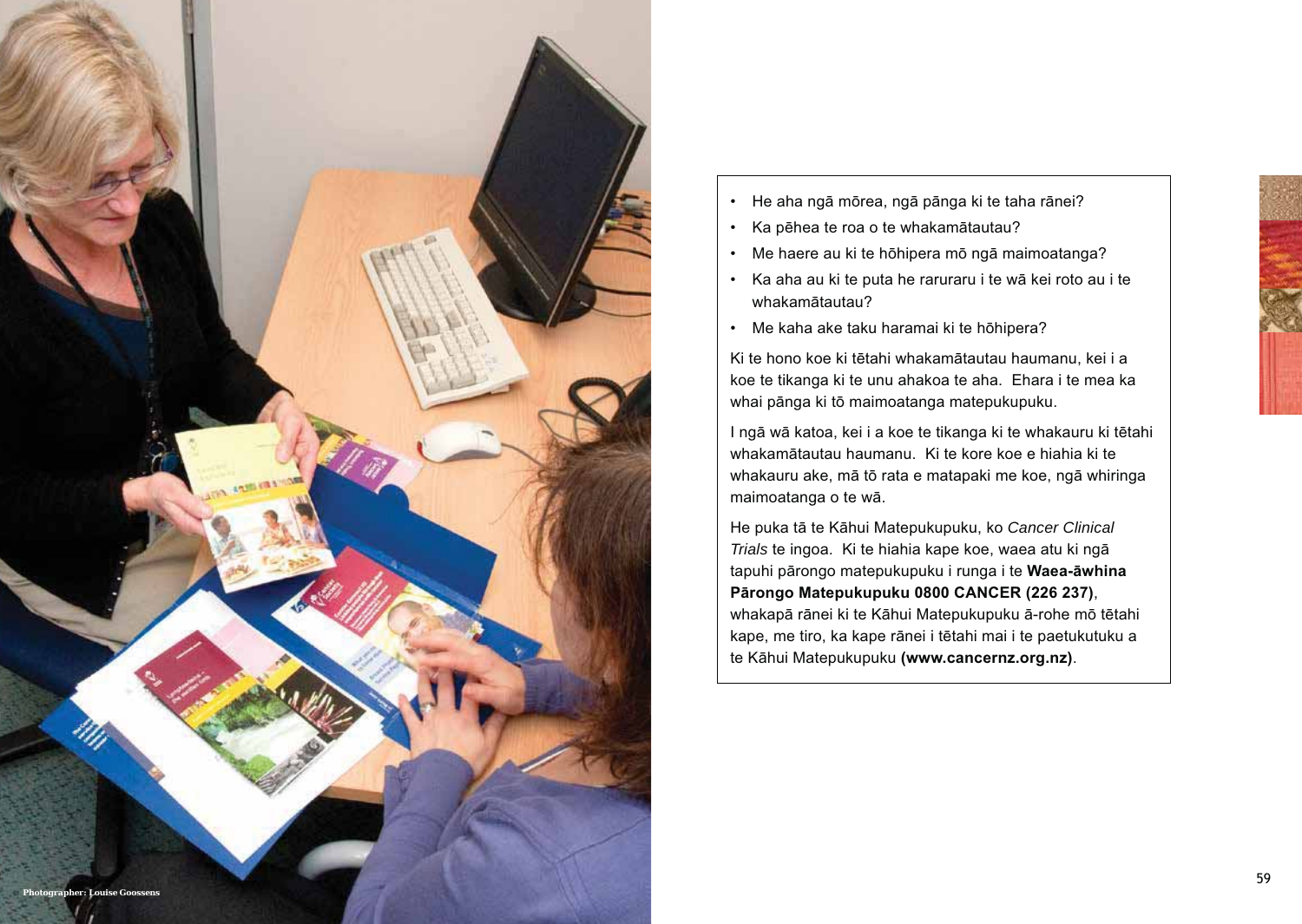- He aha ngā mōrea, ngā pānga ki te taha rānei?
- Ka pēhea te roa o te whakamātautau?
- Me haere au ki te hōhipera mō ngā maimoatanga?
- Ka aha au ki te puta he raruraru i te wā kei roto au i te whakamātautau?
- Me kaha ake taku haramai ki te hōhipera?

Ki te hono koe ki tētahi whakamātautau haumanu, kei i a koe te tikanga ki te unu ahakoa te aha. Ehara i te mea ka whai pānga ki tō maimoatanga matepukupuku.

I ngā wā katoa, kei i a koe te tikanga ki te whakauru ki tētahi whakamātautau haumanu. Ki te kore koe e hiahia ki te whakauru ake, mā tō rata e matapaki me koe, ngā whiringa maimoatanga o te wā.

He puka tā te Kāhui Matepukupuku, ko *Cancer Clinical Trials* te ingoa. Ki te hiahia kape koe, waea atu ki ngā tapuhi pārongo matepukupuku i runga i te **Waea-āwhina Pārongo Matepukupuku 0800 CANCER (226 237)**, whakapā rānei ki te Kāhui Matepukupuku ā-rohe mō tētahi kape, me tiro, ka kape rānei i tētahi mai i te paetukutuku a te Kāhui Matepukupuku **(www.cancernz.org.nz)**.

Photographer: Louise Goossens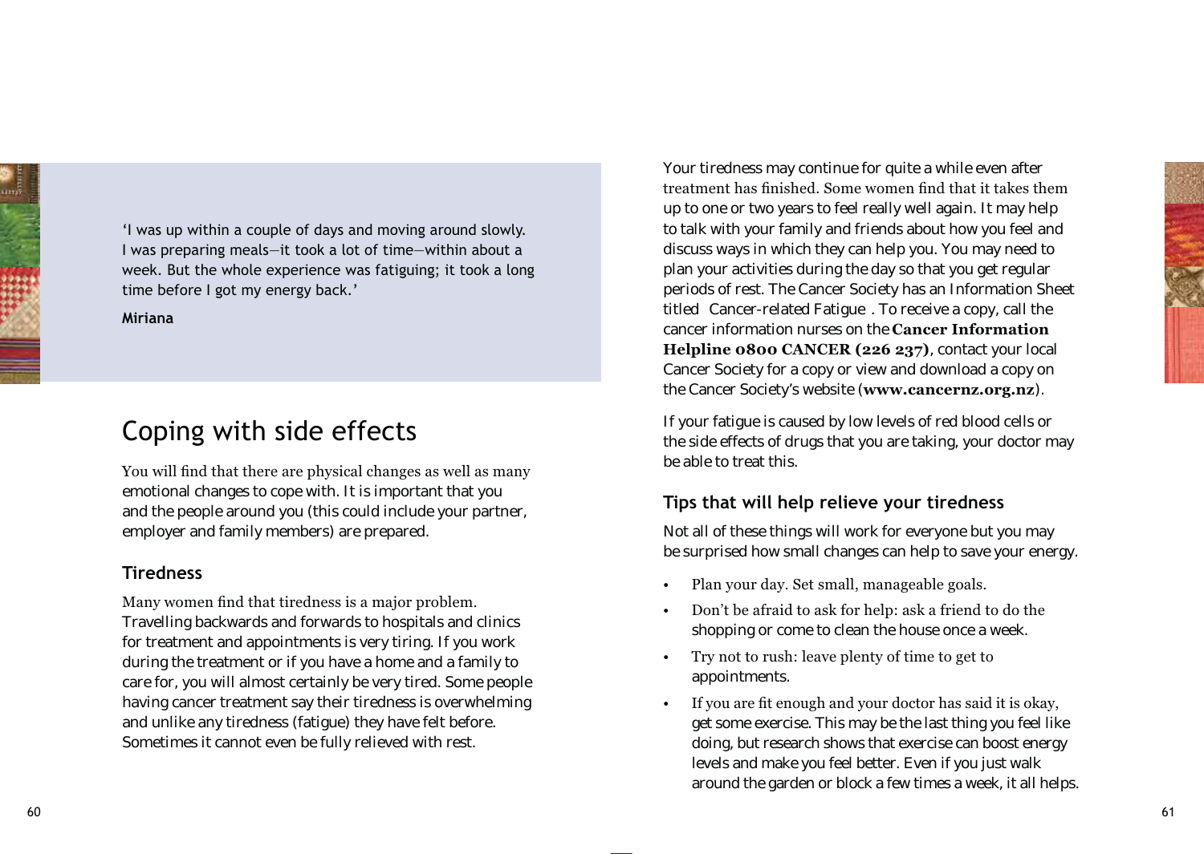'I was up within a couple of days and moving around slowly. I was preparing meals—it took a lot of time—within about a week. But the whole experience was fatiguing; it took a long time before I got my energy back.'

**Miriana**

## Coping with side effects

You will find that there are physical changes as well as many emotional changes to cope with. It is important that you and the people around you (this could include your partner, employer and family members) are prepared.

### Tiredness

Many women find that tiredness is a major problem. Travelling backwards and forwards to hospitals and clinics for treatment and appointments is very tiring. If you work during the treatment or if you have a home and a family to care for, you will almost certainly be very tired. Some people having cancer treatment say their tiredness is overwhelming and unlike any tiredness (fatigue) they have felt before. Sometimes it cannot even be fully relieved with rest.

Your tiredness may continue for quite a while even after treatment has finished. Some women find that it takes them up to one or two years to feel really well again. It may help to talk with your family and friends about how you feel and discuss ways in which they can help you. You may need to plan your activities during the day so that you get regular periods of rest. The Cancer Society has an Information Sheet titled Cancer-related Fatigue . To receive a copy, call the cancer information nurses on the **Cancer Information Helpline 0800 CANCER (226 237)**, contact your local Cancer Society for a copy or view and download a copy on the Cancer Society's website (**www.cancernz.org.nz**).

If your fatigue is caused by low levels of red blood cells or the side effects of drugs that you are taking, your doctor may be able to treat this.

### Tips that will help relieve your tiredness

Not all of these things will work for everyone but you may be surprised how small changes can help to save your energy.

- Plan your day. Set small, manageable goals.
- Don't be afraid to ask for help: ask a friend to do the shopping or come to clean the house once a week.
- Try not to rush: leave plenty of time to get to appointments.
- If you are fit enough and your doctor has said it is okay, get some exercise. This may be the last thing you feel like doing, but research shows that exercise can boost energy levels and make you feel better. Even if you just walk around the garden or block a few times a week, it all helps.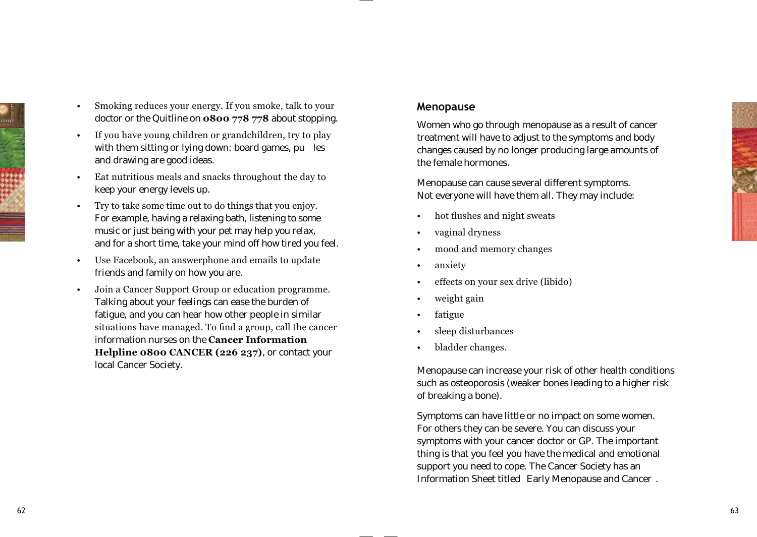- Smoking reduces your energy. If you smoke, talk to your doctor or the Quitline on **0800 778 778** about stopping.
- If you have young children or grandchildren, try to play with them sitting or lying down: board games, pu les and drawing are good ideas.
- Eat nutritious meals and snacks throughout the day to keep your energy levels up.
- Try to take some time out to do things that you enjoy. For example, having a relaxing bath, listening to some music or just being with your pet may help you relax, and for a short time, take your mind off how tired you feel.
- Use Facebook, an answerphone and emails to update friends and family on how you are.
- Join a Cancer Support Group or education programme. Talking about your feelings can ease the burden of fatigue, and you can hear how other people in similar situations have managed. To find a group, call the cancer information nurses on the **Cancer Information Helpline 0800 CANCER (226 237)**, or contact your local Cancer Society.

## Menopause

Women who go through menopause as a result of cancer treatment will have to adjust to the symptoms and body changes caused by no longer producing large amounts of the female hormones.

Menopause can cause several different symptoms. Not everyone will have them all. They may include:

- hot flushes and night sweats
- vaginal dryness
- mood and memory changes
- anxiety
- effects on your sex drive (libido)
- weight gain
- fatigue
- sleep disturbances
- bladder changes.

Menopause can increase your risk of other health conditions such as osteoporosis (weaker bones leading to a higher risk of breaking a bone).

Symptoms can have little or no impact on some women. For others they can be severe. You can discuss your symptoms with your cancer doctor or GP. The important thing is that you feel you have the medical and emotional support you need to cope. The Cancer Society has an Information Sheet titled Early Menopause and Cancer .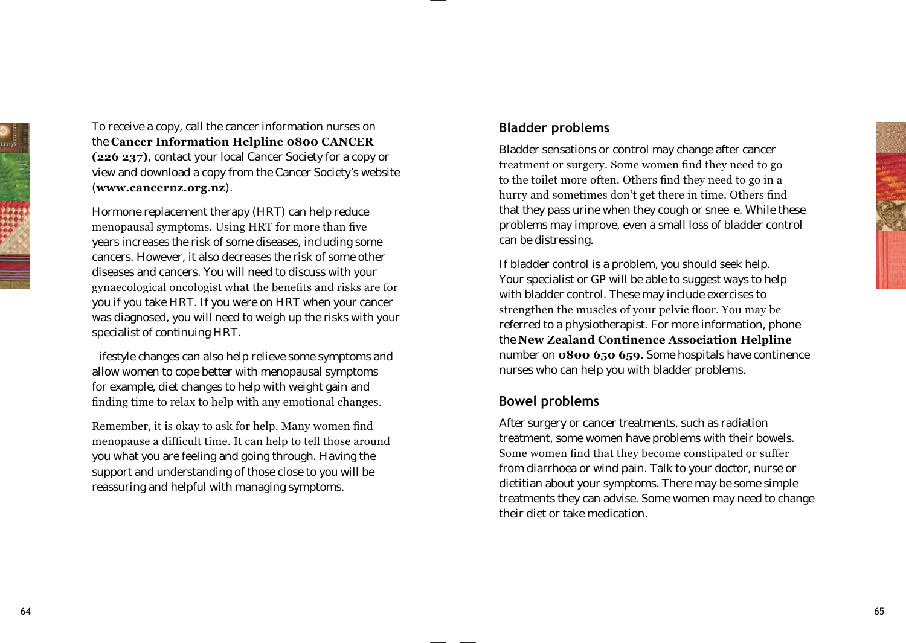To receive a copy, call the cancer information nurses on the **Cancer Information Helpline 0800 CANCER (226 237)**, contact your local Cancer Society for a copy or view and download a copy from the Cancer Society's website (**www.cancernz.org.nz**).

Hormone replacement therapy (HRT) can help reduce menopausal symptoms. Using HRT for more than five years increases the risk of some diseases, including some cancers. However, it also decreases the risk of some other diseases and cancers. You will need to discuss with your gynaecological oncologist what the benefits and risks are for you if you take HRT. If you were on HRT when your cancer was diagnosed, you will need to weigh up the risks with your specialist of continuing HRT.

 ifestyle changes can also help relieve some symptoms and allow women to cope better with menopausal symptoms for example, diet changes to help with weight gain and finding time to relax to help with any emotional changes.

Remember, it is okay to ask for help. Many women find menopause a difficult time. It can help to tell those around you what you are feeling and going through. Having the support and understanding of those close to you will be reassuring and helpful with managing symptoms.

## Bladder problems

Bladder sensations or control may change after cancer treatment or surgery. Some women find they need to go to the toilet more often. Others find they need to go in a hurry and sometimes don't get there in time. Others find that they pass urine when they cough or snee e. While these problems may improve, even a small loss of bladder control can be distressing.

If bladder control is a problem, you should seek help. Your specialist or GP will be able to suggest ways to help with bladder control. These may include exercises to strengthen the muscles of your pelvic floor. You may be referred to a physiotherapist. For more information, phone the **New Zealand Continence Association Helpline** number on **0800 650 659**. Some hospitals have continence nurses who can help you with bladder problems.

## Bowel problems

After surgery or cancer treatments, such as radiation treatment, some women have problems with their bowels. Some women find that they become constipated or suffer from diarrhoea or wind pain. Talk to your doctor, nurse or dietitian about your symptoms. There may be some simple treatments they can advise. Some women may need to change their diet or take medication.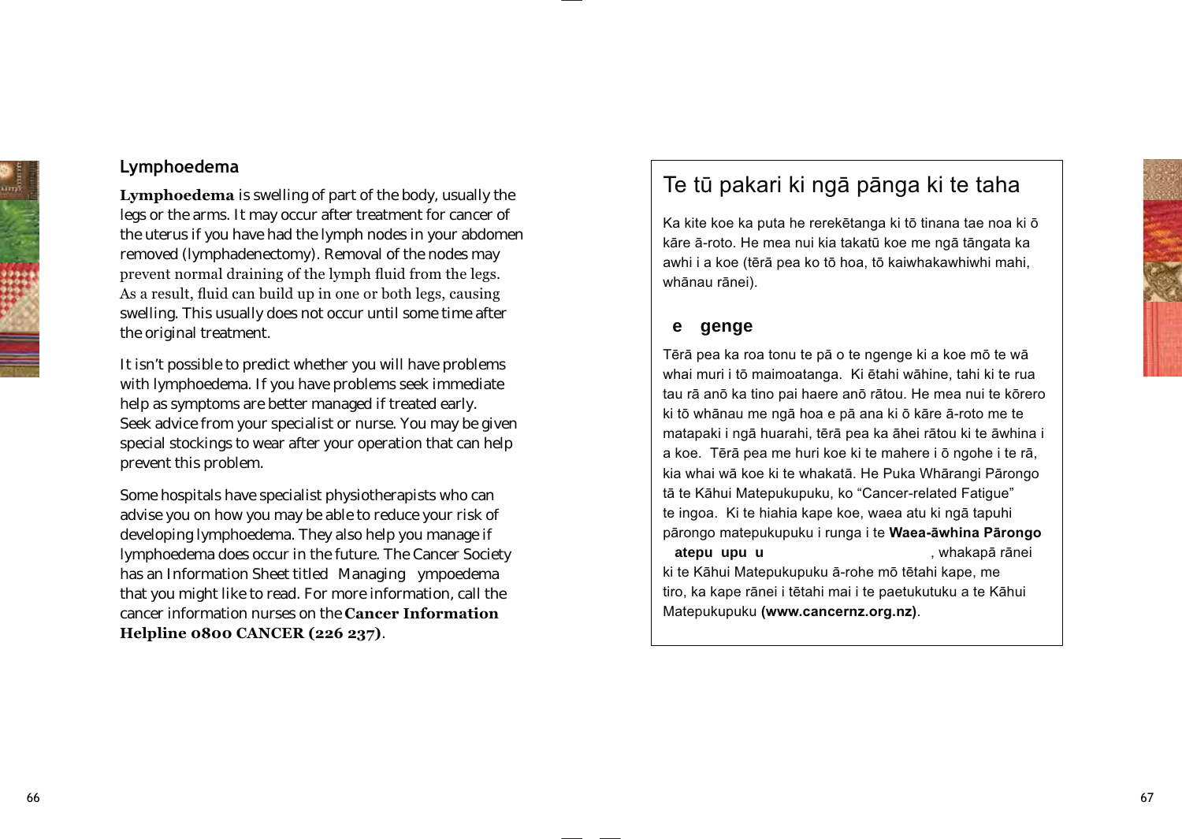## Lymphoedema

**Lymphoedema** is swelling of part of the body, usually the legs or the arms. It may occur after treatment for cancer of the uterus if you have had the lymph nodes in your abdomen removed (lymphadenectomy). Removal of the nodes may prevent normal draining of the lymph fluid from the legs. As a result, fluid can build up in one or both legs, causing swelling. This usually does not occur until some time after the original treatment.

It isn't possible to predict whether you will have problems with lymphoedema. If you have problems seek immediate help as symptoms are better managed if treated early. Seek advice from your specialist or nurse. You may be given special stockings to wear after your operation that can help prevent this problem.

Some hospitals have specialist physiotherapists who can advise you on how you may be able to reduce your risk of developing lymphoedema. They also help you manage if lymphoedema does occur in the future. The Cancer Society has an Information Sheet titled Managing ympoedema that you might like to read. For more information, call the cancer information nurses on the **Cancer Information Helpline 0800 CANCER (226 237)**.

## Te tū pakari ki ngā pānga ki te taha

Ka kite koe ka puta he rerekētanga ki tō tinana tae noa ki ō kāre ā-roto. He mea nui kia takatū koe me ngā tāngata ka awhi i a koe (tērā pea ko tō hoa, tō kaiwhakawhiwhi mahi, whānau rānei).

### e genge

Tērā pea ka roa tonu te pā o te ngenge ki a koe mō te wā whai muri i tō maimoatanga. Ki ētahi wāhine, tahi ki te rua tau rā anō ka tino pai haere anō rātou. He mea nui te kōrero ki tō whānau me ngā hoa e pā ana ki ō kāre ā-roto me te matapaki i ngā huarahi, tērā pea ka āhei rātou ki te āwhina i a koe. Tērā pea me huri koe ki te mahere i ō ngohe i te rā, kia whai wā koe ki te whakatā. He Puka Whārangi Pārongo tā te Kāhui Matepukupuku, ko "Cancer-related Fatigue" te ingoa. Ki te hiahia kape koe, waea atu ki ngā tapuhi pārongo matepukupuku i runga i te **Waea-āwhina Pārongo atepu upu u** , whakapā rānei ki te Kāhui Matepukupuku ā-rohe mō tētahi kape, me tiro, ka kape rānei i tētahi mai i te paetukutuku a te Kāhui Matepukupuku **(www.cancernz.org.nz)**.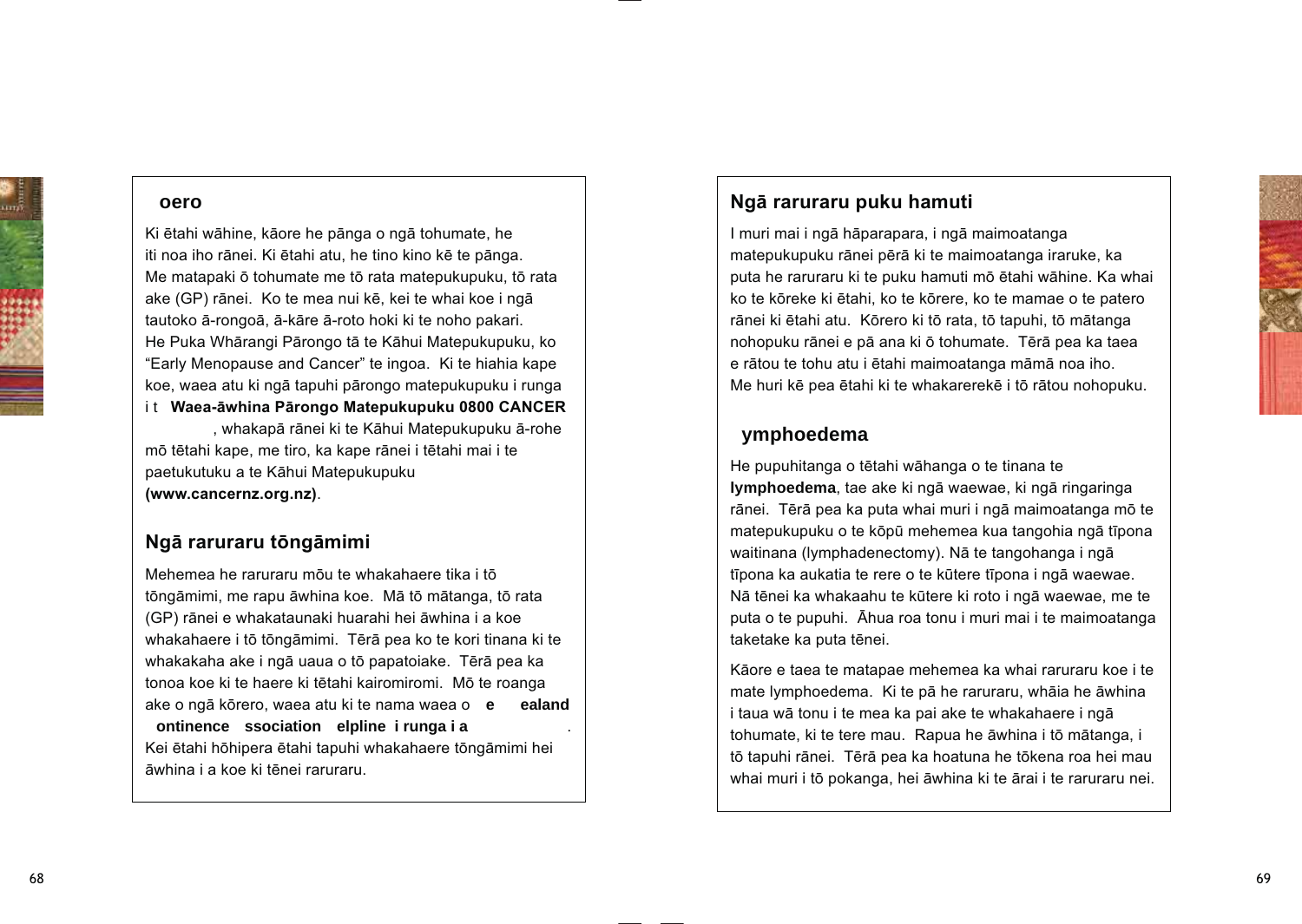## oero

Ki ētahi wāhine, kāore he pānga o ngā tohumate, he iti noa iho rānei. Ki ētahi atu, he tino kino kē te pānga. Me matapaki ō tohumate me tō rata matepukupuku, tō rata ake (GP) rānei. Ko te mea nui kē, kei te whai koe i ngā tautoko ā-rongoā, ā-kāre ā-roto hoki ki te noho pakari. He Puka Whārangi Pārongo tā te Kāhui Matepukupuku, ko "Early Menopause and Cancer" te ingoa. Ki te hiahia kape koe, waea atu ki ngā tapuhi pārongo matepukupuku i runga i t **Waea-āwhina Pārongo Matepukupuku 0800 CANCER** , whakapā rānei ki te Kāhui Matepukupuku ā-rohe mō tētahi kape, me tiro, ka kape rānei i tētahi mai i te paetukutuku a te Kāhui Matepukupuku **(www.cancernz.org.nz)**.

## Ngā raruraru tōngāmimi

Mehemea he raruraru mōu te whakahaere tika i tō tōngāmimi, me rapu āwhina koe. Mā tō mātanga, tō rata (GP) rānei e whakataunaki huarahi hei āwhina i a koe whakahaere i tō tōngāmimi. Tērā pea ko te kori tinana ki te whakakaha ake i ngā uaua o tō papatoiake. Tērā pea ka tonoa koe ki te haere ki tētahi kairomiromi. Mō te roanga ake o ngā kōrero, waea atu ki te nama waea o **e ealand ontinence ssociation elpline i runga i a** .
Kei ētahi hōhipera ētahi tapuhi whakahaere tōngāmimi hei āwhina i a koe ki tēnei raruraru.

## Ngā raruraru puku hamuti

I muri mai i ngā hāparapara, i ngā maimoatanga matepukupuku rānei pērā ki te maimoatanga iraruke, ka puta he raruraru ki te puku hamuti mō ētahi wāhine. Ka whai ko te kōreke ki ētahi, ko te kōrere, ko te mamae o te patero rānei ki ētahi atu. Kōrero ki tō rata, tō tapuhi, tō mātanga nohopuku rānei e pā ana ki ō tohumate. Tērā pea ka taea e rātou te tohu atu i ētahi maimoatanga māmā noa iho. Me huri kē pea ētahi ki te whakarerekē i tō rātou nohopuku.

## ymphoedema

He pupuhitanga o tētahi wāhanga o te tinana te **lymphoedema**, tae ake ki ngā waewae, ki ngā ringaringa rānei. Tērā pea ka puta whai muri i ngā maimoatanga mō te matepukupuku o te kōpū mehemea kua tangohia ngā tīpona waitinana (lymphadenectomy). Nā te tangohanga i ngā tīpona ka aukatia te rere o te kūtere tīpona i ngā waewae. Nā tēnei ka whakaahu te kūtere ki roto i ngā waewae, me te puta o te pupuhi. Āhua roa tonu i muri mai i te maimoatanga taketake ka puta tēnei.

Kāore e taea te matapae mehemea ka whai raruraru koe i te mate lymphoedema. Ki te pā he raruraru, whāia he āwhina i taua wā tonu i te mea ka pai ake te whakahaere i ngā tohumate, ki te tere mau. Rapua he āwhina i tō mātanga, i tō tapuhi rānei. Tērā pea ka hoatuna he tōkena roa hei mau whai muri i tō pokanga, hei āwhina ki te ārai i te raruraru nei.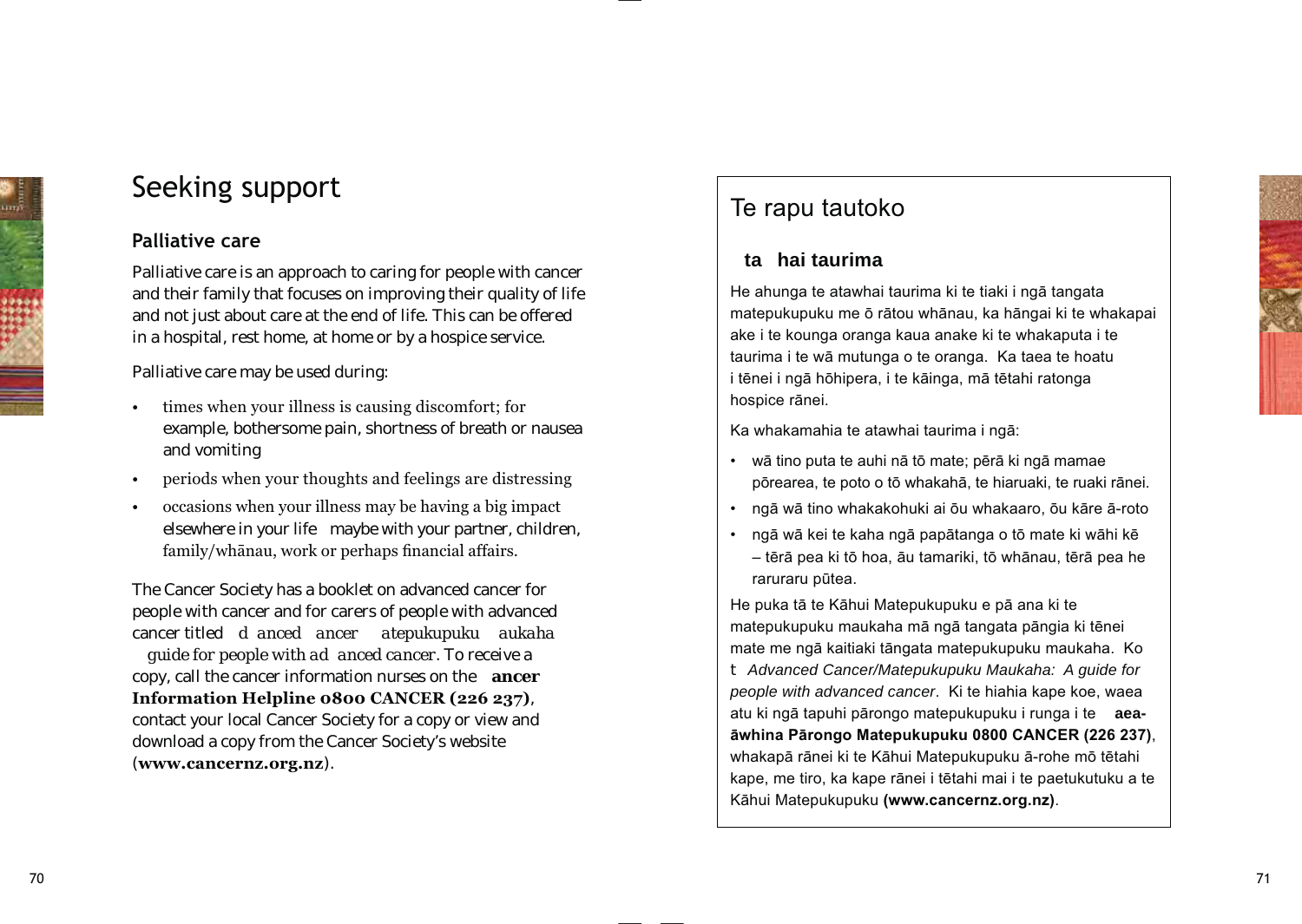# Seeking support

## Palliative care

Palliative care is an approach to caring for people with cancer and their family that focuses on improving their quality of life and not just about care at the end of life. This can be offered in a hospital, rest home, at home or by a hospice service.

Palliative care may be used during:

- times when your illness is causing discomfort; for example, bothersome pain, shortness of breath or nausea and vomiting
- periods when your thoughts and feelings are distressing
- occasions when your illness may be having a big impact elsewhere in your life maybe with your partner, children, family/whānau, work or perhaps financial affairs.

The Cancer Society has a booklet on advanced cancer for people with cancer and for carers of people with advanced cancer titled *d anced ancer atepukupuku aukaha guide for people with ad anced cancer*. To receive a copy, call the cancer information nurses on the **ancer Information Helpline 0800 CANCER (226 237)**, contact your local Cancer Society for a copy or view and download a copy from the Cancer Society's website (**www.cancernz.org.nz**).

# Te rapu tautoko

## ta hai taurima

He ahunga te atawhai taurima ki te tiaki i ngā tangata matepukupuku me ō rātou whānau, ka hāngai ki te whakapai ake i te kounga oranga kaua anake ki te whakaputa i te taurima i te wā mutunga o te oranga. Ka taea te hoatu i tēnei i ngā hōhipera, i te kāinga, mā tētahi ratonga hospice rānei.

Ka whakamahia te atawhai taurima i ngā:

- wā tino puta te auhi nā tō mate; pērā ki ngā mamae pōrearea, te poto o tō whakahā, te hiaruaki, te ruaki rānei.
- ngā wā tino whakakohuki ai ōu whakaaro, ōu kāre ā-roto
- ngā wā kei te kaha ngā papātanga o tō mate ki wāhi kē – tērā pea ki tō hoa, āu tamariki, tō whānau, tērā pea he raruraru pūtea.

He puka tā te Kāhui Matepukupuku e pā ana ki te matepukupuku maukaha mā ngā tangata pāngia ki tēnei mate me ngā kaitiaki tāngata matepukupuku maukaha. Ko t *Advanced Cancer/Matepukupuku Maukaha: A guide for people with advanced cancer*. Ki te hiahia kape koe, waea atu ki ngā tapuhi pārongo matepukupuku i runga i te **aea-āwhina Pārongo Matepukupuku 0800 CANCER (226 237)**, whakapā rānei ki te Kāhui Matepukupuku ā-rohe mō tētahi kape, me tiro, ka kape rānei i tētahi mai i te paetukutuku a te Kāhui Matepukupuku **(www.cancernz.org.nz)**.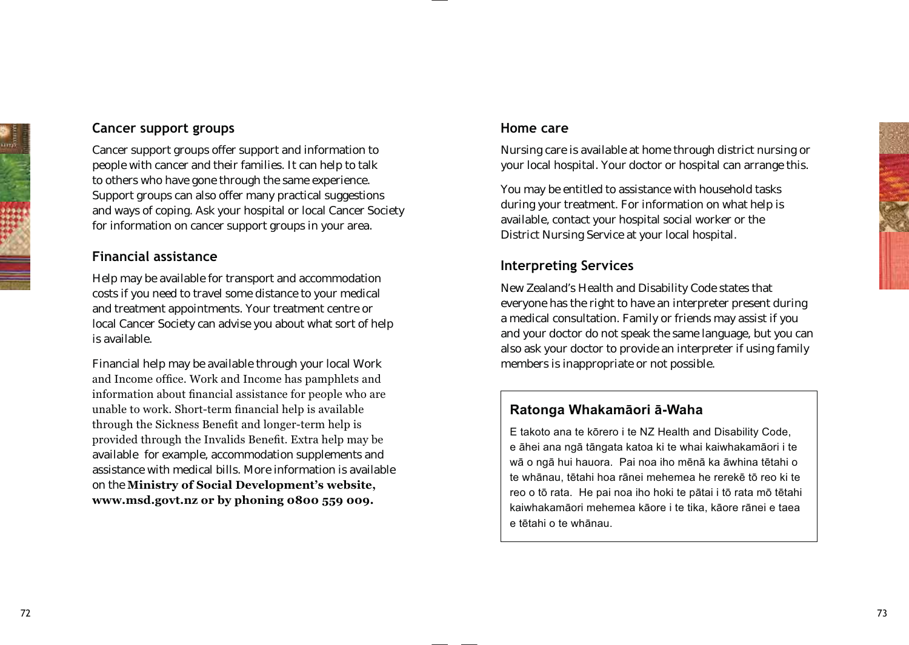## Cancer support groups

Cancer support groups offer support and information to people with cancer and their families. It can help to talk to others who have gone through the same experience. Support groups can also offer many practical suggestions and ways of coping. Ask your hospital or local Cancer Society for information on cancer support groups in your area.

## Financial assistance

Help may be available for transport and accommodation costs if you need to travel some distance to your medical and treatment appointments. Your treatment centre or local Cancer Society can advise you about what sort of help is available.

Financial help may be available through your local Work and Income office. Work and Income has pamphlets and information about financial assistance for people who are unable to work. Short-term financial help is available through the Sickness Benefit and longer-term help is provided through the Invalids Benefit. Extra help may be available for example, accommodation supplements and assistance with medical bills. More information is available on the **Ministry of Social Development's website, www.msd.govt.nz or by phoning 0800 559 009.**

## Home care

Nursing care is available at home through district nursing or your local hospital. Your doctor or hospital can arrange this.

You may be entitled to assistance with household tasks during your treatment. For information on what help is available, contact your hospital social worker or the District Nursing Service at your local hospital.

## Interpreting Services

New Zealand's Health and Disability Code states that everyone has the right to have an interpreter present during a medical consultation. Family or friends may assist if you and your doctor do not speak the same language, but you can also ask your doctor to provide an interpreter if using family members is inappropriate or not possible.

### Ratonga Whakamāori ā-Waha

E takoto ana te kōrero i te NZ Health and Disability Code, e āhei ana ngā tāngata katoa ki te whai kaiwhakamāori i te wā o ngā hui hauora. Pai noa iho mēnā ka āwhina tētahi o te whānau, tētahi hoa rānei mehemea he rerekē tō reo ki te reo o tō rata. He pai noa iho hoki te pātai i tō rata mō tētahi kaiwhakamāori mehemea kāore i te tika, kāore rānei e taea e tētahi o te whānau.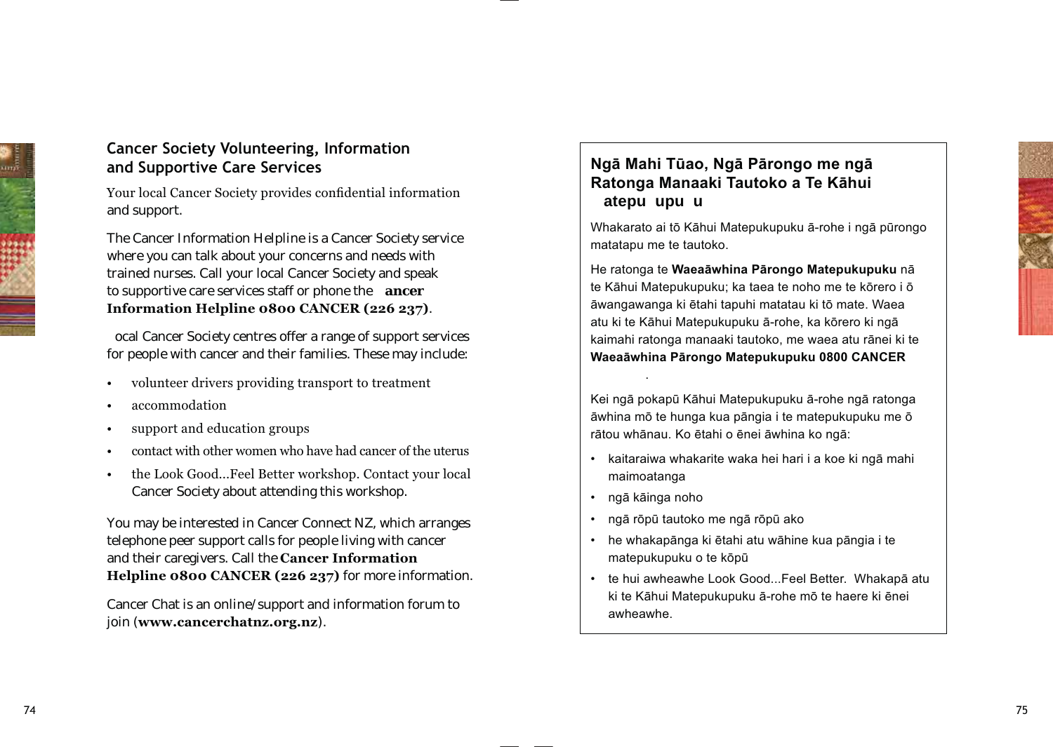## Cancer Society Volunteering, Information and Supportive Care Services

Your local Cancer Society provides confidential information and support.

The Cancer Information Helpline is a Cancer Society service where you can talk about your concerns and needs with trained nurses. Call your local Cancer Society and speak to supportive care services staff or phone the **ancer Information Helpline 0800 CANCER (226 237)**.

ocal Cancer Society centres offer a range of support services for people with cancer and their families. These may include:

- volunteer drivers providing transport to treatment
- accommodation
- support and education groups
- contact with other women who have had cancer of the uterus
- the Look Good...Feel Better workshop. Contact your local Cancer Society about attending this workshop.

You may be interested in Cancer Connect NZ, which arranges telephone peer support calls for people living with cancer and their caregivers. Call the **Cancer Information Helpline 0800 CANCER (226 237)** for more information.

Cancer Chat is an online/support and information forum to join (**www.cancerchatnz.org.nz**).

## Ngā Mahi Tūao, Ngā Pārongo me ngā Ratonga Manaaki Tautoko a Te Kāhui atepu upu u

Whakarato ai tō Kāhui Matepukupuku ā-rohe i ngā pūrongo matatapu me te tautoko.

He ratonga te **Waeaāwhina Pārongo Matepukupuku** nā te Kāhui Matepukupuku; ka taea te noho me te kōrero i ō āwangawanga ki ētahi tapuhi matatau ki tō mate. Waea atu ki te Kāhui Matepukupuku ā-rohe, ka kōrero ki ngā kaimahi ratonga manaaki tautoko, me waea atu rānei ki te **Waeaāwhina Pārongo Matepukupuku 0800 CANCER**

.

Kei ngā pokapū Kāhui Matepukupuku ā-rohe ngā ratonga āwhina mō te hunga kua pāngia i te matepukupuku me ō rātou whānau. Ko ētahi o ēnei āwhina ko ngā:

- kaitaraiwa whakarite waka hei hari i a koe ki ngā mahi maimoatanga
- ngā kāinga noho
- ngā rōpū tautoko me ngā rōpū ako
- he whakapānga ki ētahi atu wāhine kua pāngia i te matepukupuku o te kōpū
- te hui awheawhe Look Good...Feel Better. Whakapā atu ki te Kāhui Matepukupuku ā-rohe mō te haere ki ēnei awheawhe.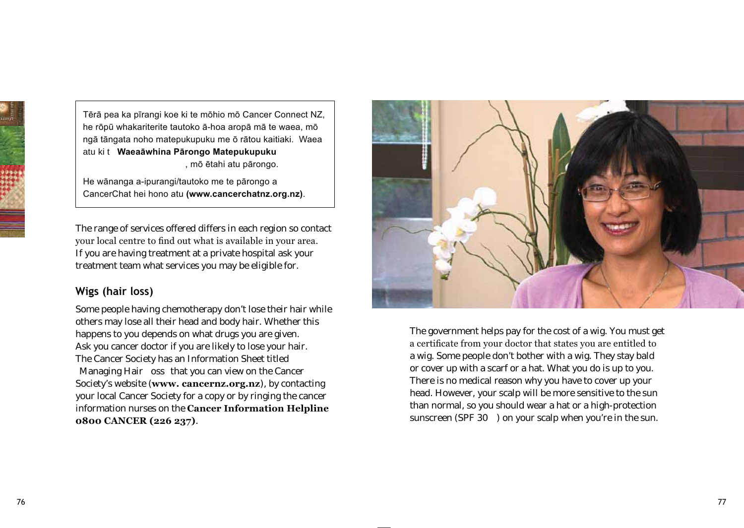Tērā pea ka pīrangi koe ki te mōhio mō Cancer Connect NZ, he rōpū whakariterite tautoko ā-hoa aropā mā te waea, mō ngā tāngata noho matepukupuku me ō rātou kaitiaki. Waea atu ki t **Waeaāwhina Pārongo Matepukupuku**

, mō ētahi atu pārongo.

He wānanga a-ipurangi/tautoko me te pārongo a CancerChat hei hono atu **(www.cancerchatnz.org.nz)**.

The range of services offered differs in each region so contact your local centre to find out what is available in your area. If you are having treatment at a private hospital ask your treatment team what services you may be eligible for.

## Wigs (hair loss)

Some people having chemotherapy don't lose their hair while others may lose all their head and body hair. Whether this happens to you depends on what drugs you are given. Ask you cancer doctor if you are likely to lose your hair. The Cancer Society has an Information Sheet titled Managing Hair oss that you can view on the Cancer Society's website (**www. cancernz.org.nz**), by contacting your local Cancer Society for a copy or by ringing the cancer information nurses on the **Cancer Information Helpline 0800 CANCER (226 237)**.

The government helps pay for the cost of a wig. You must get a certificate from your doctor that states you are entitled to a wig. Some people don't bother with a wig. They stay bald or cover up with a scarf or a hat. What you do is up to you. There is no medical reason why you have to cover up your head. However, your scalp will be more sensitive to the sun than normal, so you should wear a hat or a high-protection sunscreen (SPF 30 ) on your scalp when you're in the sun.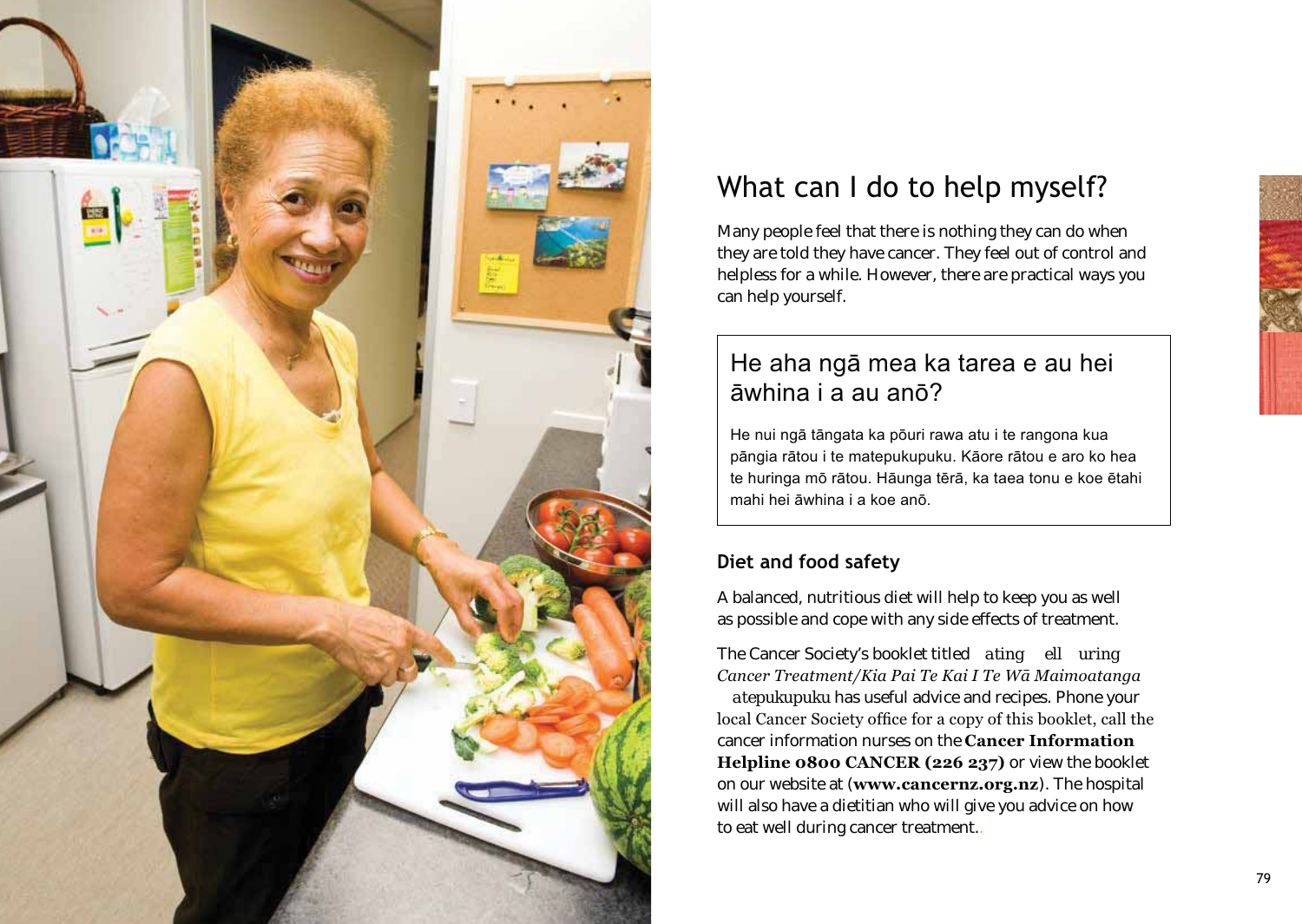# What can I do to help myself?

Many people feel that there is nothing they can do when they are told they have cancer. They feel out of control and helpless for a while. However, there are practical ways you can help yourself.

## He aha ngā mea ka tarea e au hei āwhina i a au anō?

He nui ngā tāngata ka pōuri rawa atu i te rangona kua pāngia rātou i te matepukupuku. Kāore rātou e aro ko hea te huringa mō rātou. Hāunga tērā, ka taea tonu e koe ētahi mahi hei āwhina i a koe anō.

### Diet and food safety

A balanced, nutritious diet will help to keep you as well as possible and cope with any side effects of treatment.

The Cancer Society's booklet titled *ating ell uring Cancer Treatment/Kia Pai Te Kai I Te Wā Maimoatanga atepukupuku* has useful advice and recipes. Phone your local Cancer Society office for a copy of this booklet, call the cancer information nurses on the **Cancer Information Helpline 0800 CANCER (226 237)** or view the booklet on our website at (**www.cancernz.org.nz**). The hospital will also have a dietitian who will give you advice on how to eat well during cancer treatment.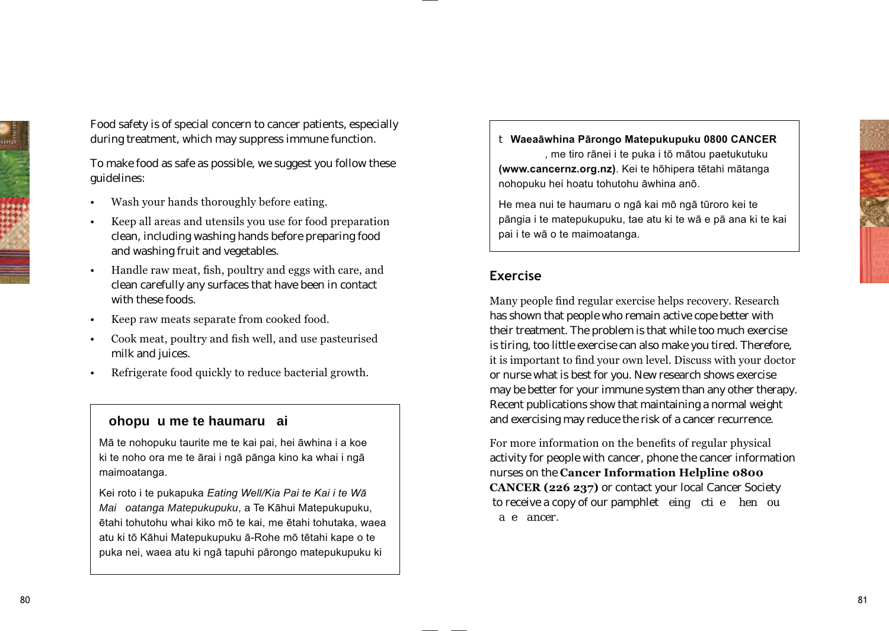Food safety is of special concern to cancer patients, especially during treatment, which may suppress immune function.

To make food as safe as possible, we suggest you follow these guidelines:

- Wash your hands thoroughly before eating.
- Keep all areas and utensils you use for food preparation clean, including washing hands before preparing food and washing fruit and vegetables.
- Handle raw meat, fish, poultry and eggs with care, and clean carefully any surfaces that have been in contact with these foods.
- Keep raw meats separate from cooked food.
- Cook meat, poultry and fish well, and use pasteurised milk and juices.
- Refrigerate food quickly to reduce bacterial growth.

> **ohopu u me te haumaru ai**
>
> Mā te nohopuku taurite me te kai pai, hei āwhina i a koe ki te noho ora me te ārai i ngā pānga kino ka whai i ngā maimoatanga.
>
> Kei roto i te pukapuka *Eating Well/Kia Pai te Kai i te Wā Mai oatanga Matepukupuku*, a Te Kāhui Matepukupuku, ētahi tohutohu whai kiko mō te kai, me ētahi tohutaka, waea atu ki tō Kāhui Matepukupuku ā-Rohe mō tētahi kape o te puka nei, waea atu ki ngā tapuhi pārongo matepukupuku ki

> t **Waeaāwhina Pārongo Matepukupuku 0800 CANCER** , me tiro rānei i te puka i tō mātou paetukutuku **(www.cancernz.org.nz)**. Kei te hōhipera tētahi mātanga nohopuku hei hoatu tohutohu āwhina anō.
>
> He mea nui te haumaru o ngā kai mō ngā tūroro kei te pāngia i te matepukupuku, tae atu ki te wā e pā ana ki te kai pai i te wā o te maimoatanga.

## Exercise

Many people find regular exercise helps recovery. Research has shown that people who remain active cope better with their treatment. The problem is that while too much exercise is tiring, too little exercise can also make you tired. Therefore, it is important to find your own level. Discuss with your doctor or nurse what is best for you. New research shows exercise may be better for your immune system than any other therapy. Recent publications show that maintaining a normal weight and exercising may reduce the risk of a cancer recurrence.

For more information on the benefits of regular physical activity for people with cancer, phone the cancer information nurses on the **Cancer Information Helpline 0800 CANCER (226 237)** or contact your local Cancer Society to receive a copy of our pamphlet eing cti e hen ou a e ancer.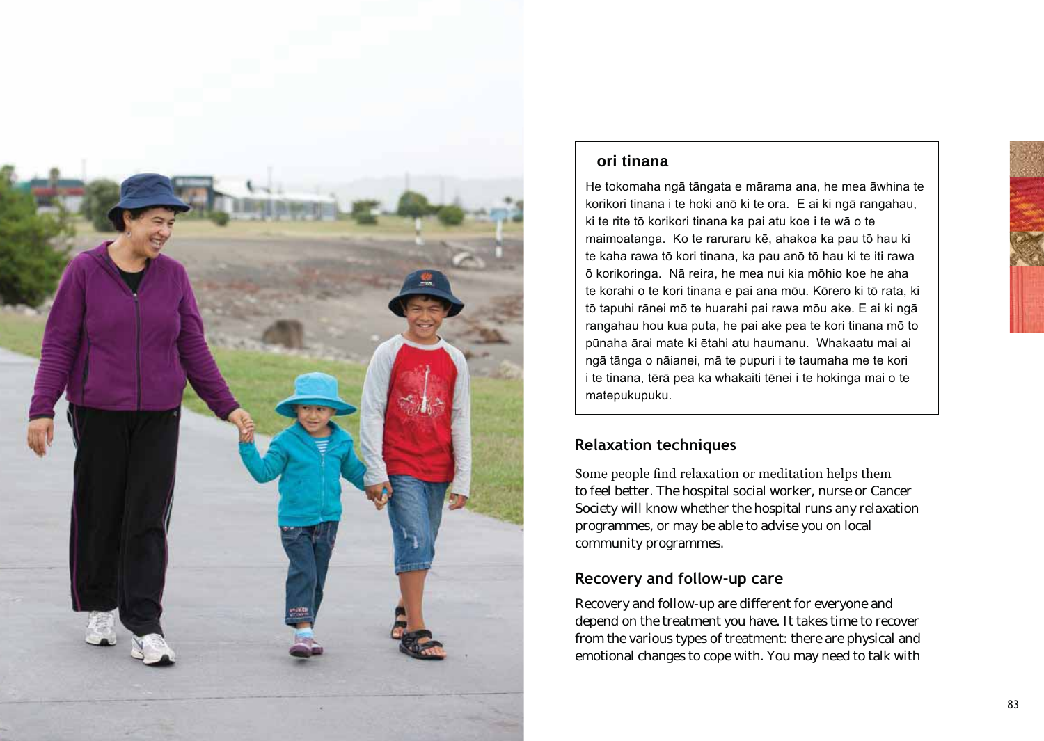## ori tinana

He tokomaha ngā tāngata e mārama ana, he mea āwhina te korikori tinana i te hoki anō ki te ora. E ai ki ngā rangahau, ki te rite tō korikori tinana ka pai atu koe i te wā o te maimoatanga. Ko te raruraru kē, ahakoa ka pau tō hau ki te kaha rawa tō kori tinana, ka pau anō tō hau ki te iti rawa ō korikoringa. Nā reira, he mea nui kia mōhio koe he aha te korahi o te kori tinana e pai ana mōu. Kōrero ki tō rata, ki tō tapuhi rānei mō te huarahi pai rawa mōu ake. E ai ki ngā rangahau hou kua puta, he pai ake pea te kori tinana mō to pūnaha ārai mate ki ētahi atu haumanu. Whakaatu mai ai ngā tānga o nāianei, mā te pupuri i te taumaha me te kori i te tinana, tērā pea ka whakaiti tēnei i te hokinga mai o te matepukupuku.

## Relaxation techniques

Some people find relaxation or meditation helps them to feel better. The hospital social worker, nurse or Cancer Society will know whether the hospital runs any relaxation programmes, or may be able to advise you on local community programmes.

## Recovery and follow-up care

Recovery and follow-up are different for everyone and depend on the treatment you have. It takes time to recover from the various types of treatment: there are physical and emotional changes to cope with. You may need to talk with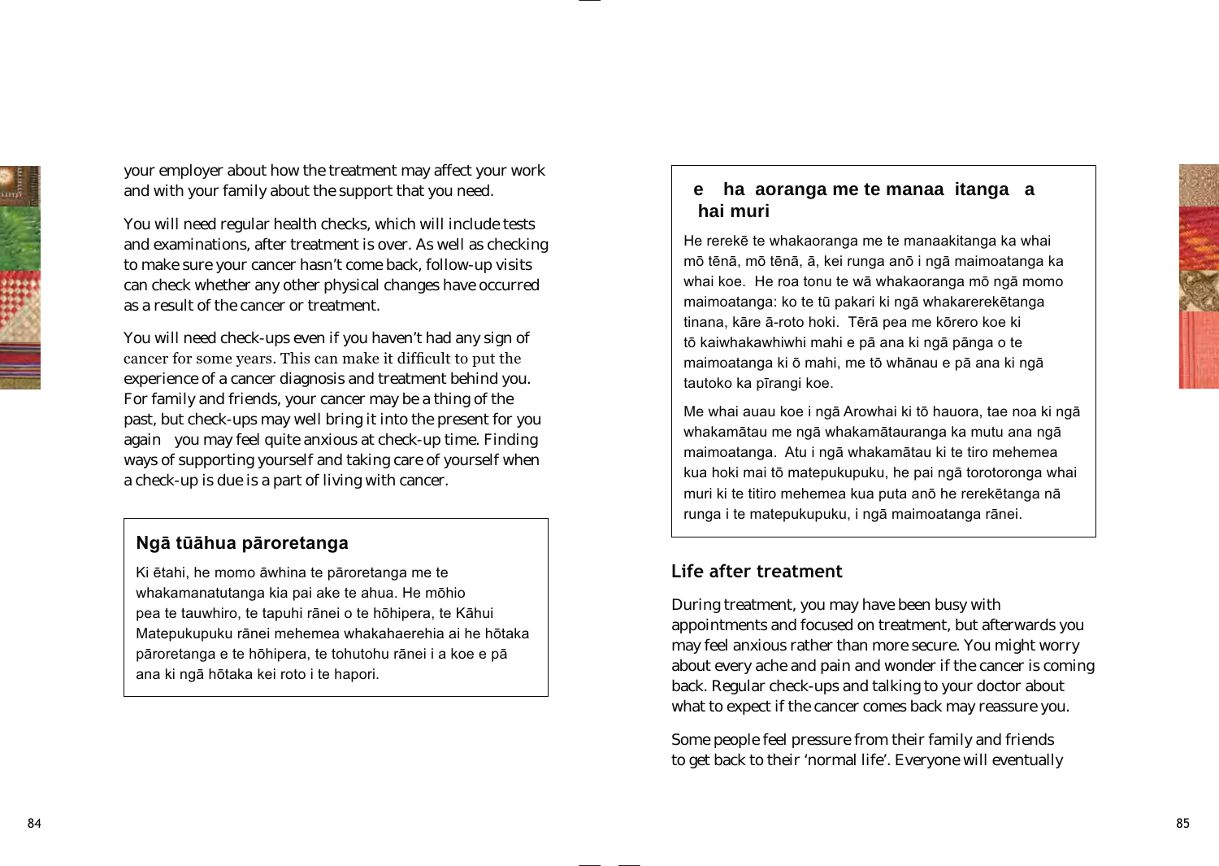your employer about how the treatment may affect your work and with your family about the support that you need.

You will need regular health checks, which will include tests and examinations, after treatment is over. As well as checking to make sure your cancer hasn't come back, follow-up visits can check whether any other physical changes have occurred as a result of the cancer or treatment.

You will need check-ups even if you haven't had any sign of cancer for some years. This can make it difficult to put the experience of a cancer diagnosis and treatment behind you. For family and friends, your cancer may be a thing of the past, but check-ups may well bring it into the present for you again   you may feel quite anxious at check-up time. Finding ways of supporting yourself and taking care of yourself when a check-up is due is a part of living with cancer.

### Ngā tūāhua pāroretanga

Ki ētahi, he momo āwhina te pāroretanga me te whakamanatutanga kia pai ake te ahua. He mōhio pea te tauwhiro, te tapuhi rānei o te hōhipera, te Kāhui Matepukupuku rānei mehemea whakahaerehia ai he hōtaka pāroretanga e te hōhipera, te tohutohu rānei i a koe e pā ana ki ngā hōtaka kei roto i te hapori.

### e   ha  aoranga me te manaa  itanga   a hai muri

He rerekē te whakaoranga me te manaakitanga ka whai mō tēnā, mō tēnā, ā, kei runga anō i ngā maimoatanga ka whai koe.  He roa tonu te wā whakaoranga mō ngā momo maimoatanga: ko te tū pakari ki ngā whakarerekētanga tinana, kāre ā-roto hoki.  Tērā pea me kōrero koe ki tō kaiwhakawhiwhi mahi e pā ana ki ngā pānga o te maimoatanga ki ō mahi, me tō whānau e pā ana ki ngā tautoko ka pīrangi koe.

Me whai auau koe i ngā Arowhai ki tō hauora, tae noa ki ngā whakamātau me ngā whakamātauranga ka mutu ana ngā maimoatanga.  Atu i ngā whakamātau ki te tiro mehemea kua hoki mai tō matepukupuku, he pai ngā torotoronga whai muri ki te titiro mehemea kua puta anō he rerekētanga nā runga i te matepukupuku, i ngā maimoatanga rānei.

## Life after treatment

During treatment, you may have been busy with appointments and focused on treatment, but afterwards you may feel anxious rather than more secure. You might worry about every ache and pain and wonder if the cancer is coming back. Regular check-ups and talking to your doctor about what to expect if the cancer comes back may reassure you.

Some people feel pressure from their family and friends to get back to their 'normal life'. Everyone will eventually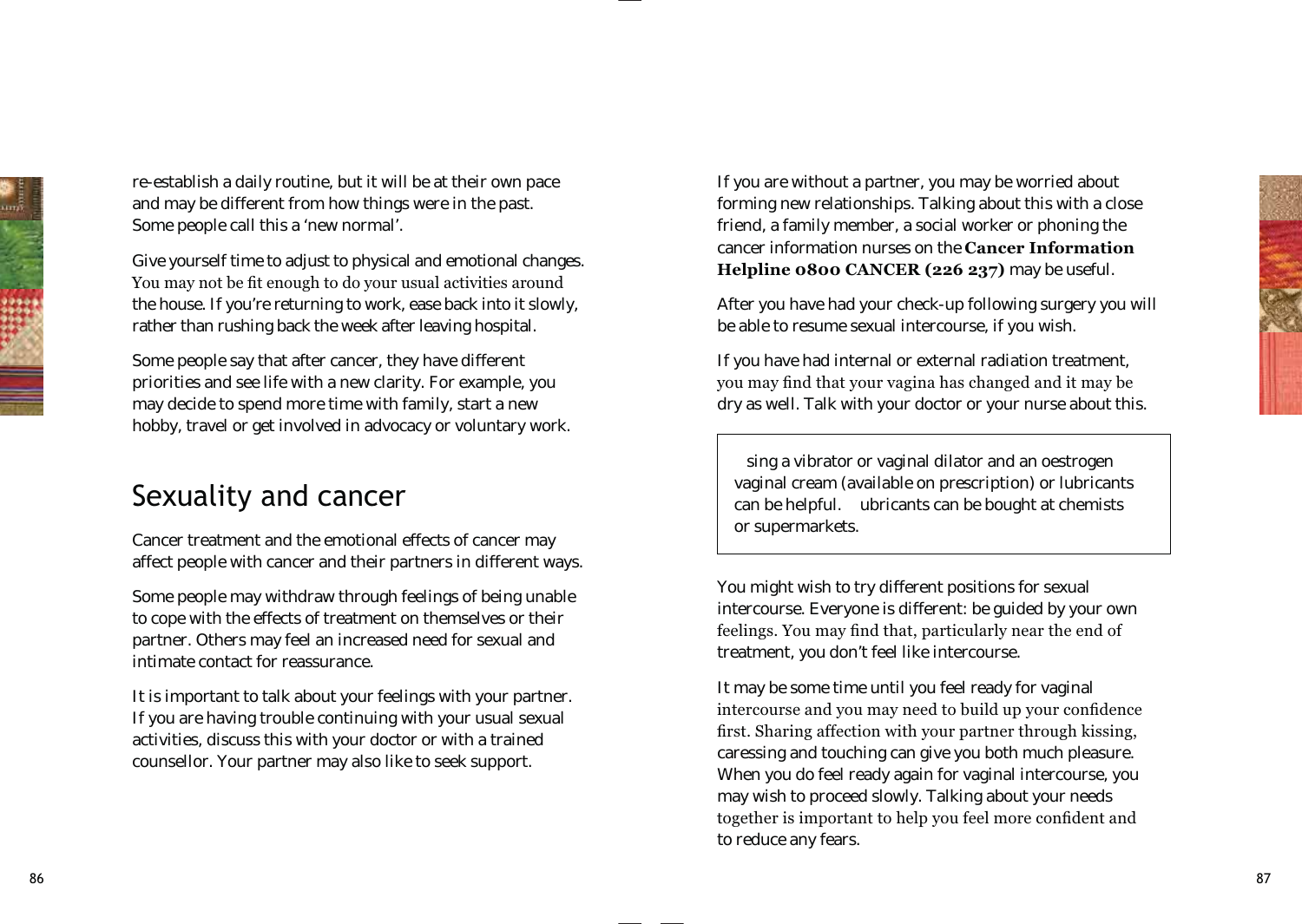re-establish a daily routine, but it will be at their own pace and may be different from how things were in the past. Some people call this a 'new normal'.

Give yourself time to adjust to physical and emotional changes. You may not be fit enough to do your usual activities around the house. If you're returning to work, ease back into it slowly, rather than rushing back the week after leaving hospital.

Some people say that after cancer, they have different priorities and see life with a new clarity. For example, you may decide to spend more time with family, start a new hobby, travel or get involved in advocacy or voluntary work.

## Sexuality and cancer

Cancer treatment and the emotional effects of cancer may affect people with cancer and their partners in different ways.

Some people may withdraw through feelings of being unable to cope with the effects of treatment on themselves or their partner. Others may feel an increased need for sexual and intimate contact for reassurance.

It is important to talk about your feelings with your partner. If you are having trouble continuing with your usual sexual activities, discuss this with your doctor or with a trained counsellor. Your partner may also like to seek support.

If you are without a partner, you may be worried about forming new relationships. Talking about this with a close friend, a family member, a social worker or phoning the cancer information nurses on the **Cancer Information Helpline 0800 CANCER (226 237)** may be useful.

After you have had your check-up following surgery you will be able to resume sexual intercourse, if you wish.

If you have had internal or external radiation treatment, you may find that your vagina has changed and it may be dry as well. Talk with your doctor or your nurse about this.

sing a vibrator or vaginal dilator and an oestrogen vaginal cream (available on prescription) or lubricants can be helpful. ubricants can be bought at chemists or supermarkets.

You might wish to try different positions for sexual intercourse. Everyone is different: be guided by your own feelings. You may find that, particularly near the end of treatment, you don't feel like intercourse.

It may be some time until you feel ready for vaginal intercourse and you may need to build up your confidence first. Sharing affection with your partner through kissing, caressing and touching can give you both much pleasure. When you do feel ready again for vaginal intercourse, you may wish to proceed slowly. Talking about your needs together is important to help you feel more confident and to reduce any fears.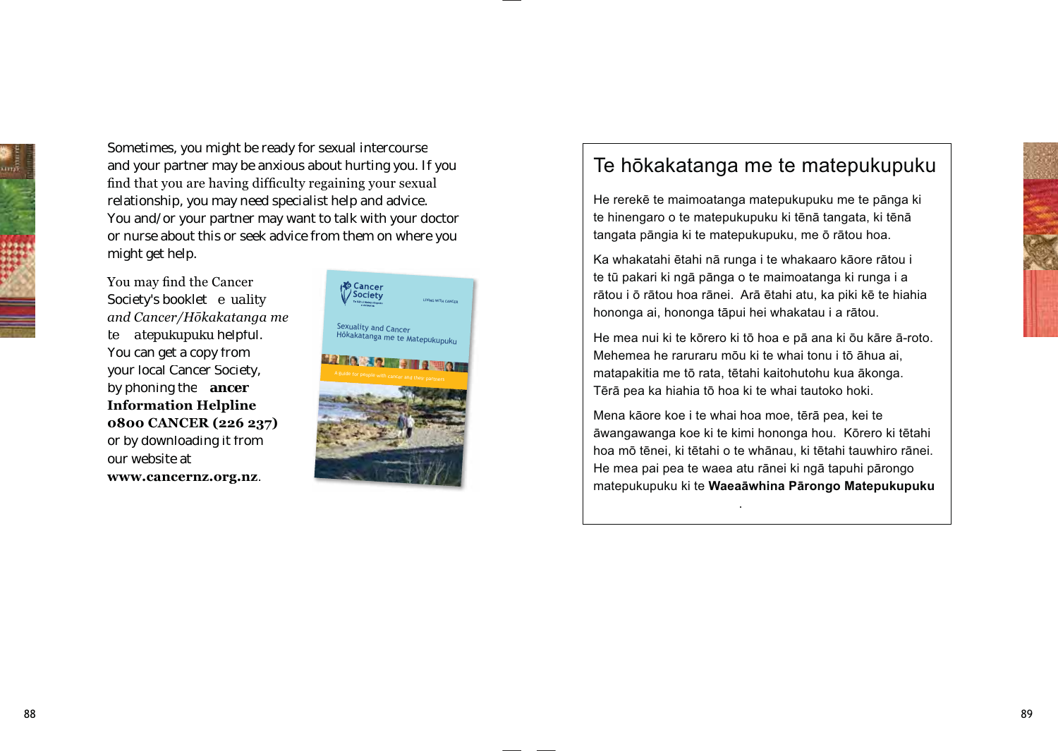Sometimes, you might be ready for sexual intercourse and your partner may be anxious about hurting you. If you find that you are having difficulty regaining your sexual relationship, you may need specialist help and advice. You and/or your partner may want to talk with your doctor or nurse about this or seek advice from them on where you might get help.

You may find the Cancer Society's booklet  e uality *and Cancer/Hōkakatanga me te  atepukupuku* helpful. You can get a copy from your local Cancer Society, by phoning the **ancer Information Helpline 0800 CANCER (226 237)** or by downloading it from our website at **www.cancernz.org.nz**.

## Te hōkakatanga me te matepukupuku

He rerekē te maimoatanga matepukupuku me te pānga ki te hinengaro o te matepukupuku ki tēnā tangata, ki tēnā tangata pāngia ki te matepukupuku, me ō rātou hoa.

Ka whakatahi ētahi nā runga i te whakaaro kāore rātou i te tū pakari ki ngā pānga o te maimoatanga ki runga i a rātou i ō rātou hoa rānei. Arā ētahi atu, ka piki kē te hiahia hononga ai, hononga tāpui hei whakatau i a rātou.

He mea nui ki te kōrero ki tō hoa e pā ana ki ōu kāre ā-roto. Mehemea he raruraru mōu ki te whai tonu i tō āhua ai, matapakitia me tō rata, tētahi kaitohutohu kua ākonga. Tērā pea ka hiahia tō hoa ki te whai tautoko hoki.

Mena kāore koe i te whai hoa moe, tērā pea, kei te āwangawanga koe ki te kimi hononga hou. Kōrero ki tētahi hoa mō tēnei, ki tētahi o te whānau, ki tētahi tauwhiro rānei. He mea pai pea te waea atu rānei ki ngā tapuhi pārongo matepukupuku ki te **Waeaāwhina Pārongo Matepukupuku**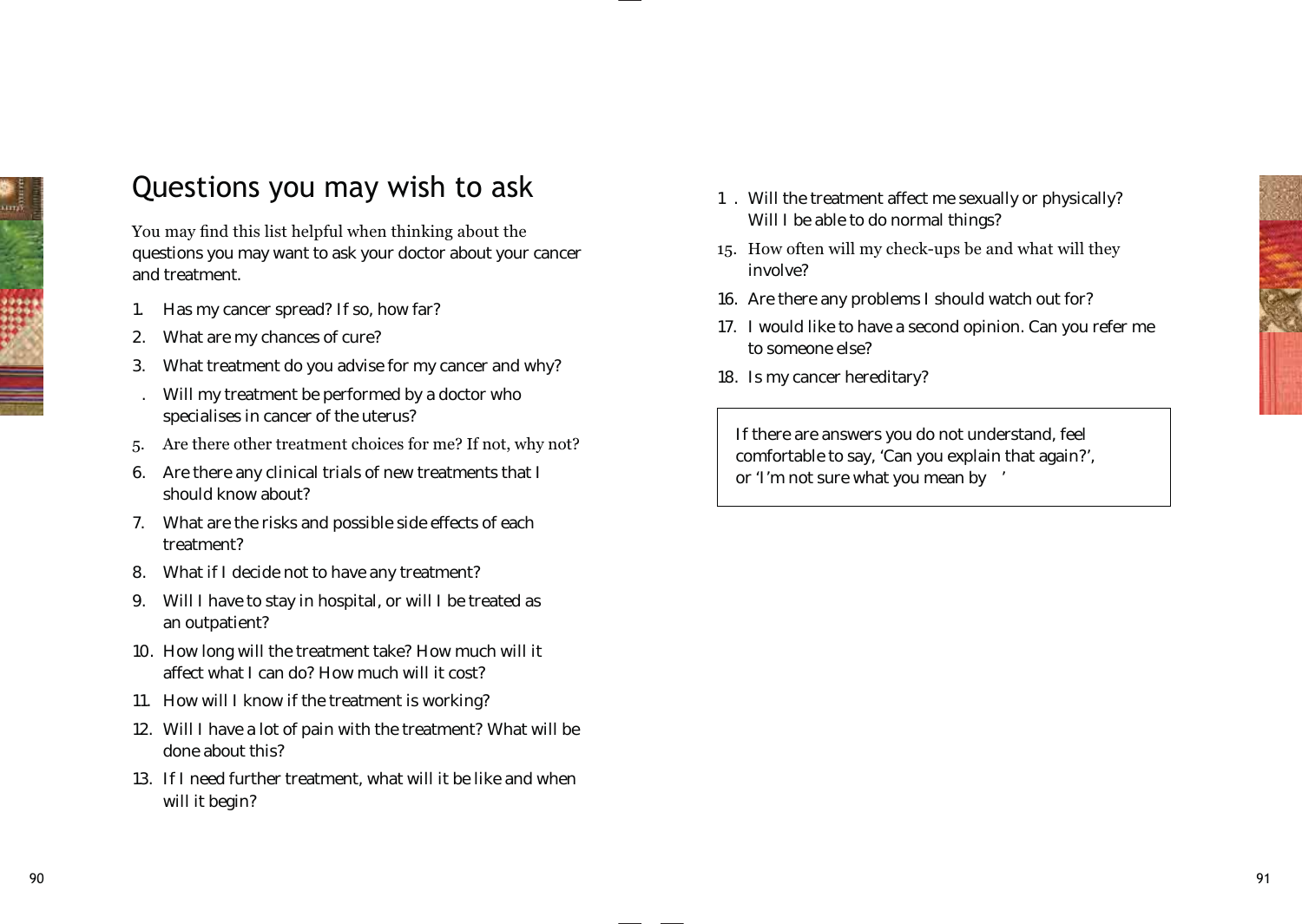# Questions you may wish to ask

You may find this list helpful when thinking about the questions you may want to ask your doctor about your cancer and treatment.

1. Has my cancer spread? If so, how far?
2. What are my chances of cure?
3. What treatment do you advise for my cancer and why?
4. Will my treatment be performed by a doctor who specialises in cancer of the uterus?
5. Are there other treatment choices for me? If not, why not?
6. Are there any clinical trials of new treatments that I should know about?
7. What are the risks and possible side effects of each treatment?
8. What if I decide not to have any treatment?
9. Will I have to stay in hospital, or will I be treated as an outpatient?
10. How long will the treatment take? How much will it affect what I can do? How much will it cost?
11. How will I know if the treatment is working?
12. Will I have a lot of pain with the treatment? What will be done about this?
13. If I need further treatment, what will it be like and when will it begin?
14. Will the treatment affect me sexually or physically? Will I be able to do normal things?
15. How often will my check-ups be and what will they involve?
16. Are there any problems I should watch out for?
17. I would like to have a second opinion. Can you refer me to someone else?
18. Is my cancer hereditary?

> If there are answers you do not understand, feel comfortable to say, 'Can you explain that again?', or 'I'm not sure what you mean by '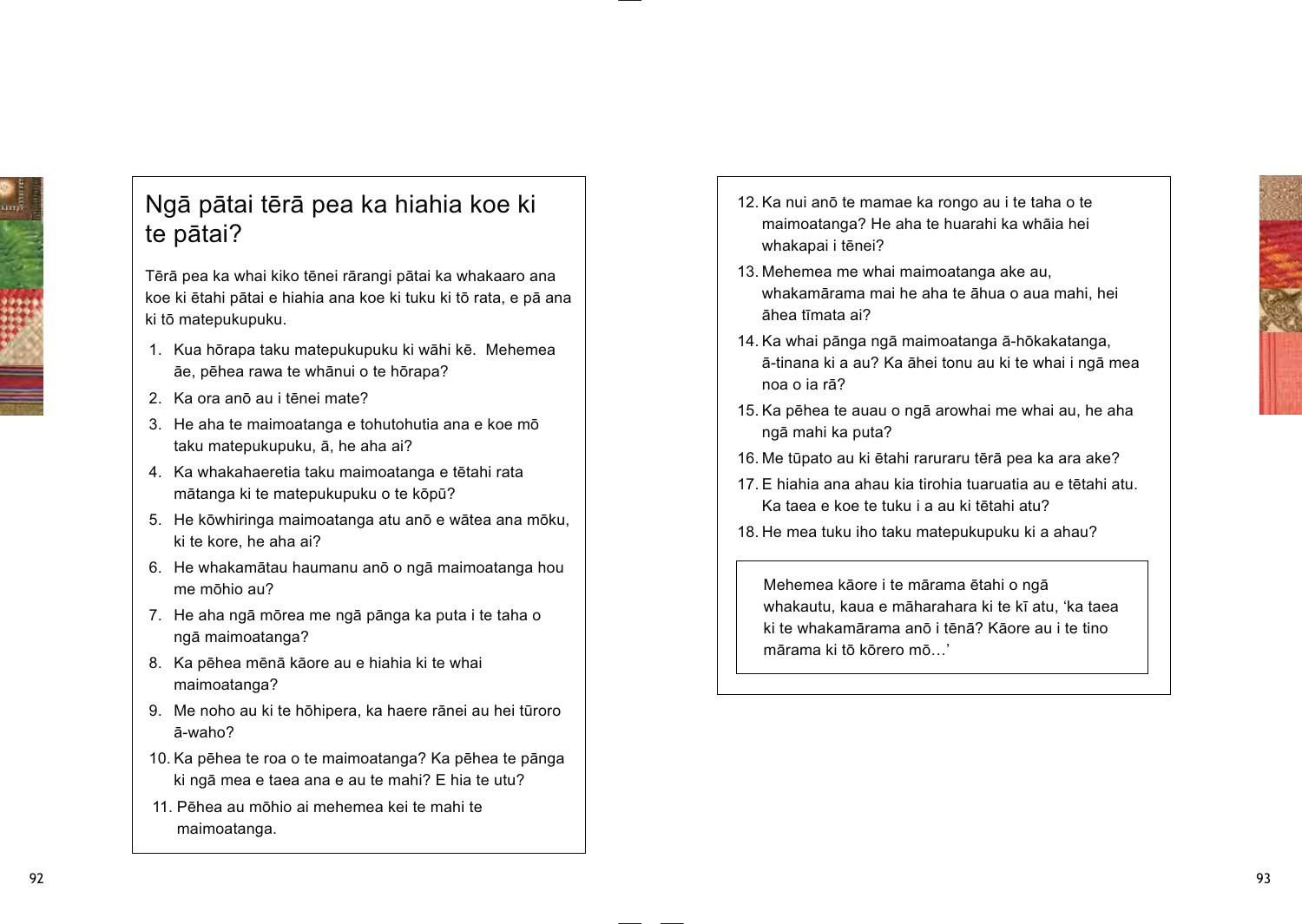## Ngā pātai tērā pea ka hiahia koe ki te pātai?

Tērā pea ka whai kiko tēnei rārangi pātai ka whakaaro ana koe ki ētahi pātai e hiahia ana koe ki tuku ki tō rata, e pā ana ki tō matepukupuku.

1. Kua hōrapa taku matepukupuku ki wāhi kē. Mehemea āe, pēhea rawa te whānui o te hōrapa?
2. Ka ora anō au i tēnei mate?
3. He aha te maimoatanga e tohutohutia ana e koe mō taku matepukupuku, ā, he aha ai?
4. Ka whakahaeretia taku maimoatanga e tētahi rata mātanga ki te matepukupuku o te kōpū?
5. He kōwhiringa maimoatanga atu anō e wātea ana mōku, ki te kore, he aha ai?
6. He whakamātau haumanu anō o ngā maimoatanga hou me mōhio au?
7. He aha ngā mōrea me ngā pānga ka puta i te taha o ngā maimoatanga?
8. Ka pēhea mēnā kāore au e hiahia ki te whai maimoatanga?
9. Me noho au ki te hōhipera, ka haere rānei au hei tūroro ā-waho?
10. Ka pēhea te roa o te maimoatanga? Ka pēhea te pānga ki ngā mea e taea ana e au te mahi? E hia te utu?
11. Pēhea au mōhio ai mehemea kei te mahi te maimoatanga.
12. Ka nui anō te mamae ka rongo au i te taha o te maimoatanga? He aha te huarahi ka whāia hei whakapai i tēnei?
13. Mehemea me whai maimoatanga ake au, whakamārama mai he aha te āhua o aua mahi, hei āhea tīmata ai?
14. Ka whai pānga ngā maimoatanga ā-hōkakatanga, ā-tinana ki a au? Ka āhei tonu au ki te whai i ngā mea noa o ia rā?
15. Ka pēhea te auau o ngā arowhai me whai au, he aha ngā mahi ka puta?
16. Me tūpato au ki ētahi raruraru tērā pea ka ara ake?
17. E hiahia ana ahau kia tirohia tuaruatia au e tētahi atu. Ka taea e koe te tuku i a au ki tētahi atu?
18. He mea tuku iho taku matepukupuku ki a ahau?

Mehemea kāore i te mārama ētahi o ngā whakautu, kaua e māharahara ki te kī atu, 'ka taea ki te whakamārama anō i tēnā? Kāore au i te tino mārama ki tō kōrero mō…'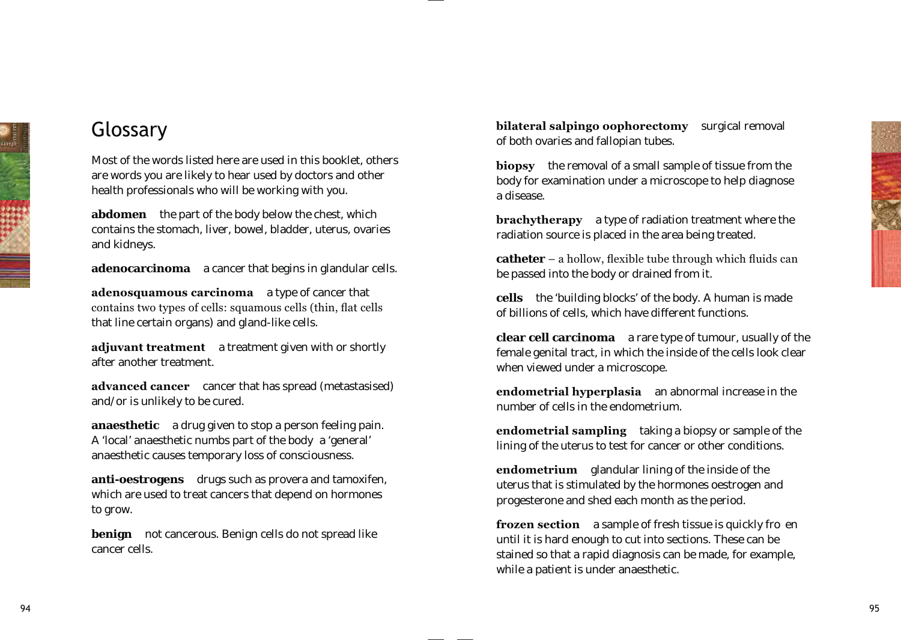# Glossary

Most of the words listed here are used in this booklet, others are words you are likely to hear used by doctors and other health professionals who will be working with you.

**abdomen** the part of the body below the chest, which contains the stomach, liver, bowel, bladder, uterus, ovaries and kidneys.

**adenocarcinoma** a cancer that begins in glandular cells.

**adenosquamous carcinoma** a type of cancer that contains two types of cells: squamous cells (thin, flat cells that line certain organs) and gland-like cells.

**adjuvant treatment** a treatment given with or shortly after another treatment.

**advanced cancer** cancer that has spread (metastasised) and/or is unlikely to be cured.

**anaesthetic** a drug given to stop a person feeling pain. A 'local' anaesthetic numbs part of the body a 'general' anaesthetic causes temporary loss of consciousness.

**anti-oestrogens** drugs such as provera and tamoxifen, which are used to treat cancers that depend on hormones to grow.

**benign** not cancerous. Benign cells do not spread like cancer cells.

**bilateral salpingo oophorectomy** surgical removal of both ovaries and fallopian tubes.

**biopsy** the removal of a small sample of tissue from the body for examination under a microscope to help diagnose a disease.

**brachytherapy** a type of radiation treatment where the radiation source is placed in the area being treated.

**catheter** – a hollow, flexible tube through which fluids can be passed into the body or drained from it.

**cells** the 'building blocks' of the body. A human is made of billions of cells, which have different functions.

**clear cell carcinoma** a rare type of tumour, usually of the female genital tract, in which the inside of the cells look clear when viewed under a microscope.

**endometrial hyperplasia** an abnormal increase in the number of cells in the endometrium.

**endometrial sampling** taking a biopsy or sample of the lining of the uterus to test for cancer or other conditions.

**endometrium** glandular lining of the inside of the uterus that is stimulated by the hormones oestrogen and progesterone and shed each month as the period.

**frozen section** a sample of fresh tissue is quickly fro en until it is hard enough to cut into sections. These can be stained so that a rapid diagnosis can be made, for example, while a patient is under anaesthetic.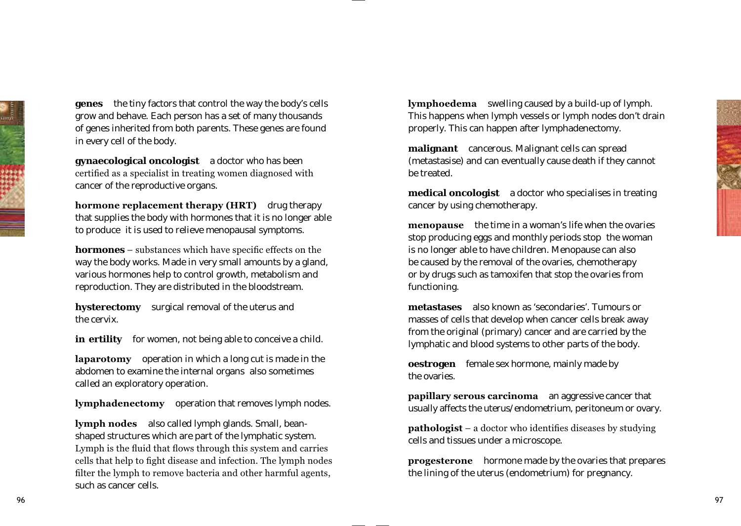**genes** the tiny factors that control the way the body's cells grow and behave. Each person has a set of many thousands of genes inherited from both parents. These genes are found in every cell of the body.

**gynaecological oncologist** a doctor who has been certified as a specialist in treating women diagnosed with cancer of the reproductive organs.

**hormone replacement therapy (HRT)** drug therapy that supplies the body with hormones that it is no longer able to produce it is used to relieve menopausal symptoms.

**hormones** – substances which have specific effects on the way the body works. Made in very small amounts by a gland, various hormones help to control growth, metabolism and reproduction. They are distributed in the bloodstream.

**hysterectomy** surgical removal of the uterus and the cervix.

**in ertility** for women, not being able to conceive a child.

**laparotomy** operation in which a long cut is made in the abdomen to examine the internal organs also sometimes called an exploratory operation.

**lymphadenectomy** operation that removes lymph nodes.

**lymph nodes** also called lymph glands. Small, bean-shaped structures which are part of the lymphatic system. Lymph is the fluid that flows through this system and carries cells that help to fight disease and infection. The lymph nodes filter the lymph to remove bacteria and other harmful agents, such as cancer cells.

**lymphoedema** swelling caused by a build-up of lymph. This happens when lymph vessels or lymph nodes don't drain properly. This can happen after lymphadenectomy.

**malignant** cancerous. Malignant cells can spread (metastasise) and can eventually cause death if they cannot be treated.

**medical oncologist** a doctor who specialises in treating cancer by using chemotherapy.

**menopause** the time in a woman's life when the ovaries stop producing eggs and monthly periods stop the woman is no longer able to have children. Menopause can also be caused by the removal of the ovaries, chemotherapy or by drugs such as tamoxifen that stop the ovaries from functioning.

**metastases** also known as 'secondaries'. Tumours or masses of cells that develop when cancer cells break away from the original (primary) cancer and are carried by the lymphatic and blood systems to other parts of the body.

**oestrogen** female sex hormone, mainly made by the ovaries.

**papillary serous carcinoma** an aggressive cancer that usually affects the uterus/endometrium, peritoneum or ovary.

**pathologist** – a doctor who identifies diseases by studying cells and tissues under a microscope.

**progesterone** hormone made by the ovaries that prepares the lining of the uterus (endometrium) for pregnancy.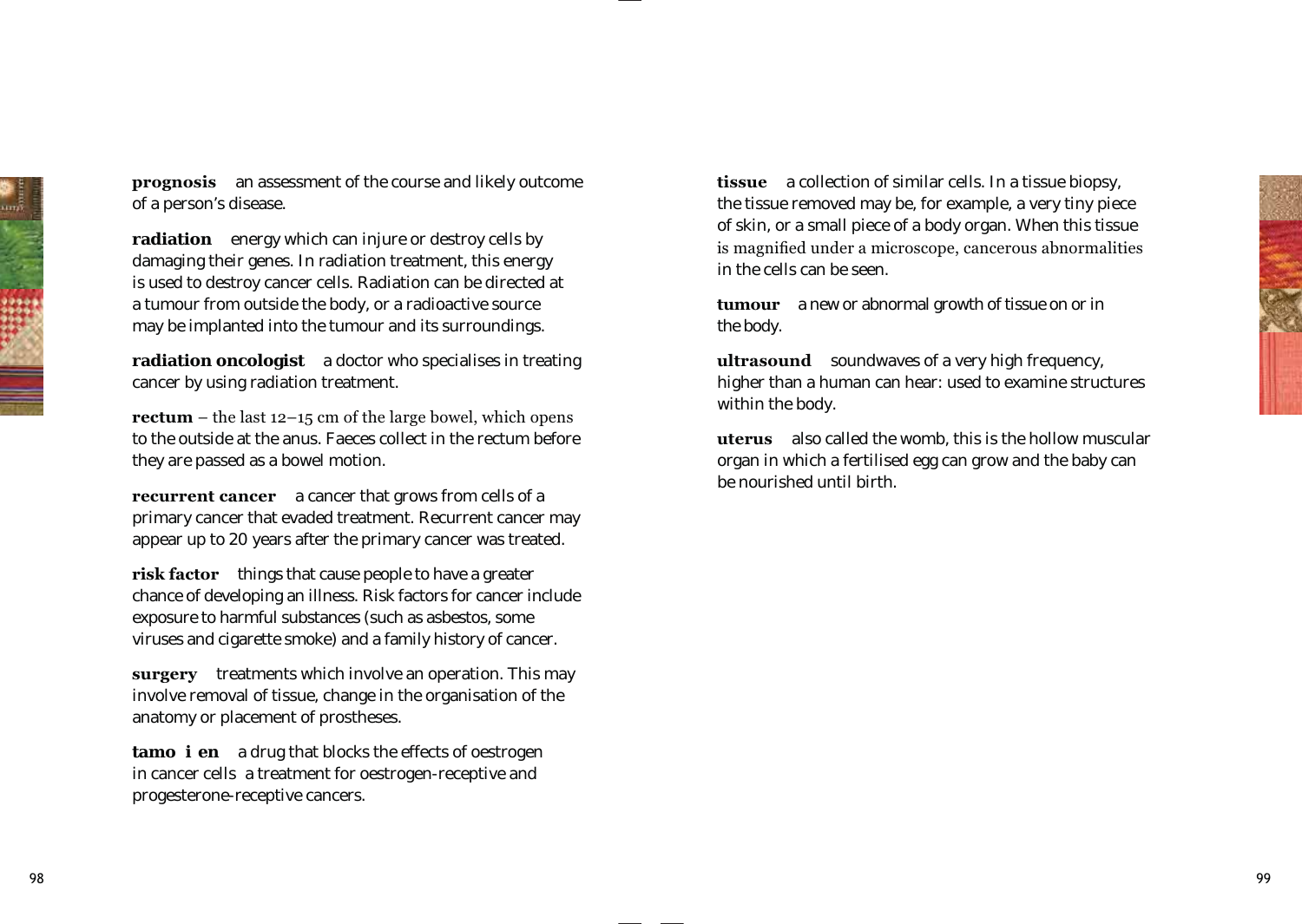**prognosis** an assessment of the course and likely outcome of a person's disease.

**radiation** energy which can injure or destroy cells by damaging their genes. In radiation treatment, this energy is used to destroy cancer cells. Radiation can be directed at a tumour from outside the body, or a radioactive source may be implanted into the tumour and its surroundings.

**radiation oncologist** a doctor who specialises in treating cancer by using radiation treatment.

**rectum** – the last 12–15 cm of the large bowel, which opens to the outside at the anus. Faeces collect in the rectum before they are passed as a bowel motion.

**recurrent cancer** a cancer that grows from cells of a primary cancer that evaded treatment. Recurrent cancer may appear up to 20 years after the primary cancer was treated.

**risk factor** things that cause people to have a greater chance of developing an illness. Risk factors for cancer include exposure to harmful substances (such as asbestos, some viruses and cigarette smoke) and a family history of cancer.

**surgery** treatments which involve an operation. This may involve removal of tissue, change in the organisation of the anatomy or placement of prostheses.

**tamo i en** a drug that blocks the effects of oestrogen in cancer cells a treatment for oestrogen-receptive and progesterone-receptive cancers.

**tissue** a collection of similar cells. In a tissue biopsy, the tissue removed may be, for example, a very tiny piece of skin, or a small piece of a body organ. When this tissue is magnified under a microscope, cancerous abnormalities in the cells can be seen.

**tumour** a new or abnormal growth of tissue on or in the body.

**ultrasound** soundwaves of a very high frequency, higher than a human can hear: used to examine structures within the body.

**uterus** also called the womb, this is the hollow muscular organ in which a fertilised egg can grow and the baby can be nourished until birth.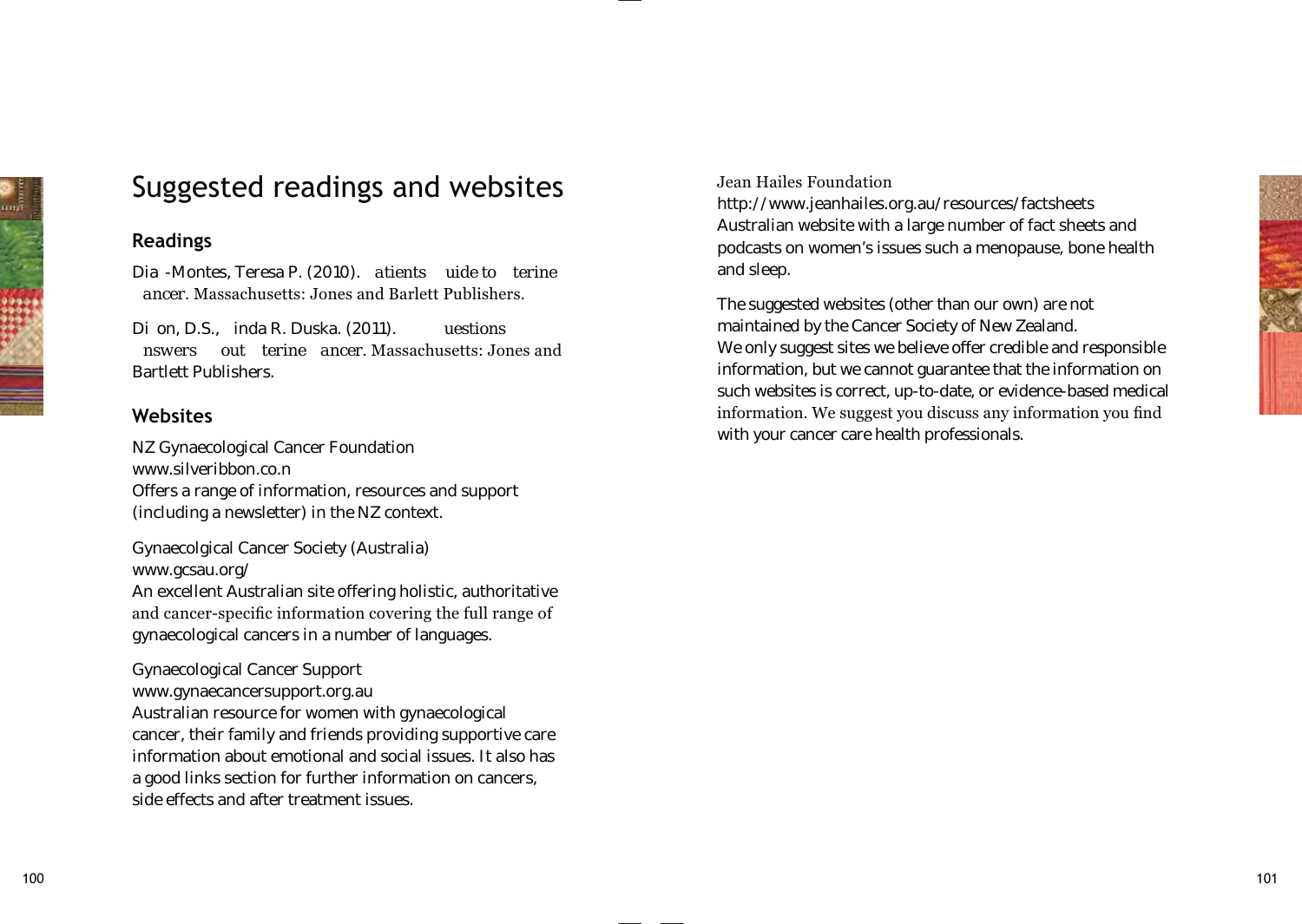# Suggested readings and websites

## Readings

Dia -Montes, Teresa P. (2010). atients uide to terine ancer. Massachusetts: Jones and Barlett Publishers.

Di on, D.S., inda R. Duska. (2011). uestions nswers out terine ancer. Massachusetts: Jones and Bartlett Publishers.

## Websites

NZ Gynaecological Cancer Foundation
www.silveribbon.co.n
Offers a range of information, resources and support (including a newsletter) in the NZ context.

Gynaecolgical Cancer Society (Australia)
www.gcsau.org/
An excellent Australian site offering holistic, authoritative and cancer-specific information covering the full range of gynaecological cancers in a number of languages.

Gynaecological Cancer Support
www.gynaecancersupport.org.au
Australian resource for women with gynaecological cancer, their family and friends providing supportive care information about emotional and social issues. It also has a good links section for further information on cancers, side effects and after treatment issues.

Jean Hailes Foundation
http://www.jeanhailes.org.au/resources/factsheets
Australian website with a large number of fact sheets and podcasts on women's issues such a menopause, bone health and sleep.

The suggested websites (other than our own) are not maintained by the Cancer Society of New Zealand.
We only suggest sites we believe offer credible and responsible information, but we cannot guarantee that the information on such websites is correct, up-to-date, or evidence-based medical information. We suggest you discuss any information you find with your cancer care health professionals.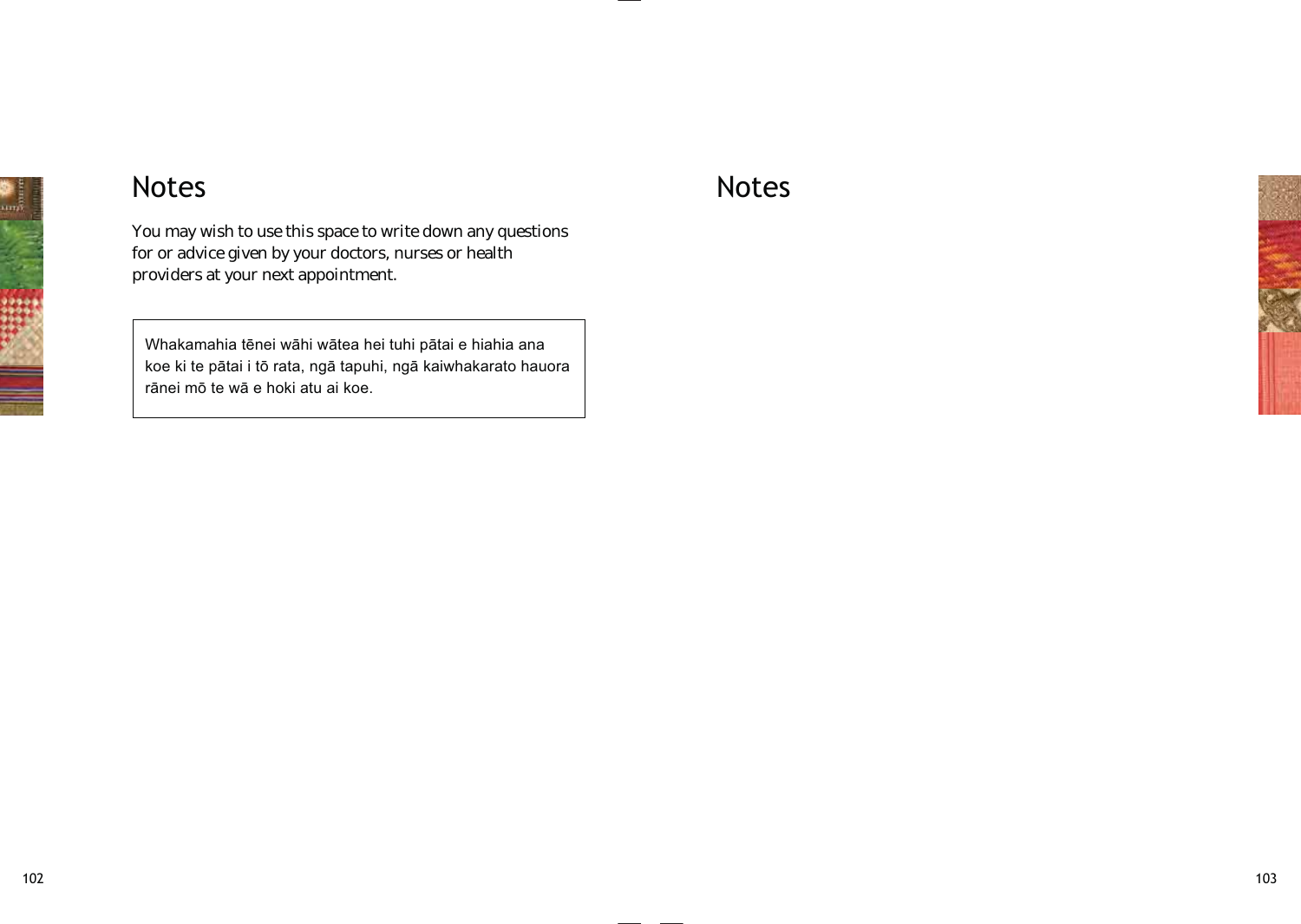# Notes

You may wish to use this space to write down any questions for or advice given by your doctors, nurses or health providers at your next appointment.

Whakamahia tēnei wāhi wātea hei tuhi pātai e hiahia ana koe ki te pātai i tō rata, ngā tapuhi, ngā kaiwhakarato hauora rānei mō te wā e hoki atu ai koe.

# Notes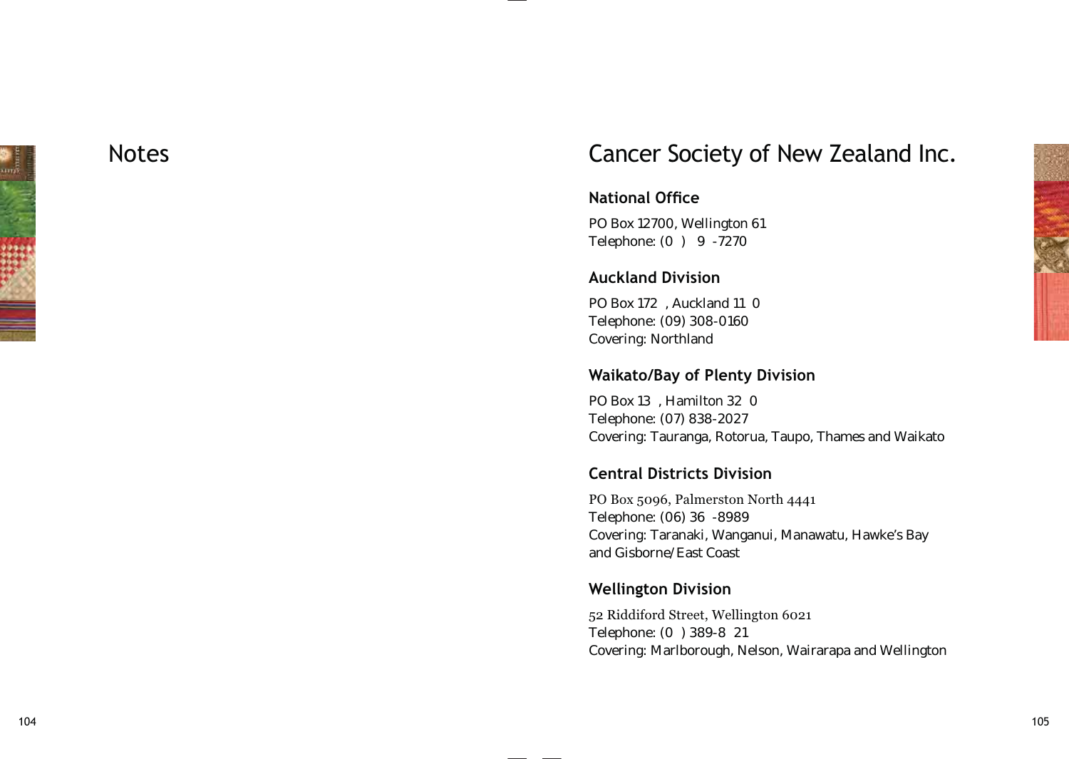# Notes

# Cancer Society of New Zealand Inc.

## National Office

PO Box 12700, Wellington 61
Telephone: (0 ) 9 -7270

## Auckland Division

PO Box 172 , Auckland 11 0
Telephone: (09) 308-0160
Covering: Northland

## Waikato/Bay of Plenty Division

PO Box 13 , Hamilton 32 0
Telephone: (07) 838-2027
Covering: Tauranga, Rotorua, Taupo, Thames and Waikato

## Central Districts Division

PO Box 5096, Palmerston North 4441
Telephone: (06) 36 -8989
Covering: Taranaki, Wanganui, Manawatu, Hawke's Bay and Gisborne/East Coast

## Wellington Division

52 Riddiford Street, Wellington 6021
Telephone: (0 ) 389-8 21
Covering: Marlborough, Nelson, Wairarapa and Wellington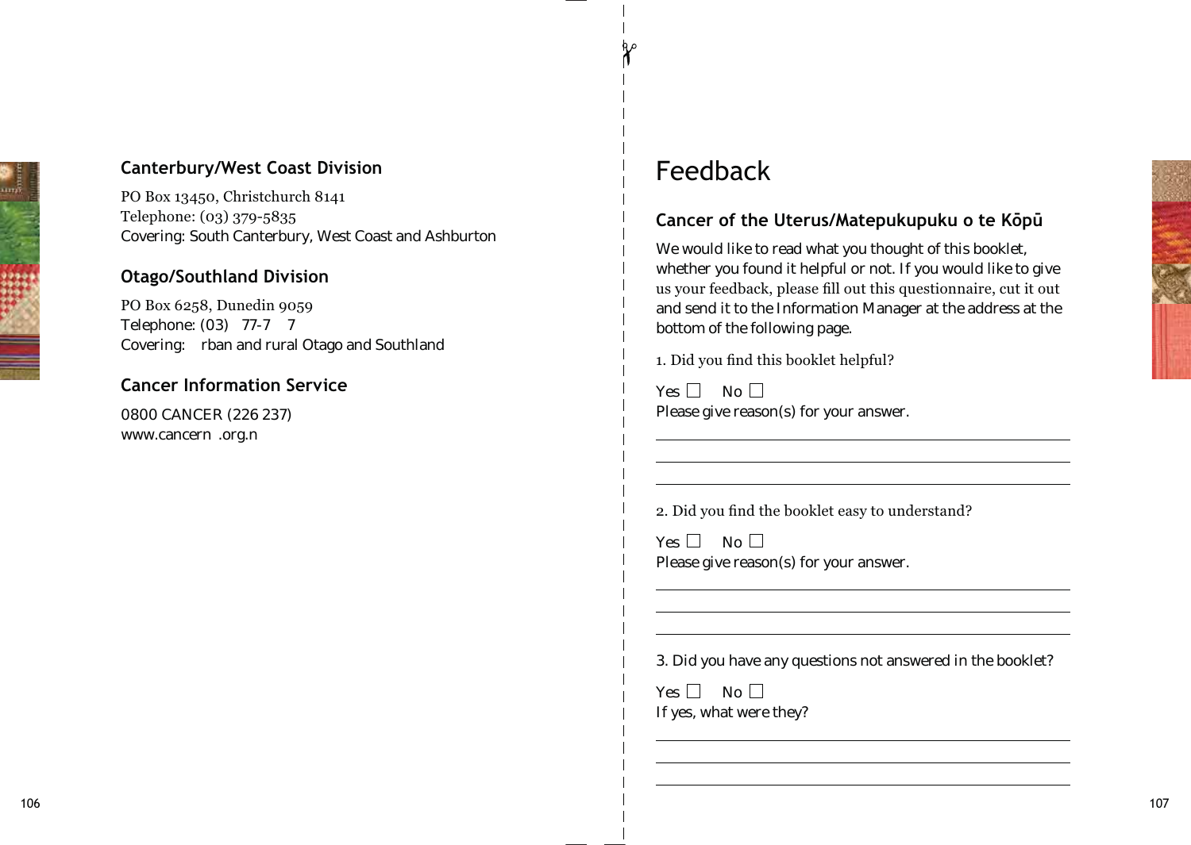### Canterbury/West Coast Division

PO Box 13450, Christchurch 8141
Telephone: (03) 379-5835
Covering: South Canterbury, West Coast and Ashburton

### Otago/Southland Division

PO Box 6258, Dunedin 9059
Telephone: (03) 77-7 7
Covering: rban and rural Otago and Southland

### Cancer Information Service

0800 CANCER (226 237)
www.cancern .org.n

# Feedback

## Cancer of the Uterus/Matepukupuku o te Kōpū

We would like to read what you thought of this booklet, whether you found it helpful or not. If you would like to give us your feedback, please fill out this questionnaire, cut it out and send it to the Information Manager at the address at the bottom of the following page.

1. Did you find this booklet helpful?

Yes ☐ No ☐

Please give reason(s) for your answer.

\_\_\_\_\_\_\_\_\_\_\_\_\_\_\_\_\_\_\_\_\_\_\_\_\_\_\_\_\_\_\_\_\_\_\_\_\_\_\_\_

\_\_\_\_\_\_\_\_\_\_\_\_\_\_\_\_\_\_\_\_\_\_\_\_\_\_\_\_\_\_\_\_\_\_\_\_\_\_\_\_

\_\_\_\_\_\_\_\_\_\_\_\_\_\_\_\_\_\_\_\_\_\_\_\_\_\_\_\_\_\_\_\_\_\_\_\_\_\_\_\_

2. Did you find the booklet easy to understand?

Yes ☐ No ☐

Please give reason(s) for your answer.

\_\_\_\_\_\_\_\_\_\_\_\_\_\_\_\_\_\_\_\_\_\_\_\_\_\_\_\_\_\_\_\_\_\_\_\_\_\_\_\_

\_\_\_\_\_\_\_\_\_\_\_\_\_\_\_\_\_\_\_\_\_\_\_\_\_\_\_\_\_\_\_\_\_\_\_\_\_\_\_\_

\_\_\_\_\_\_\_\_\_\_\_\_\_\_\_\_\_\_\_\_\_\_\_\_\_\_\_\_\_\_\_\_\_\_\_\_\_\_\_\_

3. Did you have any questions not answered in the booklet?

Yes ☐ No ☐

If yes, what were they?

\_\_\_\_\_\_\_\_\_\_\_\_\_\_\_\_\_\_\_\_\_\_\_\_\_\_\_\_\_\_\_\_\_\_\_\_\_\_\_\_

\_\_\_\_\_\_\_\_\_\_\_\_\_\_\_\_\_\_\_\_\_\_\_\_\_\_\_\_\_\_\_\_\_\_\_\_\_\_\_\_

\_\_\_\_\_\_\_\_\_\_\_\_\_\_\_\_\_\_\_\_\_\_\_\_\_\_\_\_\_\_\_\_\_\_\_\_\_\_\_\_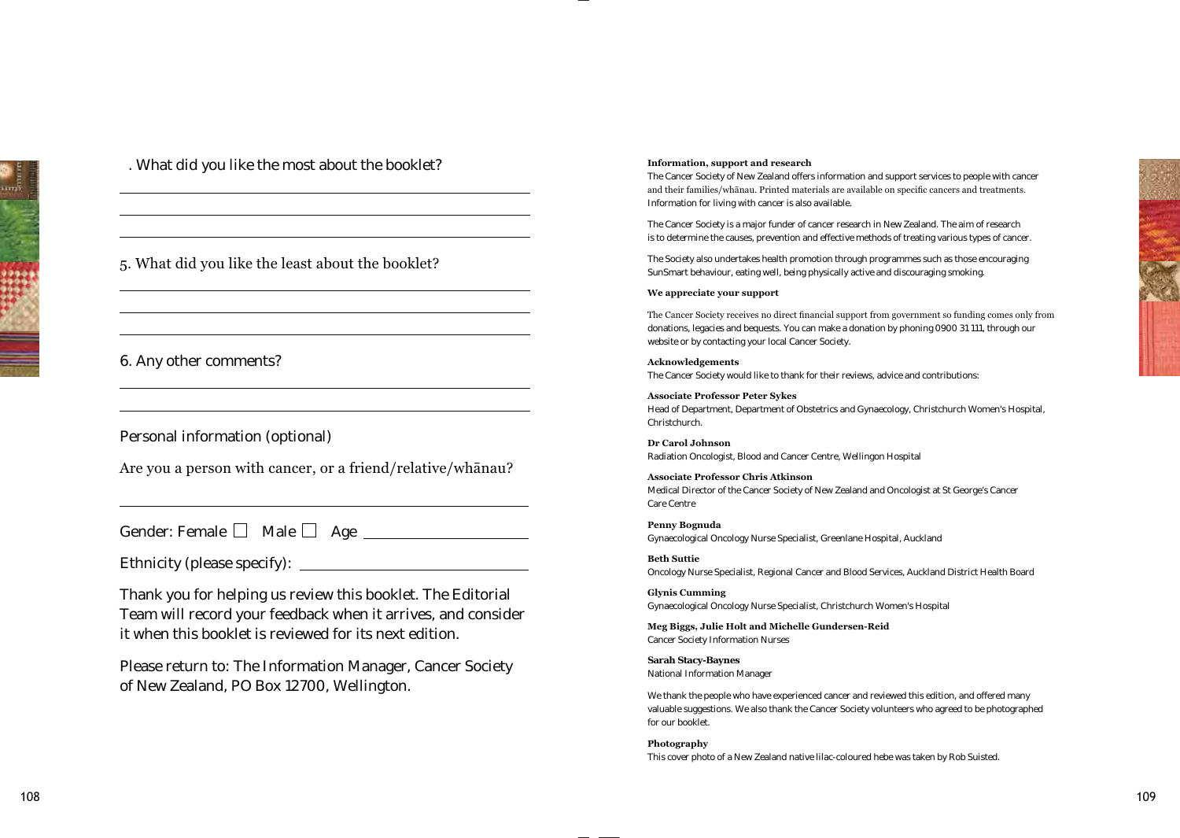. What did you like the most about the booklet?

______________________________________________

______________________________________________

______________________________________________

5. What did you like the least about the booklet?

______________________________________________

______________________________________________

______________________________________________

6. Any other comments?

______________________________________________

______________________________________________

Personal information (optional)

Are you a person with cancer, or a friend/relative/whānau?

______________________________________________

Gender: Female ☐ Male ☐ Age ____________________

Ethnicity (please specify): ____________________________

Thank you for helping us review this booklet. The Editorial Team will record your feedback when it arrives, and consider it when this booklet is reviewed for its next edition.

Please return to: The Information Manager, Cancer Society of New Zealand, PO Box 12700, Wellington.

**Information, support and research**

The Cancer Society of New Zealand offers information and support services to people with cancer and their families/whānau. Printed materials are available on specific cancers and treatments. Information for living with cancer is also available.

The Cancer Society is a major funder of cancer research in New Zealand. The aim of research is to determine the causes, prevention and effective methods of treating various types of cancer.

The Society also undertakes health promotion through programmes such as those encouraging SunSmart behaviour, eating well, being physically active and discouraging smoking.

**We appreciate your support**

The Cancer Society receives no direct financial support from government so funding comes only from donations, legacies and bequests. You can make a donation by phoning 0900 31 111, through our website or by contacting your local Cancer Society.

**Acknowledgements**

The Cancer Society would like to thank for their reviews, advice and contributions:

**Associate Professor Peter Sykes**
Head of Department, Department of Obstetrics and Gynaecology, Christchurch Women's Hospital, Christchurch.

**Dr Carol Johnson**
Radiation Oncologist, Blood and Cancer Centre, Wellingon Hospital

**Associate Professor Chris Atkinson**
Medical Director of the Cancer Society of New Zealand and Oncologist at St George's Cancer Care Centre

**Penny Bognuda**
Gynaecological Oncology Nurse Specialist, Greenlane Hospital, Auckland

**Beth Suttie**
Oncology Nurse Specialist, Regional Cancer and Blood Services, Auckland District Health Board

**Glynis Cumming**
Gynaecological Oncology Nurse Specialist, Christchurch Women's Hospital

**Meg Biggs, Julie Holt and Michelle Gundersen-Reid**
Cancer Society Information Nurses

**Sarah Stacy-Baynes**
National Information Manager

We thank the people who have experienced cancer and reviewed this edition, and offered many valuable suggestions. We also thank the Cancer Society volunteers who agreed to be photographed for our booklet.

**Photography**

This cover photo of a New Zealand native lilac-coloured hebe was taken by Rob Suisted.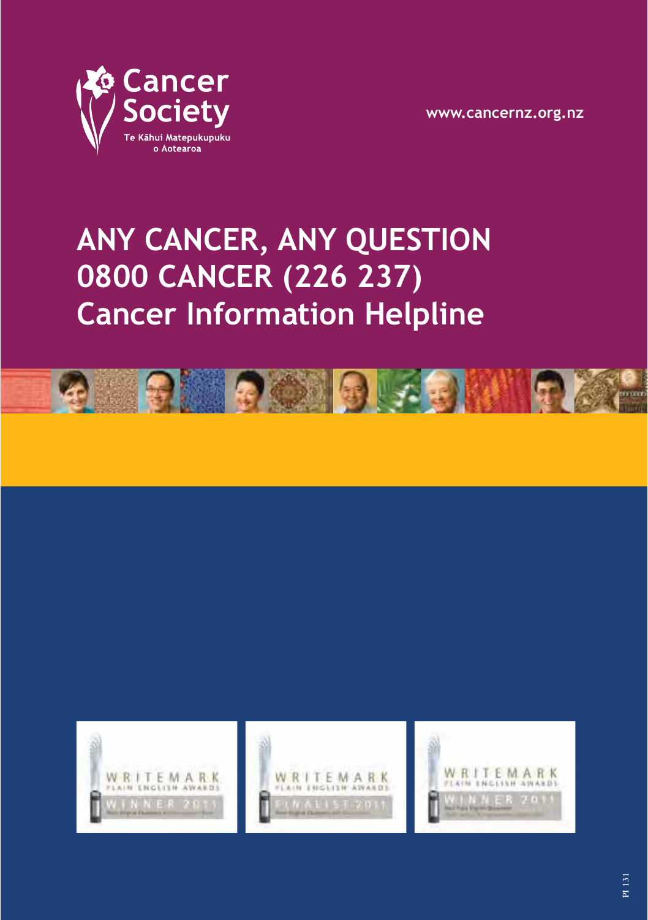Cancer Society

Te Kāhui Matepukupuku o Aotearoa

www.cancernz.org.nz

# ANY CANCER, ANY QUESTION
# 0800 CANCER (226 237)
# Cancer Information Helpline

WRITEMARK PLAIN ENGLISH AWARDS WINNER 2011

WRITEMARK PLAIN ENGLISH AWARDS FINALIST 2011

WRITEMARK PLAIN ENGLISH AWARDS WINNER 2011

PI 131